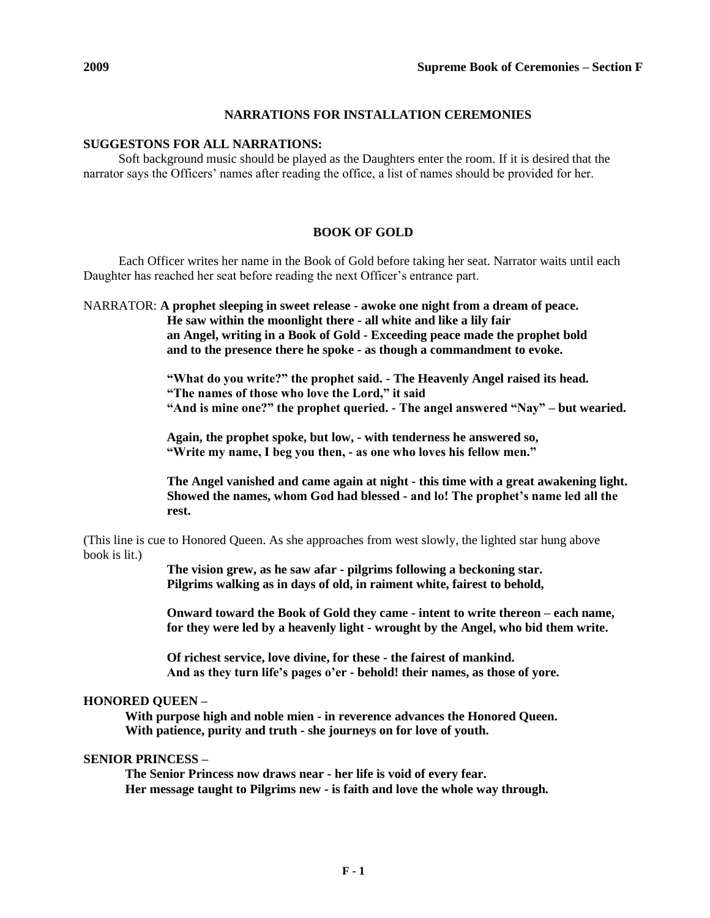## NARRATIONS FOR INSTALLATION CEREMONIES

**SUGGESTONS FOR ALL NARRATIONS:**

Soft background music should be played as the Daughters enter the room. If it is desired that the narrator says the Officers' names after reading the office, a list of names should be provided for her.

### BOOK OF GOLD

Each Officer writes her name in the Book of Gold before taking her seat. Narrator waits until each Daughter has reached her seat before reading the next Officer's entrance part.

NARRATOR: **A prophet sleeping in sweet release - awoke one night from a dream of peace.**
**He saw within the moonlight there - all white and like a lily fair**
**an Angel, writing in a Book of Gold - Exceeding peace made the prophet bold**
**and to the presence there he spoke - as though a commandment to evoke.**

**"What do you write?" the prophet said. - The Heavenly Angel raised its head.**
**"The names of those who love the Lord," it said**
**"And is mine one?" the prophet queried. - The angel answered "Nay" – but wearied.**

**Again, the prophet spoke, but low, - with tenderness he answered so,**
**"Write my name, I beg you then, - as one who loves his fellow men."**

**The Angel vanished and came again at night - this time with a great awakening light.**
**Showed the names, whom God had blessed - and lo! The prophet's name led all the rest.**

(This line is cue to Honored Queen. As she approaches from west slowly, the lighted star hung above book is lit.)

**The vision grew, as he saw afar - pilgrims following a beckoning star.**
**Pilgrims walking as in days of old, in raiment white, fairest to behold,**

**Onward toward the Book of Gold they came - intent to write thereon – each name,**
**for they were led by a heavenly light - wrought by the Angel, who bid them write.**

**Of richest service, love divine, for these - the fairest of mankind.**
**And as they turn life's pages o'er - behold! their names, as those of yore.**

**HONORED QUEEN –**

**With purpose high and noble mien - in reverence advances the Honored Queen.**
**With patience, purity and truth - she journeys on for love of youth.**

**SENIOR PRINCESS –**

**The Senior Princess now draws near - her life is void of every fear.**
**Her message taught to Pilgrims new - is faith and love the whole way through.**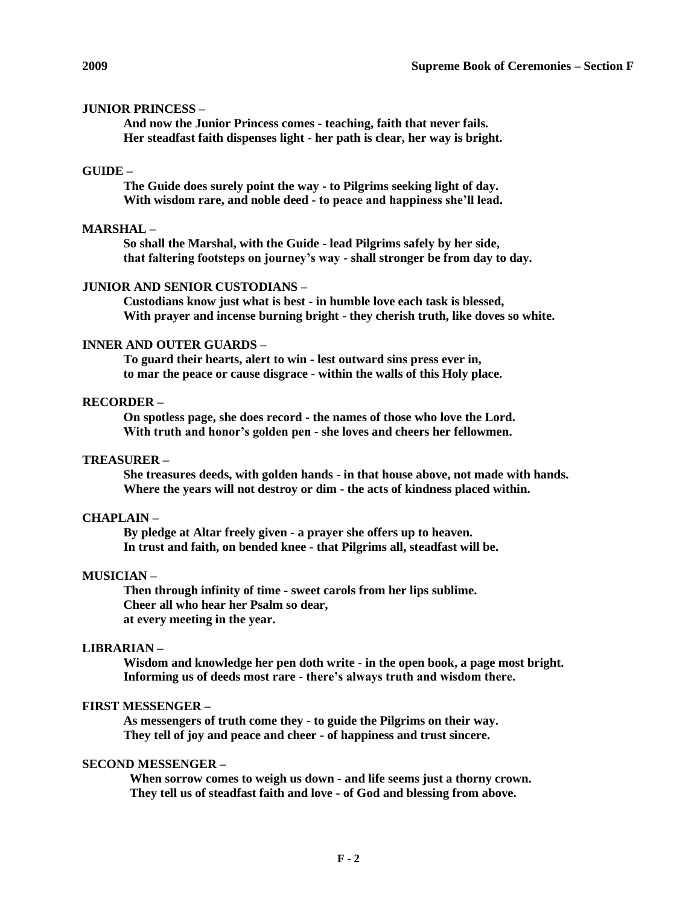**JUNIOR PRINCESS –**

**And now the Junior Princess comes - teaching, faith that never fails.**
**Her steadfast faith dispenses light - her path is clear, her way is bright.**

**GUIDE –**

**The Guide does surely point the way - to Pilgrims seeking light of day.**
**With wisdom rare, and noble deed - to peace and happiness she'll lead.**

**MARSHAL –**

**So shall the Marshal, with the Guide - lead Pilgrims safely by her side,**
**that faltering footsteps on journey's way - shall stronger be from day to day.**

**JUNIOR AND SENIOR CUSTODIANS –**

**Custodians know just what is best - in humble love each task is blessed,**
**With prayer and incense burning bright - they cherish truth, like doves so white.**

**INNER AND OUTER GUARDS –**

**To guard their hearts, alert to win - lest outward sins press ever in,**
**to mar the peace or cause disgrace - within the walls of this Holy place.**

**RECORDER –**

**On spotless page, she does record - the names of those who love the Lord.**
**With truth and honor's golden pen - she loves and cheers her fellowmen.**

**TREASURER –**

**She treasures deeds, with golden hands - in that house above, not made with hands.**
**Where the years will not destroy or dim - the acts of kindness placed within.**

**CHAPLAIN –**

**By pledge at Altar freely given - a prayer she offers up to heaven.**
**In trust and faith, on bended knee - that Pilgrims all, steadfast will be.**

**MUSICIAN –**

**Then through infinity of time - sweet carols from her lips sublime.**
**Cheer all who hear her Psalm so dear,**
**at every meeting in the year.**

**LIBRARIAN –**

**Wisdom and knowledge her pen doth write - in the open book, a page most bright.**
**Informing us of deeds most rare - there's always truth and wisdom there.**

**FIRST MESSENGER –**

**As messengers of truth come they - to guide the Pilgrims on their way.**
**They tell of joy and peace and cheer - of happiness and trust sincere.**

**SECOND MESSENGER –**

**When sorrow comes to weigh us down - and life seems just a thorny crown.**
**They tell us of steadfast faith and love - of God and blessing from above.**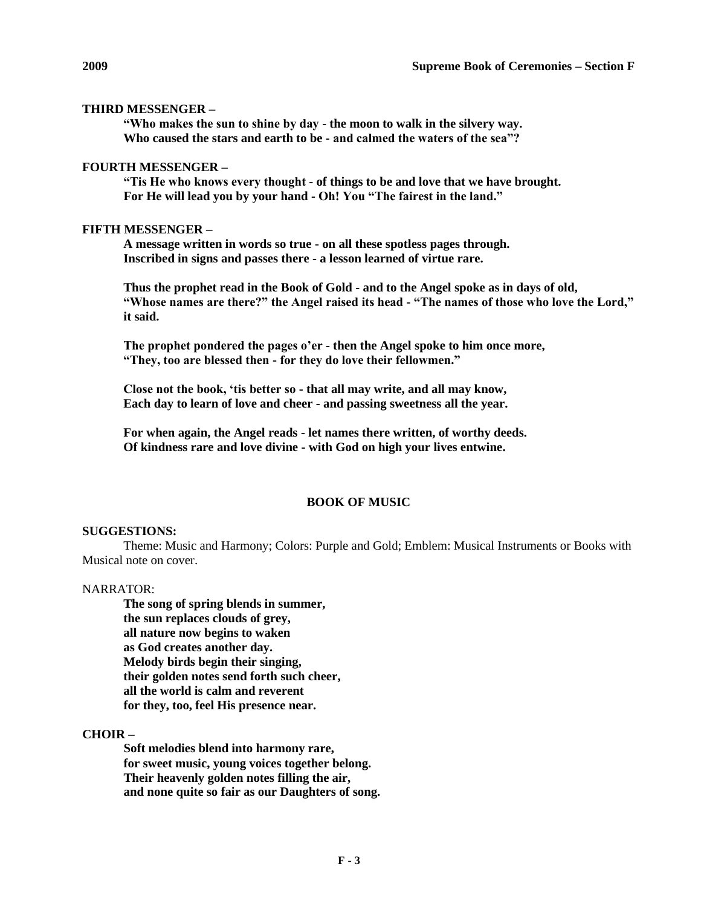**THIRD MESSENGER –**

**"Who makes the sun to shine by day - the moon to walk in the silvery way.**
**Who caused the stars and earth to be - and calmed the waters of the sea"?**

**FOURTH MESSENGER –**

**"Tis He who knows every thought - of things to be and love that we have brought.**
**For He will lead you by your hand - Oh! You "The fairest in the land."**

**FIFTH MESSENGER –**

**A message written in words so true - on all these spotless pages through.**
**Inscribed in signs and passes there - a lesson learned of virtue rare.**

**Thus the prophet read in the Book of Gold - and to the Angel spoke as in days of old,**
**"Whose names are there?" the Angel raised its head - "The names of those who love the Lord," it said.**

**The prophet pondered the pages o'er - then the Angel spoke to him once more,**
**"They, too are blessed then - for they do love their fellowmen."**

**Close not the book, 'tis better so - that all may write, and all may know,**
**Each day to learn of love and cheer - and passing sweetness all the year.**

**For when again, the Angel reads - let names there written, of worthy deeds.**
**Of kindness rare and love divine - with God on high your lives entwine.**

## BOOK OF MUSIC

**SUGGESTIONS:**

Theme: Music and Harmony; Colors: Purple and Gold; Emblem: Musical Instruments or Books with Musical note on cover.

NARRATOR:

**The song of spring blends in summer,**
**the sun replaces clouds of grey,**
**all nature now begins to waken**
**as God creates another day.**
**Melody birds begin their singing,**
**their golden notes send forth such cheer,**
**all the world is calm and reverent**
**for they, too, feel His presence near.**

**CHOIR –**

**Soft melodies blend into harmony rare,**
**for sweet music, young voices together belong.**
**Their heavenly golden notes filling the air,**
**and none quite so fair as our Daughters of song.**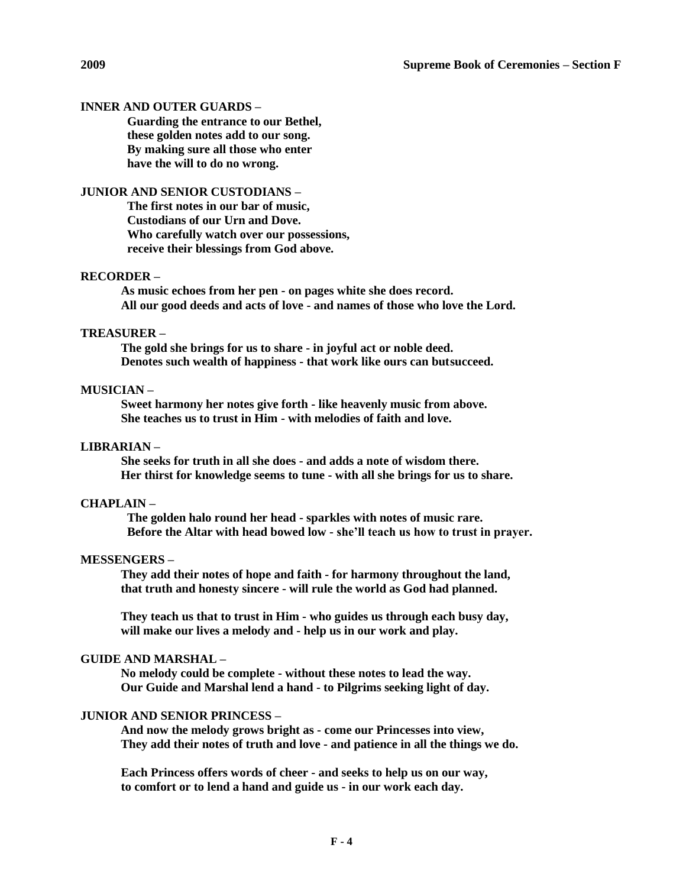**INNER AND OUTER GUARDS –**

**Guarding the entrance to our Bethel,**
**these golden notes add to our song.**
**By making sure all those who enter**
**have the will to do no wrong.**

**JUNIOR AND SENIOR CUSTODIANS –**

**The first notes in our bar of music,**
**Custodians of our Urn and Dove.**
**Who carefully watch over our possessions,**
**receive their blessings from God above.**

**RECORDER –**

**As music echoes from her pen - on pages white she does record.**
**All our good deeds and acts of love - and names of those who love the Lord.**

**TREASURER –**

**The gold she brings for us to share - in joyful act or noble deed.**
**Denotes such wealth of happiness - that work like ours can butsucceed.**

**MUSICIAN –**

**Sweet harmony her notes give forth - like heavenly music from above.**
**She teaches us to trust in Him - with melodies of faith and love.**

**LIBRARIAN –**

**She seeks for truth in all she does - and adds a note of wisdom there.**
**Her thirst for knowledge seems to tune - with all she brings for us to share.**

**CHAPLAIN –**

**The golden halo round her head - sparkles with notes of music rare.**
**Before the Altar with head bowed low - she'll teach us how to trust in prayer.**

**MESSENGERS –**

**They add their notes of hope and faith - for harmony throughout the land,**
**that truth and honesty sincere - will rule the world as God had planned.**

**They teach us that to trust in Him - who guides us through each busy day,**
**will make our lives a melody and - help us in our work and play.**

**GUIDE AND MARSHAL –**

**No melody could be complete - without these notes to lead the way.**
**Our Guide and Marshal lend a hand - to Pilgrims seeking light of day.**

**JUNIOR AND SENIOR PRINCESS –**

**And now the melody grows bright as - come our Princesses into view,**
**They add their notes of truth and love - and patience in all the things we do.**

**Each Princess offers words of cheer - and seeks to help us on our way,**
**to comfort or to lend a hand and guide us - in our work each day.**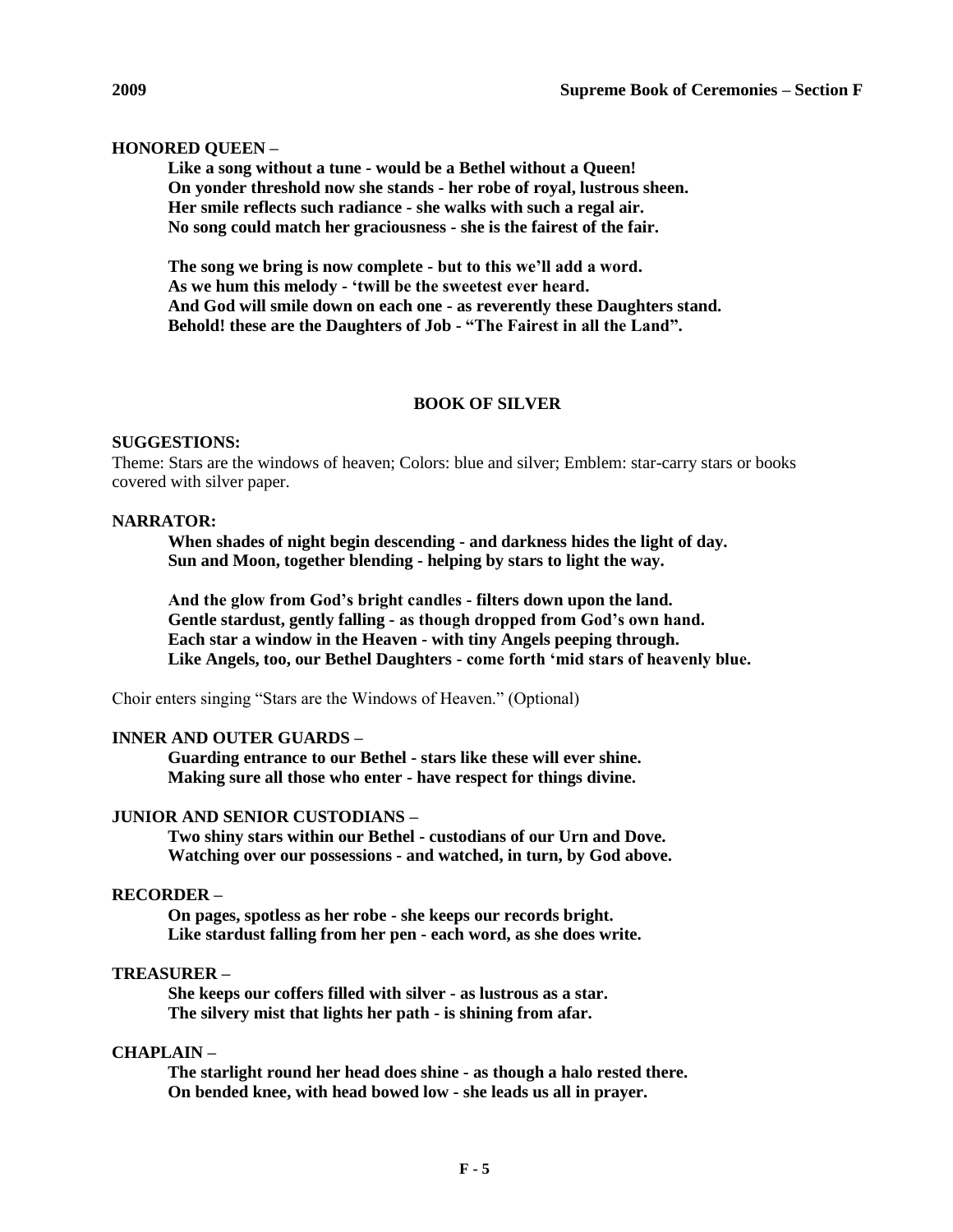**HONORED QUEEN –**

**Like a song without a tune - would be a Bethel without a Queen!**
**On yonder threshold now she stands - her robe of royal, lustrous sheen.**
**Her smile reflects such radiance - she walks with such a regal air.**
**No song could match her graciousness - she is the fairest of the fair.**

**The song we bring is now complete - but to this we'll add a word.**
**As we hum this melody - 'twill be the sweetest ever heard.**
**And God will smile down on each one - as reverently these Daughters stand.**
**Behold! these are the Daughters of Job - "The Fairest in all the Land".**

## BOOK OF SILVER

**SUGGESTIONS:**
Theme: Stars are the windows of heaven; Colors: blue and silver; Emblem: star-carry stars or books covered with silver paper.

**NARRATOR:**

**When shades of night begin descending - and darkness hides the light of day.**
**Sun and Moon, together blending - helping by stars to light the way.**

**And the glow from God's bright candles - filters down upon the land.**
**Gentle stardust, gently falling - as though dropped from God's own hand.**
**Each star a window in the Heaven - with tiny Angels peeping through.**
**Like Angels, too, our Bethel Daughters - come forth 'mid stars of heavenly blue.**

Choir enters singing "Stars are the Windows of Heaven." (Optional)

**INNER AND OUTER GUARDS –**

**Guarding entrance to our Bethel - stars like these will ever shine.**
**Making sure all those who enter - have respect for things divine.**

**JUNIOR AND SENIOR CUSTODIANS –**

**Two shiny stars within our Bethel - custodians of our Urn and Dove.**
**Watching over our possessions - and watched, in turn, by God above.**

**RECORDER –**

**On pages, spotless as her robe - she keeps our records bright.**
**Like stardust falling from her pen - each word, as she does write.**

**TREASURER –**

**She keeps our coffers filled with silver - as lustrous as a star.**
**The silvery mist that lights her path - is shining from afar.**

**CHAPLAIN –**

**The starlight round her head does shine - as though a halo rested there.**
**On bended knee, with head bowed low - she leads us all in prayer.**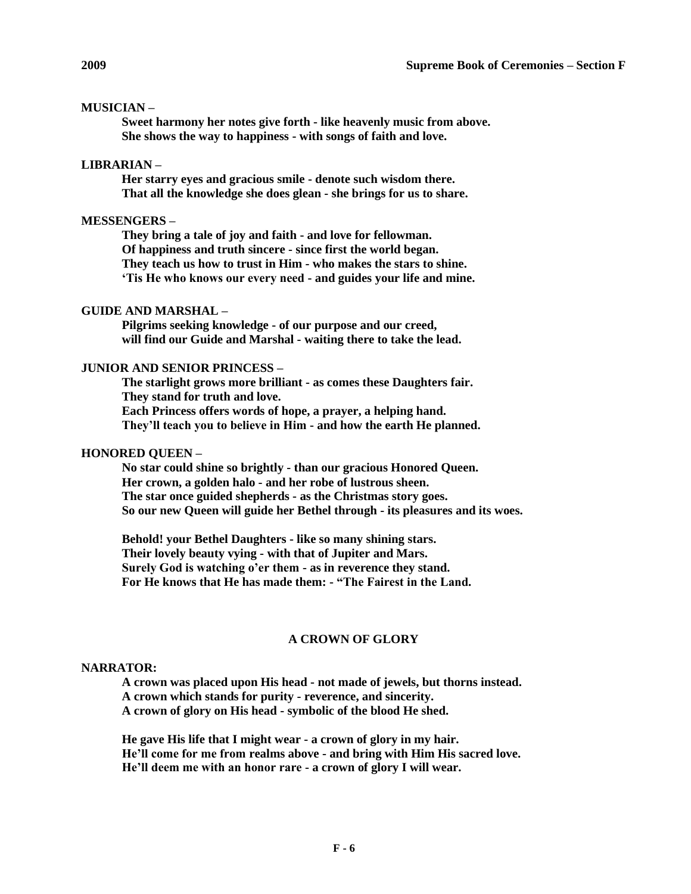**MUSICIAN –**

**Sweet harmony her notes give forth - like heavenly music from above.**
**She shows the way to happiness - with songs of faith and love.**

**LIBRARIAN –**

**Her starry eyes and gracious smile - denote such wisdom there.**
**That all the knowledge she does glean - she brings for us to share.**

**MESSENGERS –**

**They bring a tale of joy and faith - and love for fellowman.**
**Of happiness and truth sincere - since first the world began.**
**They teach us how to trust in Him - who makes the stars to shine.**
**'Tis He who knows our every need - and guides your life and mine.**

**GUIDE AND MARSHAL –**

**Pilgrims seeking knowledge - of our purpose and our creed,**
**will find our Guide and Marshal - waiting there to take the lead.**

**JUNIOR AND SENIOR PRINCESS –**

**The starlight grows more brilliant - as comes these Daughters fair.**
**They stand for truth and love.**
**Each Princess offers words of hope, a prayer, a helping hand.**
**They'll teach you to believe in Him - and how the earth He planned.**

**HONORED QUEEN –**

**No star could shine so brightly - than our gracious Honored Queen.**
**Her crown, a golden halo - and her robe of lustrous sheen.**
**The star once guided shepherds - as the Christmas story goes.**
**So our new Queen will guide her Bethel through - its pleasures and its woes.**

**Behold! your Bethel Daughters - like so many shining stars.**
**Their lovely beauty vying - with that of Jupiter and Mars.**
**Surely God is watching o'er them - as in reverence they stand.**
**For He knows that He has made them: - "The Fairest in the Land.**

## A CROWN OF GLORY

**NARRATOR:**

**A crown was placed upon His head - not made of jewels, but thorns instead.**
**A crown which stands for purity - reverence, and sincerity.**
**A crown of glory on His head - symbolic of the blood He shed.**

**He gave His life that I might wear - a crown of glory in my hair.**
**He'll come for me from realms above - and bring with Him His sacred love.**
**He'll deem me with an honor rare - a crown of glory I will wear.**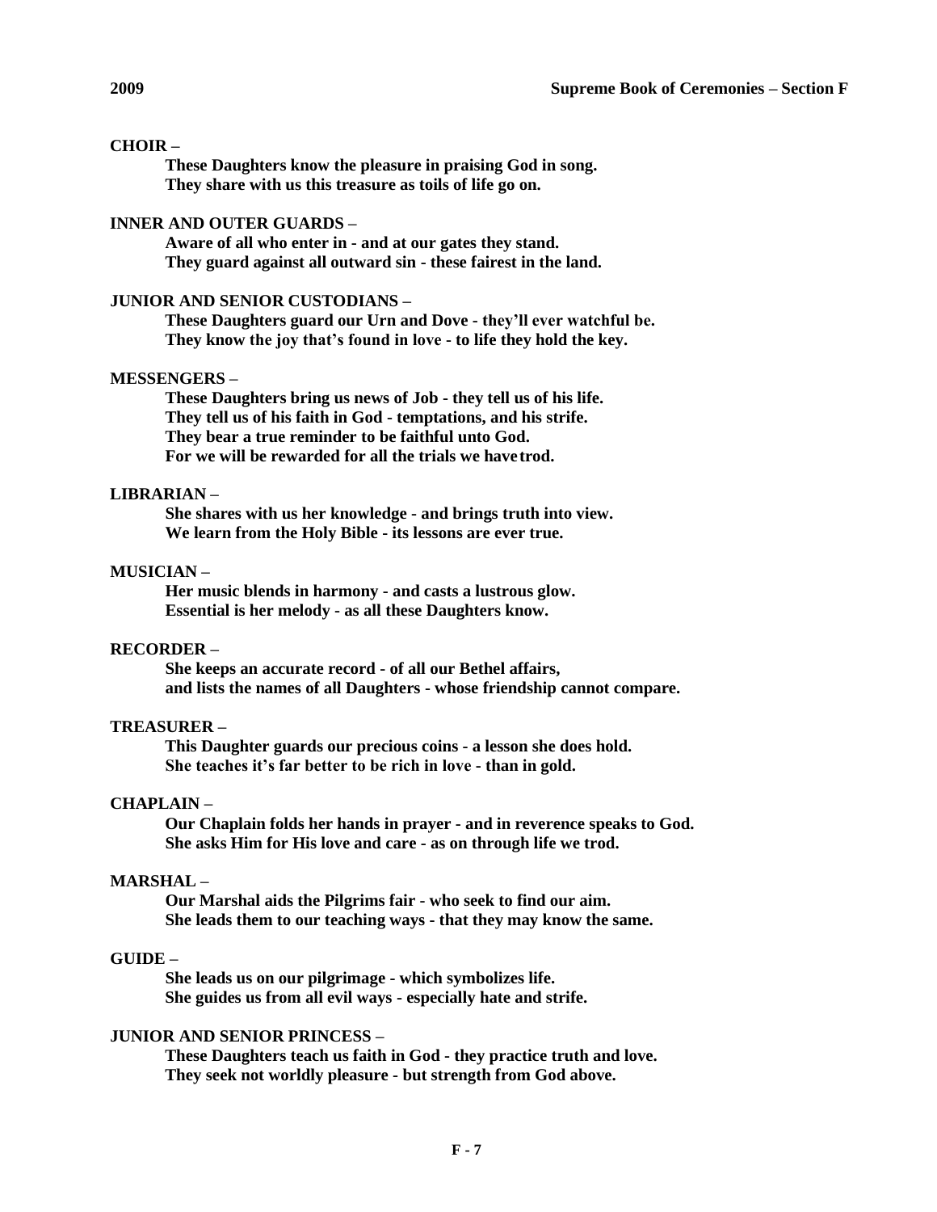**CHOIR –**

**These Daughters know the pleasure in praising God in song.**
**They share with us this treasure as toils of life go on.**

**INNER AND OUTER GUARDS –**

**Aware of all who enter in - and at our gates they stand.**
**They guard against all outward sin - these fairest in the land.**

**JUNIOR AND SENIOR CUSTODIANS –**

**These Daughters guard our Urn and Dove - they'll ever watchful be.**
**They know the joy that's found in love - to life they hold the key.**

**MESSENGERS –**

**These Daughters bring us news of Job - they tell us of his life.**
**They tell us of his faith in God - temptations, and his strife.**
**They bear a true reminder to be faithful unto God.**
**For we will be rewarded for all the trials we have trod.**

**LIBRARIAN –**

**She shares with us her knowledge - and brings truth into view.**
**We learn from the Holy Bible - its lessons are ever true.**

**MUSICIAN –**

**Her music blends in harmony - and casts a lustrous glow.**
**Essential is her melody - as all these Daughters know.**

**RECORDER –**

**She keeps an accurate record - of all our Bethel affairs,**
**and lists the names of all Daughters - whose friendship cannot compare.**

**TREASURER –**

**This Daughter guards our precious coins - a lesson she does hold.**
**She teaches it's far better to be rich in love - than in gold.**

**CHAPLAIN –**

**Our Chaplain folds her hands in prayer - and in reverence speaks to God.**
**She asks Him for His love and care - as on through life we trod.**

**MARSHAL –**

**Our Marshal aids the Pilgrims fair - who seek to find our aim.**
**She leads them to our teaching ways - that they may know the same.**

**GUIDE –**

**She leads us on our pilgrimage - which symbolizes life.**
**She guides us from all evil ways - especially hate and strife.**

**JUNIOR AND SENIOR PRINCESS –**

**These Daughters teach us faith in God - they practice truth and love.**
**They seek not worldly pleasure - but strength from God above.**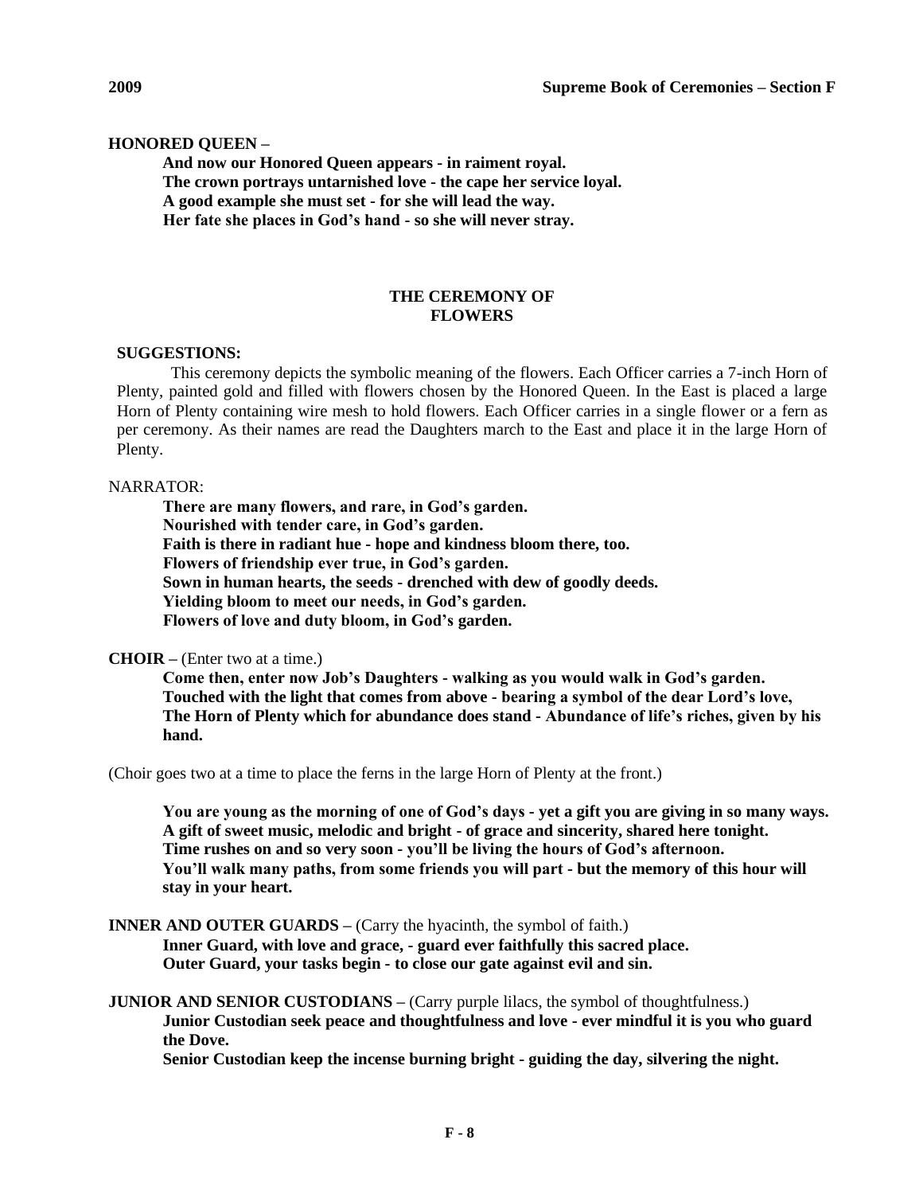**HONORED QUEEN –**

**And now our Honored Queen appears - in raiment royal.**
**The crown portrays untarnished love - the cape her service loyal.**
**A good example she must set - for she will lead the way.**
**Her fate she places in God's hand - so she will never stray.**

## THE CEREMONY OF FLOWERS

**SUGGESTIONS:**

This ceremony depicts the symbolic meaning of the flowers. Each Officer carries a 7-inch Horn of Plenty, painted gold and filled with flowers chosen by the Honored Queen. In the East is placed a large Horn of Plenty containing wire mesh to hold flowers. Each Officer carries in a single flower or a fern as per ceremony. As their names are read the Daughters march to the East and place it in the large Horn of Plenty.

NARRATOR:

**There are many flowers, and rare, in God's garden.**
**Nourished with tender care, in God's garden.**
**Faith is there in radiant hue - hope and kindness bloom there, too.**
**Flowers of friendship ever true, in God's garden.**
**Sown in human hearts, the seeds - drenched with dew of goodly deeds.**
**Yielding bloom to meet our needs, in God's garden.**
**Flowers of love and duty bloom, in God's garden.**

**CHOIR –** (Enter two at a time.)

**Come then, enter now Job's Daughters - walking as you would walk in God's garden.**
**Touched with the light that comes from above - bearing a symbol of the dear Lord's love,**
**The Horn of Plenty which for abundance does stand - Abundance of life's riches, given by his hand.**

(Choir goes two at a time to place the ferns in the large Horn of Plenty at the front.)

**You are young as the morning of one of God's days - yet a gift you are giving in so many ways.**
**A gift of sweet music, melodic and bright - of grace and sincerity, shared here tonight.**
**Time rushes on and so very soon - you'll be living the hours of God's afternoon.**
**You'll walk many paths, from some friends you will part - but the memory of this hour will stay in your heart.**

**INNER AND OUTER GUARDS –** (Carry the hyacinth, the symbol of faith.)

**Inner Guard, with love and grace, - guard ever faithfully this sacred place.**
**Outer Guard, your tasks begin - to close our gate against evil and sin.**

**JUNIOR AND SENIOR CUSTODIANS –** (Carry purple lilacs, the symbol of thoughtfulness.)

**Junior Custodian seek peace and thoughtfulness and love - ever mindful it is you who guard the Dove.**
**Senior Custodian keep the incense burning bright - guiding the day, silvering the night.**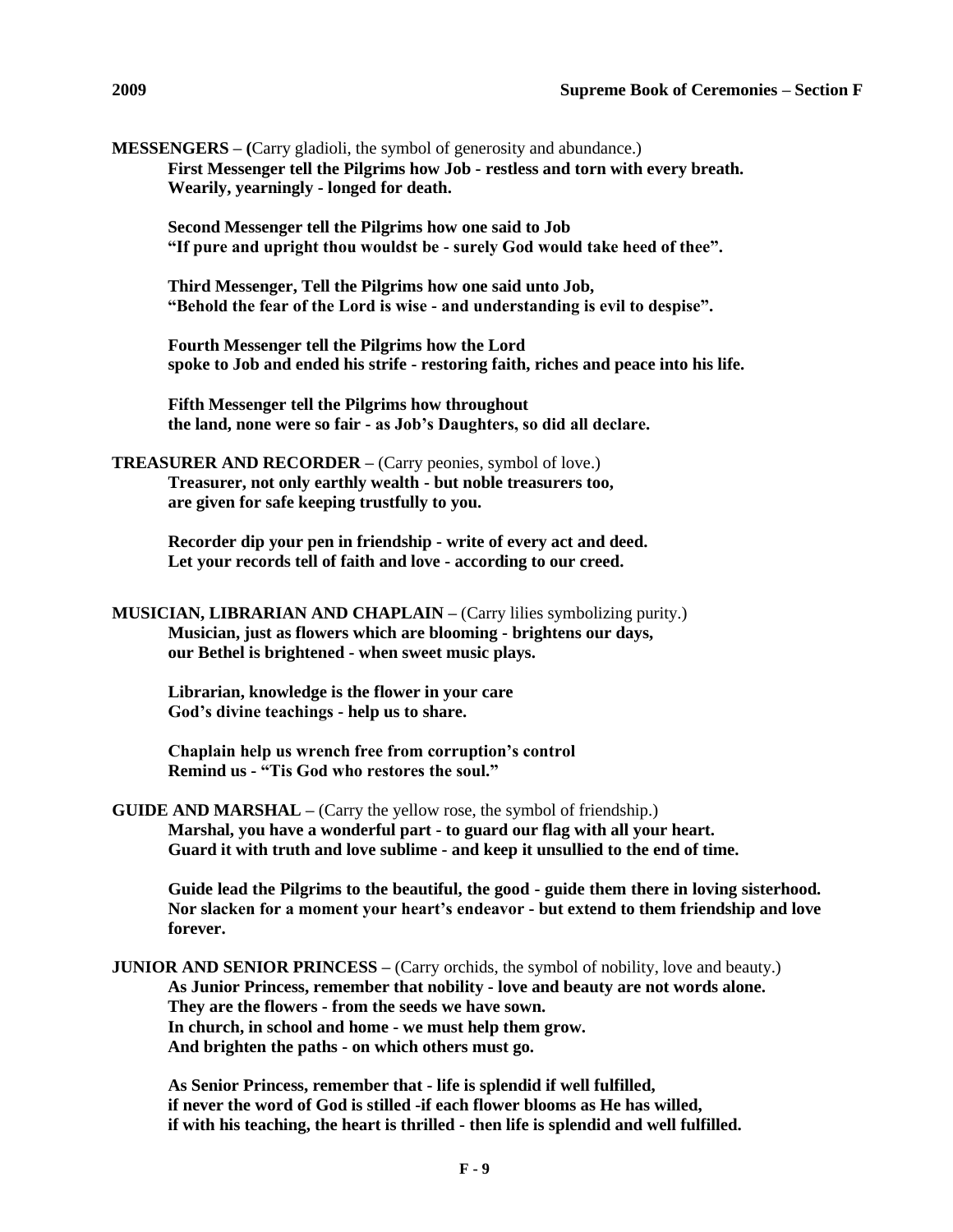**MESSENGERS – (**Carry gladioli, the symbol of generosity and abundance.)

**First Messenger tell the Pilgrims how Job - restless and torn with every breath.**
**Wearily, yearningly - longed for death.**

**Second Messenger tell the Pilgrims how one said to Job**
**"If pure and upright thou wouldst be - surely God would take heed of thee".**

**Third Messenger, Tell the Pilgrims how one said unto Job,**
**"Behold the fear of the Lord is wise - and understanding is evil to despise".**

**Fourth Messenger tell the Pilgrims how the Lord**
**spoke to Job and ended his strife - restoring faith, riches and peace into his life.**

**Fifth Messenger tell the Pilgrims how throughout**
**the land, none were so fair - as Job's Daughters, so did all declare.**

**TREASURER AND RECORDER –** (Carry peonies, symbol of love.)

**Treasurer, not only earthly wealth - but noble treasurers too,**
**are given for safe keeping trustfully to you.**

**Recorder dip your pen in friendship - write of every act and deed.**
**Let your records tell of faith and love - according to our creed.**

**MUSICIAN, LIBRARIAN AND CHAPLAIN –** (Carry lilies symbolizing purity.)

**Musician, just as flowers which are blooming - brightens our days,**
**our Bethel is brightened - when sweet music plays.**

**Librarian, knowledge is the flower in your care**
**God's divine teachings - help us to share.**

**Chaplain help us wrench free from corruption's control**
**Remind us - "Tis God who restores the soul."**

**GUIDE AND MARSHAL –** (Carry the yellow rose, the symbol of friendship.)

**Marshal, you have a wonderful part - to guard our flag with all your heart.**
**Guard it with truth and love sublime - and keep it unsullied to the end of time.**

**Guide lead the Pilgrims to the beautiful, the good - guide them there in loving sisterhood.**
**Nor slacken for a moment your heart's endeavor - but extend to them friendship and love forever.**

**JUNIOR AND SENIOR PRINCESS –** (Carry orchids, the symbol of nobility, love and beauty.)

**As Junior Princess, remember that nobility - love and beauty are not words alone.**
**They are the flowers - from the seeds we have sown.**
**In church, in school and home - we must help them grow.**
**And brighten the paths - on which others must go.**

**As Senior Princess, remember that - life is splendid if well fulfilled,**
**if never the word of God is stilled -if each flower blooms as He has willed,**
**if with his teaching, the heart is thrilled - then life is splendid and well fulfilled.**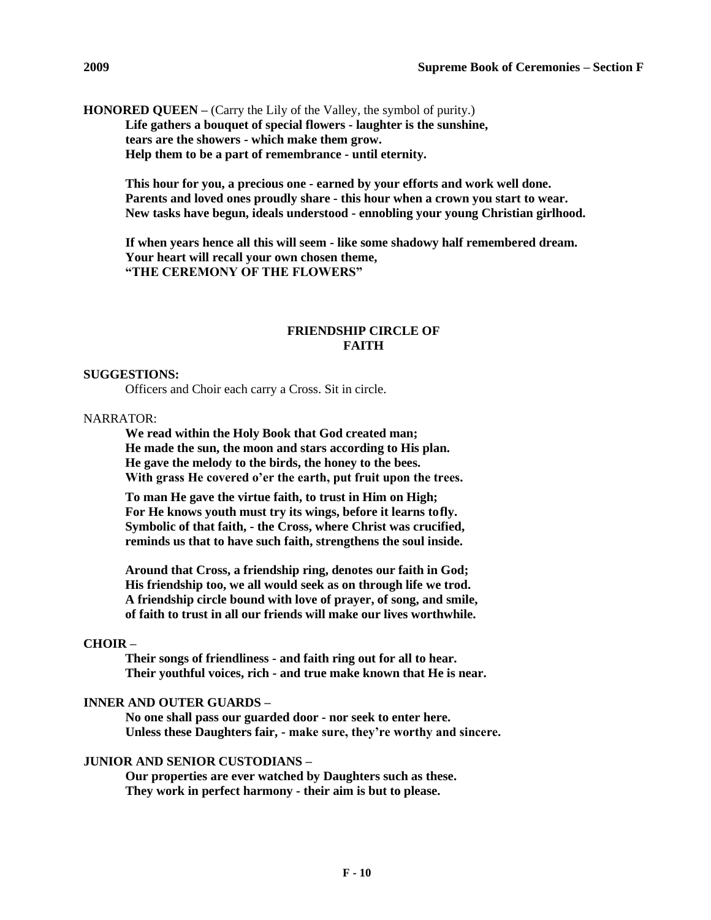**HONORED QUEEN –** (Carry the Lily of the Valley, the symbol of purity.)

**Life gathers a bouquet of special flowers - laughter is the sunshine,**
**tears are the showers - which make them grow.**
**Help them to be a part of remembrance - until eternity.**

**This hour for you, a precious one - earned by your efforts and work well done.**
**Parents and loved ones proudly share - this hour when a crown you start to wear.**
**New tasks have begun, ideals understood - ennobling your young Christian girlhood.**

**If when years hence all this will seem - like some shadowy half remembered dream.**
**Your heart will recall your own chosen theme,**
**"THE CEREMONY OF THE FLOWERS"**

## FRIENDSHIP CIRCLE OF FAITH

**SUGGESTIONS:**

Officers and Choir each carry a Cross. Sit in circle.

NARRATOR:

**We read within the Holy Book that God created man;**
**He made the sun, the moon and stars according to His plan.**
**He gave the melody to the birds, the honey to the bees.**
**With grass He covered o'er the earth, put fruit upon the trees.**

**To man He gave the virtue faith, to trust in Him on High;**
**For He knows youth must try its wings, before it learns tofly.**
**Symbolic of that faith, - the Cross, where Christ was crucified,**
**reminds us that to have such faith, strengthens the soul inside.**

**Around that Cross, a friendship ring, denotes our faith in God;**
**His friendship too, we all would seek as on through life we trod.**
**A friendship circle bound with love of prayer, of song, and smile,**
**of faith to trust in all our friends will make our lives worthwhile.**

**CHOIR –**

**Their songs of friendliness - and faith ring out for all to hear.**
**Their youthful voices, rich - and true make known that He is near.**

**INNER AND OUTER GUARDS –**

**No one shall pass our guarded door - nor seek to enter here.**
**Unless these Daughters fair, - make sure, they're worthy and sincere.**

**JUNIOR AND SENIOR CUSTODIANS –**

**Our properties are ever watched by Daughters such as these.**
**They work in perfect harmony - their aim is but to please.**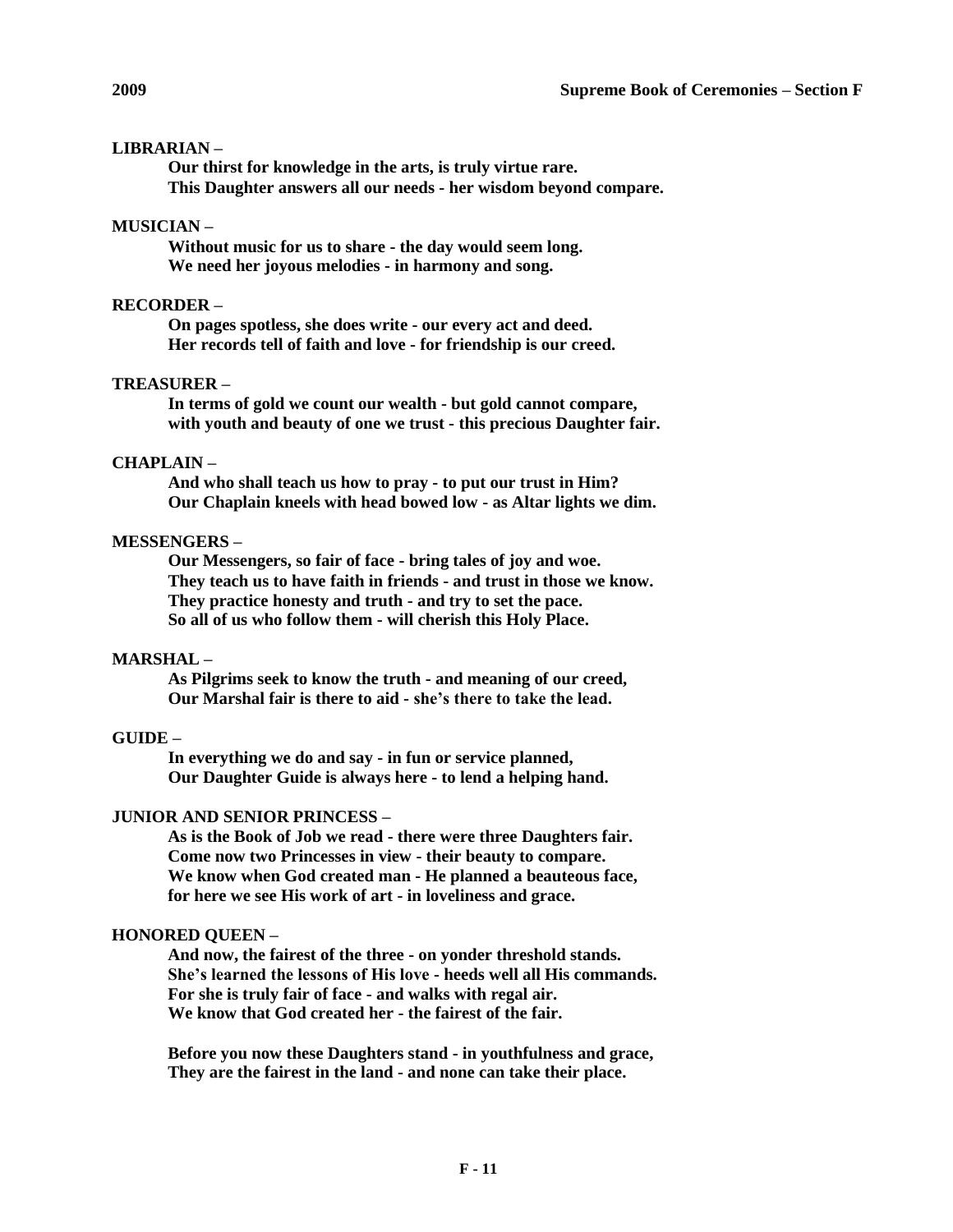**LIBRARIAN –**

**Our thirst for knowledge in the arts, is truly virtue rare.**
**This Daughter answers all our needs - her wisdom beyond compare.**

**MUSICIAN –**

**Without music for us to share - the day would seem long.**
**We need her joyous melodies - in harmony and song.**

**RECORDER –**

**On pages spotless, she does write - our every act and deed.**
**Her records tell of faith and love - for friendship is our creed.**

**TREASURER –**

**In terms of gold we count our wealth - but gold cannot compare,**
**with youth and beauty of one we trust - this precious Daughter fair.**

**CHAPLAIN –**

**And who shall teach us how to pray - to put our trust in Him?**
**Our Chaplain kneels with head bowed low - as Altar lights we dim.**

**MESSENGERS –**

**Our Messengers, so fair of face - bring tales of joy and woe.**
**They teach us to have faith in friends - and trust in those we know.**
**They practice honesty and truth - and try to set the pace.**
**So all of us who follow them - will cherish this Holy Place.**

**MARSHAL –**

**As Pilgrims seek to know the truth - and meaning of our creed,**
**Our Marshal fair is there to aid - she's there to take the lead.**

**GUIDE –**

**In everything we do and say - in fun or service planned,**
**Our Daughter Guide is always here - to lend a helping hand.**

**JUNIOR AND SENIOR PRINCESS –**

**As is the Book of Job we read - there were three Daughters fair.**
**Come now two Princesses in view - their beauty to compare.**
**We know when God created man - He planned a beauteous face,**
**for here we see His work of art - in loveliness and grace.**

**HONORED QUEEN –**

**And now, the fairest of the three - on yonder threshold stands.**
**She's learned the lessons of His love - heeds well all His commands.**
**For she is truly fair of face - and walks with regal air.**
**We know that God created her - the fairest of the fair.**

**Before you now these Daughters stand - in youthfulness and grace,**
**They are the fairest in the land - and none can take their place.**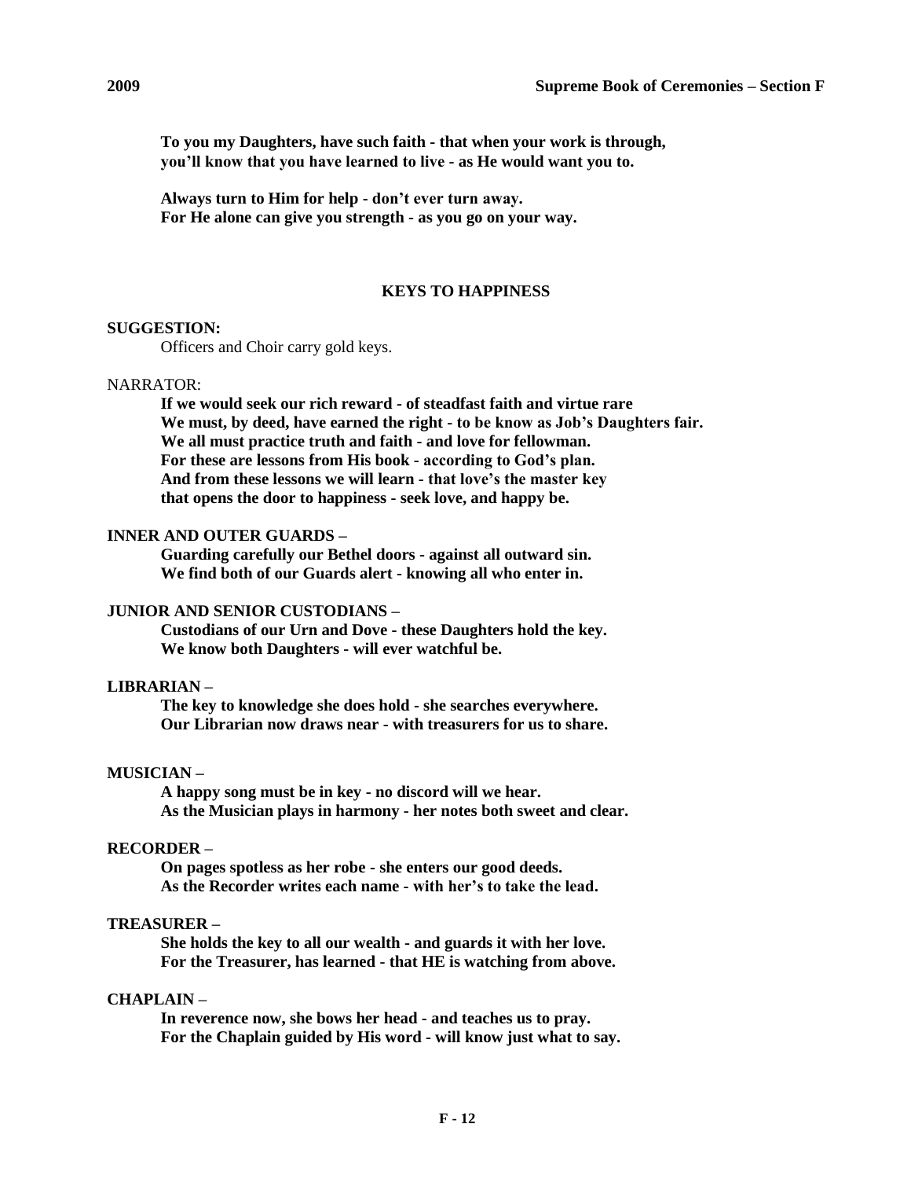**To you my Daughters, have such faith - that when your work is through,**
**you'll know that you have learned to live - as He would want you to.**

**Always turn to Him for help - don't ever turn away.**
**For He alone can give you strength - as you go on your way.**

## KEYS TO HAPPINESS

**SUGGESTION:**

Officers and Choir carry gold keys.

NARRATOR:

**If we would seek our rich reward - of steadfast faith and virtue rare**
**We must, by deed, have earned the right - to be know as Job's Daughters fair.**
**We all must practice truth and faith - and love for fellowman.**
**For these are lessons from His book - according to God's plan.**
**And from these lessons we will learn - that love's the master key**
**that opens the door to happiness - seek love, and happy be.**

**INNER AND OUTER GUARDS –**

**Guarding carefully our Bethel doors - against all outward sin.**
**We find both of our Guards alert - knowing all who enter in.**

**JUNIOR AND SENIOR CUSTODIANS –**

**Custodians of our Urn and Dove - these Daughters hold the key.**
**We know both Daughters - will ever watchful be.**

**LIBRARIAN –**

**The key to knowledge she does hold - she searches everywhere.**
**Our Librarian now draws near - with treasurers for us to share.**

**MUSICIAN –**

**A happy song must be in key - no discord will we hear.**
**As the Musician plays in harmony - her notes both sweet and clear.**

**RECORDER –**

**On pages spotless as her robe - she enters our good deeds.**
**As the Recorder writes each name - with her's to take the lead.**

**TREASURER –**

**She holds the key to all our wealth - and guards it with her love.**
**For the Treasurer, has learned - that HE is watching from above.**

**CHAPLAIN –**

**In reverence now, she bows her head - and teaches us to pray.**
**For the Chaplain guided by His word - will know just what to say.**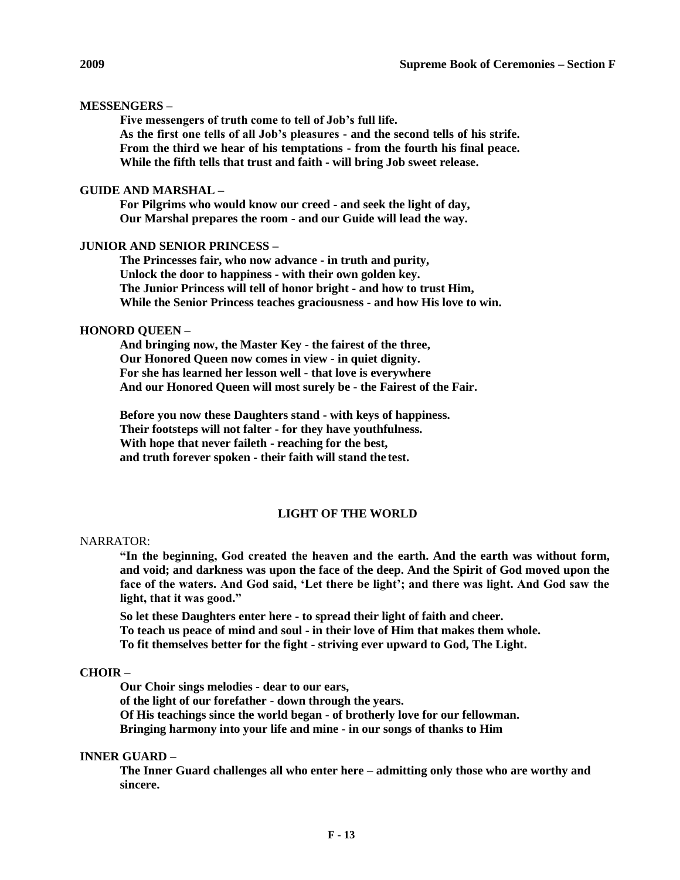**MESSENGERS –**

> **Five messengers of truth come to tell of Job's full life.**
> **As the first one tells of all Job's pleasures - and the second tells of his strife.**
> **From the third we hear of his temptations - from the fourth his final peace.**
> **While the fifth tells that trust and faith - will bring Job sweet release.**

**GUIDE AND MARSHAL –**

> **For Pilgrims who would know our creed - and seek the light of day,**
> **Our Marshal prepares the room - and our Guide will lead the way.**

**JUNIOR AND SENIOR PRINCESS –**

> **The Princesses fair, who now advance - in truth and purity,**
> **Unlock the door to happiness - with their own golden key.**
> **The Junior Princess will tell of honor bright - and how to trust Him,**
> **While the Senior Princess teaches graciousness - and how His love to win.**

**HONORD QUEEN –**

> **And bringing now, the Master Key - the fairest of the three,**
> **Our Honored Queen now comes in view - in quiet dignity.**
> **For she has learned her lesson well - that love is everywhere**
> **And our Honored Queen will most surely be - the Fairest of the Fair.**
>
> **Before you now these Daughters stand - with keys of happiness.**
> **Their footsteps will not falter - for they have youthfulness.**
> **With hope that never faileth - reaching for the best,**
> **and truth forever spoken - their faith will stand the test.**

**LIGHT OF THE WORLD**

NARRATOR:

> **"In the beginning, God created the heaven and the earth. And the earth was without form, and void; and darkness was upon the face of the deep. And the Spirit of God moved upon the face of the waters. And God said, 'Let there be light'; and there was light. And God saw the light, that it was good."**
>
> **So let these Daughters enter here - to spread their light of faith and cheer.**
> **To teach us peace of mind and soul - in their love of Him that makes them whole.**
> **To fit themselves better for the fight - striving ever upward to God, The Light.**

**CHOIR –**

> **Our Choir sings melodies - dear to our ears,**
> **of the light of our forefather - down through the years.**
> **Of His teachings since the world began - of brotherly love for our fellowman.**
> **Bringing harmony into your life and mine - in our songs of thanks to Him**

**INNER GUARD –**

> **The Inner Guard challenges all who enter here – admitting only those who are worthy and sincere.**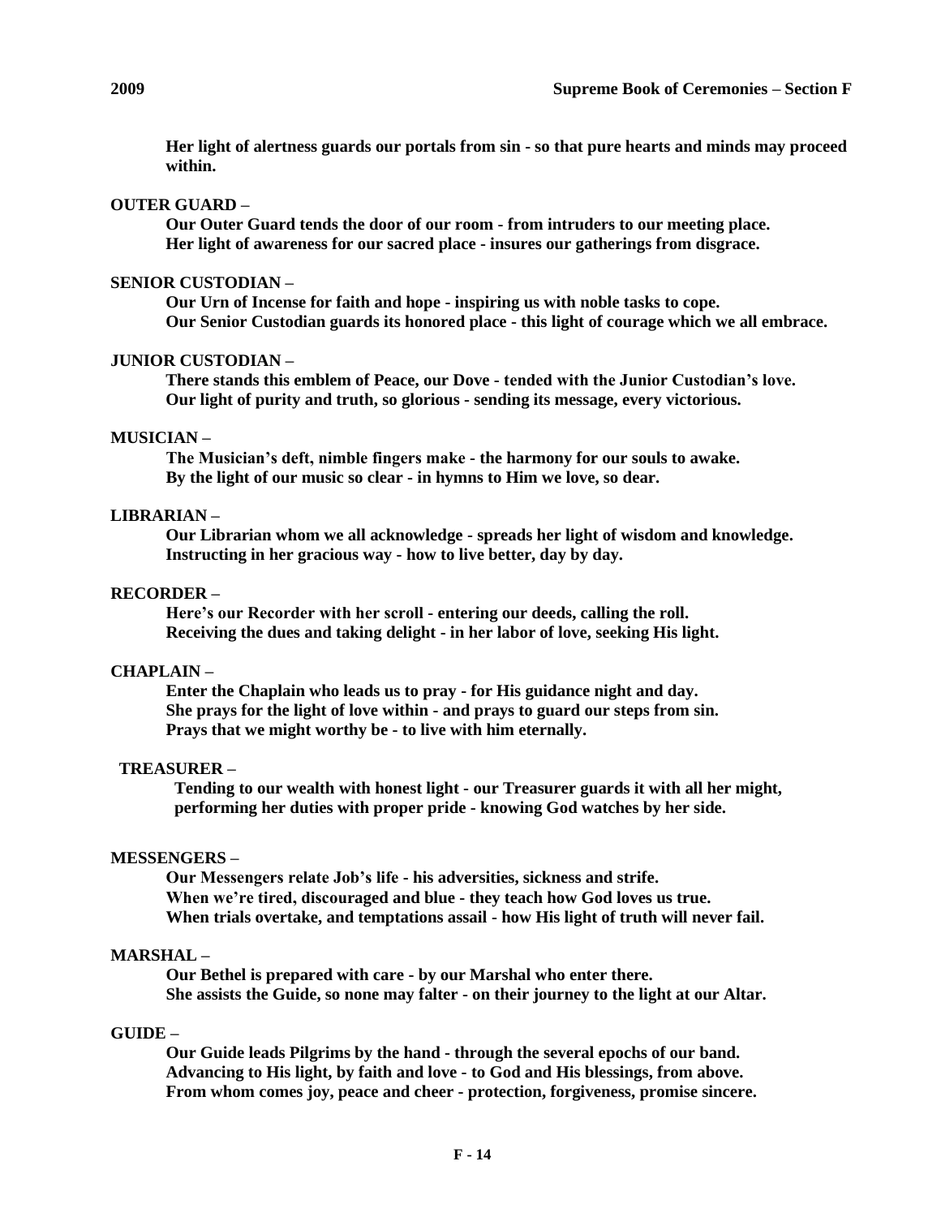**Her light of alertness guards our portals from sin - so that pure hearts and minds may proceed within.**

**OUTER GUARD –**

**Our Outer Guard tends the door of our room - from intruders to our meeting place.**
**Her light of awareness for our sacred place - insures our gatherings from disgrace.**

**SENIOR CUSTODIAN –**

**Our Urn of Incense for faith and hope - inspiring us with noble tasks to cope.**
**Our Senior Custodian guards its honored place - this light of courage which we all embrace.**

**JUNIOR CUSTODIAN –**

**There stands this emblem of Peace, our Dove - tended with the Junior Custodian's love.**
**Our light of purity and truth, so glorious - sending its message, every victorious.**

**MUSICIAN –**

**The Musician's deft, nimble fingers make - the harmony for our souls to awake.**
**By the light of our music so clear - in hymns to Him we love, so dear.**

**LIBRARIAN –**

**Our Librarian whom we all acknowledge - spreads her light of wisdom and knowledge.**
**Instructing in her gracious way - how to live better, day by day.**

**RECORDER –**

**Here's our Recorder with her scroll - entering our deeds, calling the roll.**
**Receiving the dues and taking delight - in her labor of love, seeking His light.**

**CHAPLAIN –**

**Enter the Chaplain who leads us to pray - for His guidance night and day.**
**She prays for the light of love within - and prays to guard our steps from sin.**
**Prays that we might worthy be - to live with him eternally.**

**TREASURER –**

**Tending to our wealth with honest light - our Treasurer guards it with all her might,**
**performing her duties with proper pride - knowing God watches by her side.**

**MESSENGERS –**

**Our Messengers relate Job's life - his adversities, sickness and strife.**
**When we're tired, discouraged and blue - they teach how God loves us true.**
**When trials overtake, and temptations assail - how His light of truth will never fail.**

**MARSHAL –**

**Our Bethel is prepared with care - by our Marshal who enter there.**
**She assists the Guide, so none may falter - on their journey to the light at our Altar.**

**GUIDE –**

**Our Guide leads Pilgrims by the hand - through the several epochs of our band.**
**Advancing to His light, by faith and love - to God and His blessings, from above.**
**From whom comes joy, peace and cheer - protection, forgiveness, promise sincere.**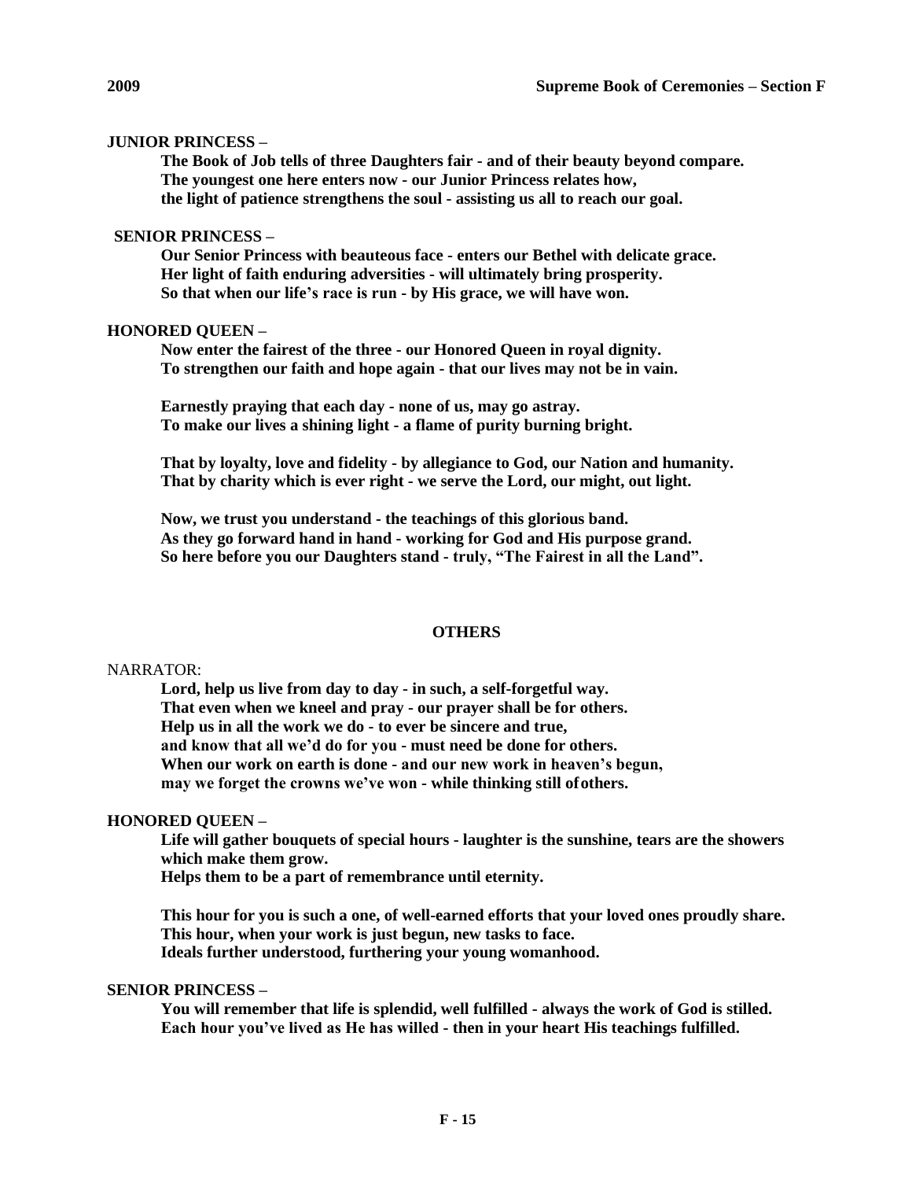**JUNIOR PRINCESS –**

**The Book of Job tells of three Daughters fair - and of their beauty beyond compare.**
**The youngest one here enters now - our Junior Princess relates how,**
**the light of patience strengthens the soul - assisting us all to reach our goal.**

**SENIOR PRINCESS –**

**Our Senior Princess with beauteous face - enters our Bethel with delicate grace.**
**Her light of faith enduring adversities - will ultimately bring prosperity.**
**So that when our life's race is run - by His grace, we will have won.**

**HONORED QUEEN –**

**Now enter the fairest of the three - our Honored Queen in royal dignity.**
**To strengthen our faith and hope again - that our lives may not be in vain.**

**Earnestly praying that each day - none of us, may go astray.**
**To make our lives a shining light - a flame of purity burning bright.**

**That by loyalty, love and fidelity - by allegiance to God, our Nation and humanity.**
**That by charity which is ever right - we serve the Lord, our might, out light.**

**Now, we trust you understand - the teachings of this glorious band.**
**As they go forward hand in hand - working for God and His purpose grand.**
**So here before you our Daughters stand - truly, "The Fairest in all the Land".**

## OTHERS

NARRATOR:

**Lord, help us live from day to day - in such, a self-forgetful way.**
**That even when we kneel and pray - our prayer shall be for others.**
**Help us in all the work we do - to ever be sincere and true,**
**and know that all we'd do for you - must need be done for others.**
**When our work on earth is done - and our new work in heaven's begun,**
**may we forget the crowns we've won - while thinking still of others.**

**HONORED QUEEN –**

**Life will gather bouquets of special hours - laughter is the sunshine, tears are the showers which make them grow.**
**Helps them to be a part of remembrance until eternity.**

**This hour for you is such a one, of well-earned efforts that your loved ones proudly share.**
**This hour, when your work is just begun, new tasks to face.**
**Ideals further understood, furthering your young womanhood.**

**SENIOR PRINCESS –**

**You will remember that life is splendid, well fulfilled - always the work of God is stilled.**
**Each hour you've lived as He has willed - then in your heart His teachings fulfilled.**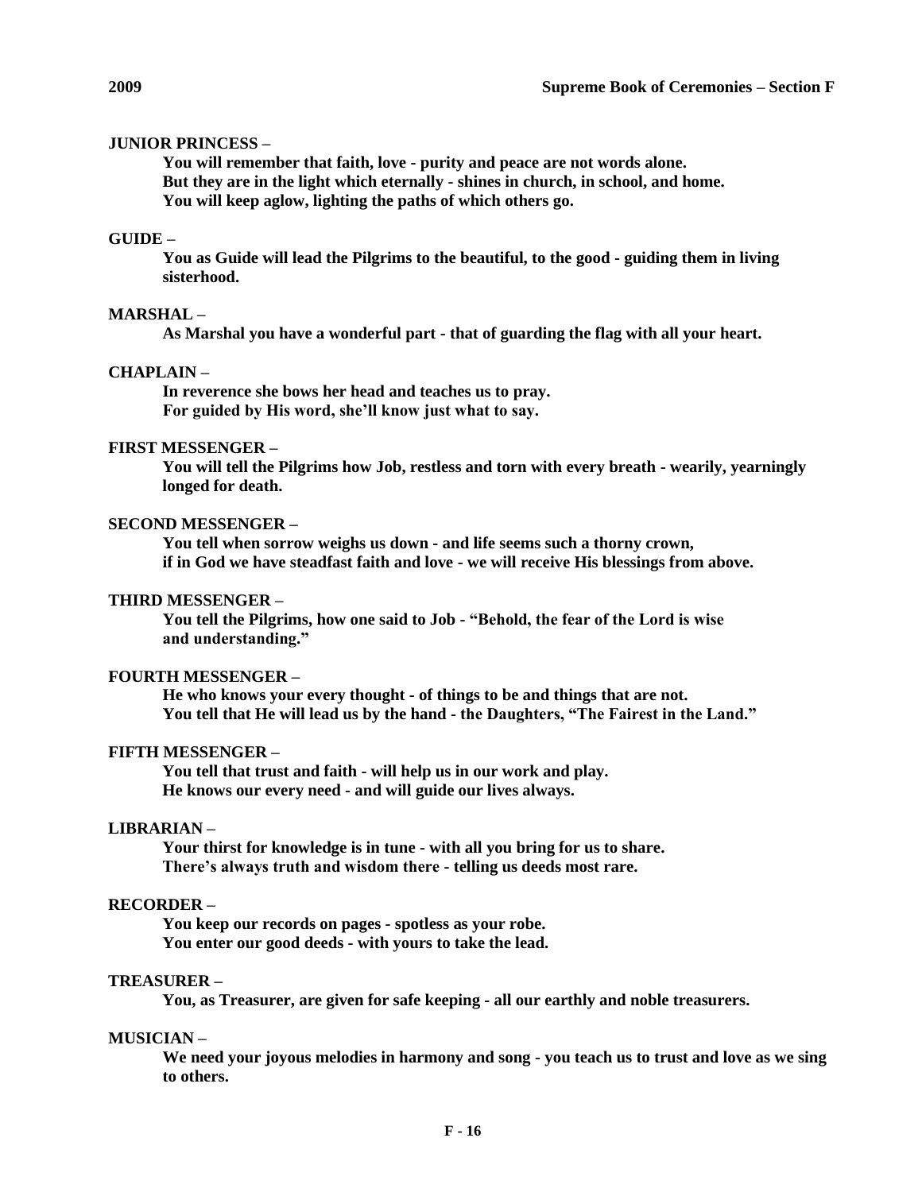**JUNIOR PRINCESS –**

**You will remember that faith, love - purity and peace are not words alone.**
**But they are in the light which eternally - shines in church, in school, and home.**
**You will keep aglow, lighting the paths of which others go.**

**GUIDE –**

**You as Guide will lead the Pilgrims to the beautiful, to the good - guiding them in living sisterhood.**

**MARSHAL –**

**As Marshal you have a wonderful part - that of guarding the flag with all your heart.**

**CHAPLAIN –**

**In reverence she bows her head and teaches us to pray.**
**For guided by His word, she'll know just what to say.**

**FIRST MESSENGER –**

**You will tell the Pilgrims how Job, restless and torn with every breath - wearily, yearningly longed for death.**

**SECOND MESSENGER –**

**You tell when sorrow weighs us down - and life seems such a thorny crown,**
**if in God we have steadfast faith and love - we will receive His blessings from above.**

**THIRD MESSENGER –**

**You tell the Pilgrims, how one said to Job - "Behold, the fear of the Lord is wise and understanding."**

**FOURTH MESSENGER –**

**He who knows your every thought - of things to be and things that are not.**
**You tell that He will lead us by the hand - the Daughters, "The Fairest in the Land."**

**FIFTH MESSENGER –**

**You tell that trust and faith - will help us in our work and play.**
**He knows our every need - and will guide our lives always.**

**LIBRARIAN –**

**Your thirst for knowledge is in tune - with all you bring for us to share.**
**There's always truth and wisdom there - telling us deeds most rare.**

**RECORDER –**

**You keep our records on pages - spotless as your robe.**
**You enter our good deeds - with yours to take the lead.**

**TREASURER –**

**You, as Treasurer, are given for safe keeping - all our earthly and noble treasurers.**

**MUSICIAN –**

**We need your joyous melodies in harmony and song - you teach us to trust and love as we sing to others.**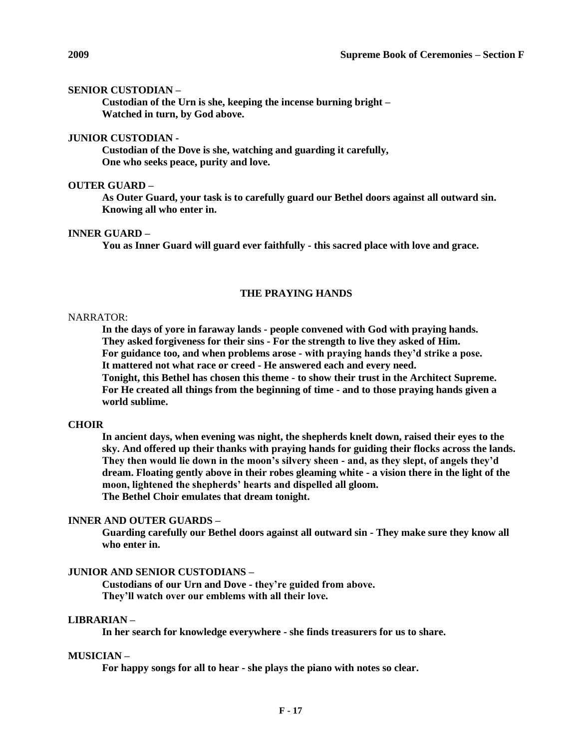**SENIOR CUSTODIAN –**

**Custodian of the Urn is she, keeping the incense burning bright –**
**Watched in turn, by God above.**

**JUNIOR CUSTODIAN -**

**Custodian of the Dove is she, watching and guarding it carefully,**
**One who seeks peace, purity and love.**

**OUTER GUARD –**

**As Outer Guard, your task is to carefully guard our Bethel doors against all outward sin.**
**Knowing all who enter in.**

**INNER GUARD –**

**You as Inner Guard will guard ever faithfully - this sacred place with love and grace.**

**THE PRAYING HANDS**

NARRATOR:

**In the days of yore in faraway lands - people convened with God with praying hands.**
**They asked forgiveness for their sins - For the strength to live they asked of Him.**
**For guidance too, and when problems arose - with praying hands they'd strike a pose.**
**It mattered not what race or creed - He answered each and every need.**
**Tonight, this Bethel has chosen this theme - to show their trust in the Architect Supreme.**
**For He created all things from the beginning of time - and to those praying hands given a world sublime.**

**CHOIR**

**In ancient days, when evening was night, the shepherds knelt down, raised their eyes to the sky. And offered up their thanks with praying hands for guiding their flocks across the lands. They then would lie down in the moon's silvery sheen - and, as they slept, of angels they'd dream. Floating gently above in their robes gleaming white - a vision there in the light of the moon, lightened the shepherds' hearts and dispelled all gloom.**
**The Bethel Choir emulates that dream tonight.**

**INNER AND OUTER GUARDS –**

**Guarding carefully our Bethel doors against all outward sin - They make sure they know all who enter in.**

**JUNIOR AND SENIOR CUSTODIANS –**

**Custodians of our Urn and Dove - they're guided from above.**
**They'll watch over our emblems with all their love.**

**LIBRARIAN –**

**In her search for knowledge everywhere - she finds treasurers for us to share.**

**MUSICIAN –**

**For happy songs for all to hear - she plays the piano with notes so clear.**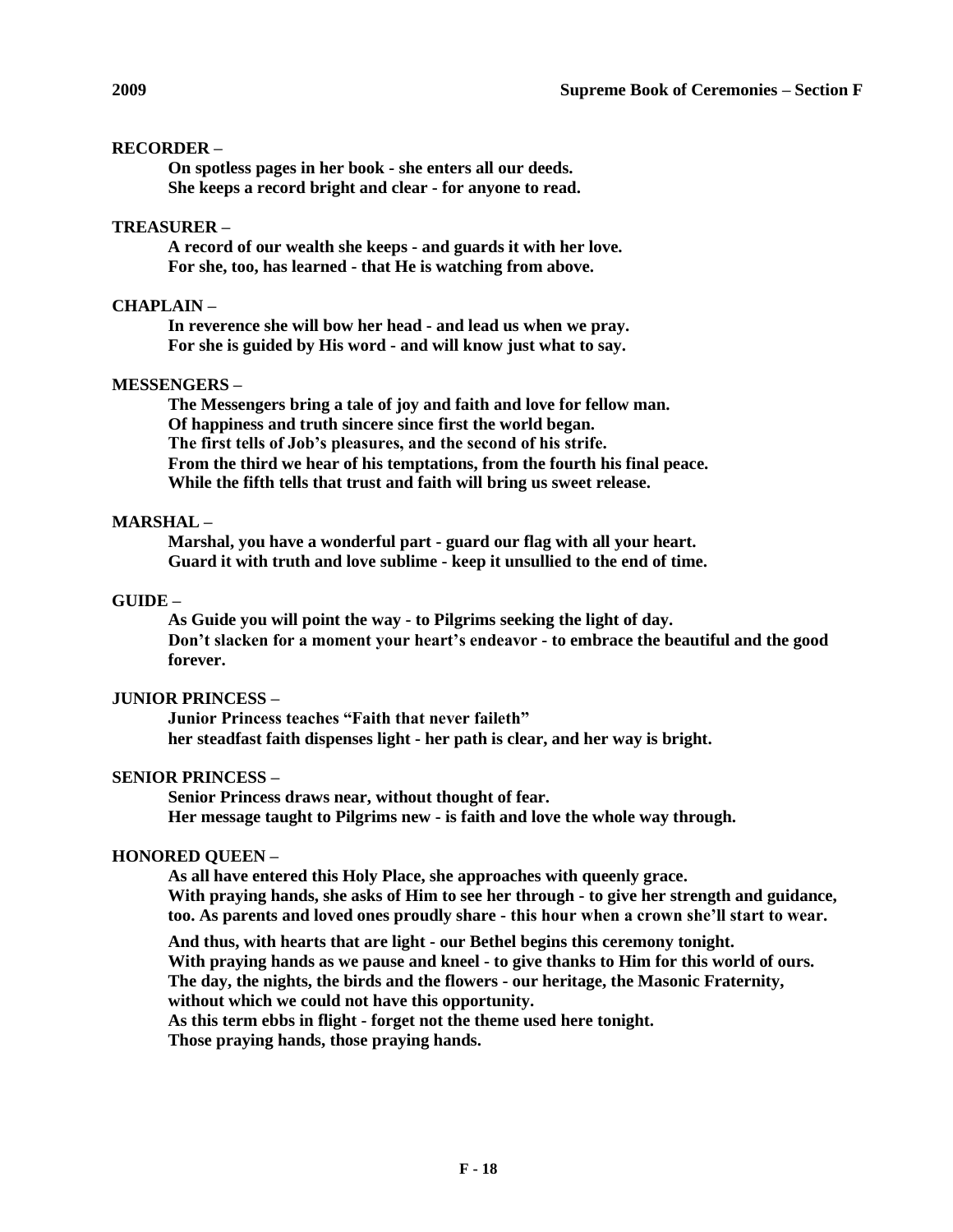**RECORDER –**

**On spotless pages in her book - she enters all our deeds.**
**She keeps a record bright and clear - for anyone to read.**

**TREASURER –**

**A record of our wealth she keeps - and guards it with her love.**
**For she, too, has learned - that He is watching from above.**

**CHAPLAIN –**

**In reverence she will bow her head - and lead us when we pray.**
**For she is guided by His word - and will know just what to say.**

**MESSENGERS –**

**The Messengers bring a tale of joy and faith and love for fellow man.**
**Of happiness and truth sincere since first the world began.**
**The first tells of Job's pleasures, and the second of his strife.**
**From the third we hear of his temptations, from the fourth his final peace.**
**While the fifth tells that trust and faith will bring us sweet release.**

**MARSHAL –**

**Marshal, you have a wonderful part - guard our flag with all your heart.**
**Guard it with truth and love sublime - keep it unsullied to the end of time.**

**GUIDE –**

**As Guide you will point the way - to Pilgrims seeking the light of day.**
**Don't slacken for a moment your heart's endeavor - to embrace the beautiful and the good forever.**

**JUNIOR PRINCESS –**

**Junior Princess teaches "Faith that never faileth"**
**her steadfast faith dispenses light - her path is clear, and her way is bright.**

**SENIOR PRINCESS –**

**Senior Princess draws near, without thought of fear.**
**Her message taught to Pilgrims new - is faith and love the whole way through.**

**HONORED QUEEN –**

**As all have entered this Holy Place, she approaches with queenly grace.**
**With praying hands, she asks of Him to see her through - to give her strength and guidance, too. As parents and loved ones proudly share - this hour when a crown she'll start to wear.**

**And thus, with hearts that are light - our Bethel begins this ceremony tonight.**
**With praying hands as we pause and kneel - to give thanks to Him for this world of ours.**
**The day, the nights, the birds and the flowers - our heritage, the Masonic Fraternity, without which we could not have this opportunity.**
**As this term ebbs in flight - forget not the theme used here tonight.**
**Those praying hands, those praying hands.**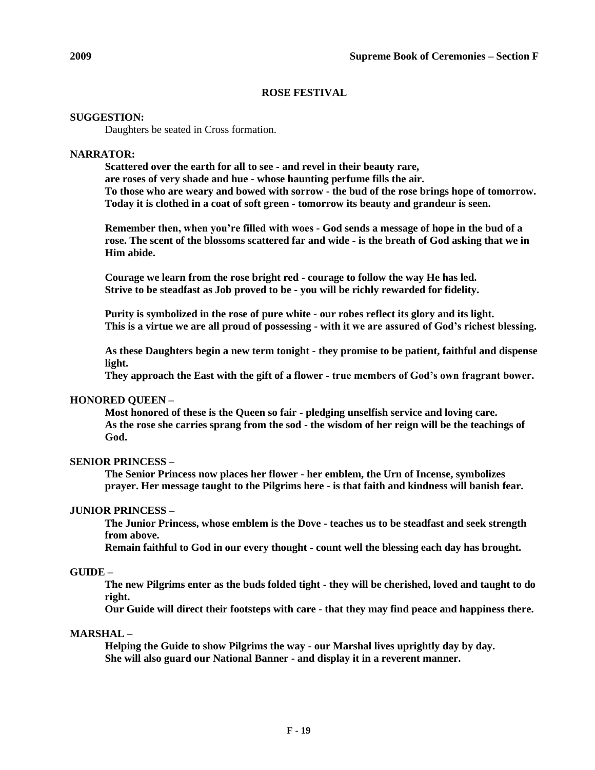## ROSE FESTIVAL

**SUGGESTION:**

Daughters be seated in Cross formation.

**NARRATOR:**

**Scattered over the earth for all to see - and revel in their beauty rare,**
**are roses of very shade and hue - whose haunting perfume fills the air.**
**To those who are weary and bowed with sorrow - the bud of the rose brings hope of tomorrow.**
**Today it is clothed in a coat of soft green - tomorrow its beauty and grandeur is seen.**

**Remember then, when you're filled with woes - God sends a message of hope in the bud of a rose. The scent of the blossoms scattered far and wide - is the breath of God asking that we in Him abide.**

**Courage we learn from the rose bright red - courage to follow the way He has led.**
**Strive to be steadfast as Job proved to be - you will be richly rewarded for fidelity.**

**Purity is symbolized in the rose of pure white - our robes reflect its glory and its light.**
**This is a virtue we are all proud of possessing - with it we are assured of God's richest blessing.**

**As these Daughters begin a new term tonight - they promise to be patient, faithful and dispense light.**
**They approach the East with the gift of a flower - true members of God's own fragrant bower.**

**HONORED QUEEN –**

**Most honored of these is the Queen so fair - pledging unselfish service and loving care.**
**As the rose she carries sprang from the sod - the wisdom of her reign will be the teachings of God.**

**SENIOR PRINCESS –**

**The Senior Princess now places her flower - her emblem, the Urn of Incense, symbolizes prayer. Her message taught to the Pilgrims here - is that faith and kindness will banish fear.**

**JUNIOR PRINCESS –**

**The Junior Princess, whose emblem is the Dove - teaches us to be steadfast and seek strength from above.**
**Remain faithful to God in our every thought - count well the blessing each day has brought.**

**GUIDE –**

**The new Pilgrims enter as the buds folded tight - they will be cherished, loved and taught to do right.**
**Our Guide will direct their footsteps with care - that they may find peace and happiness there.**

**MARSHAL –**

**Helping the Guide to show Pilgrims the way - our Marshal lives uprightly day by day.**
**She will also guard our National Banner - and display it in a reverent manner.**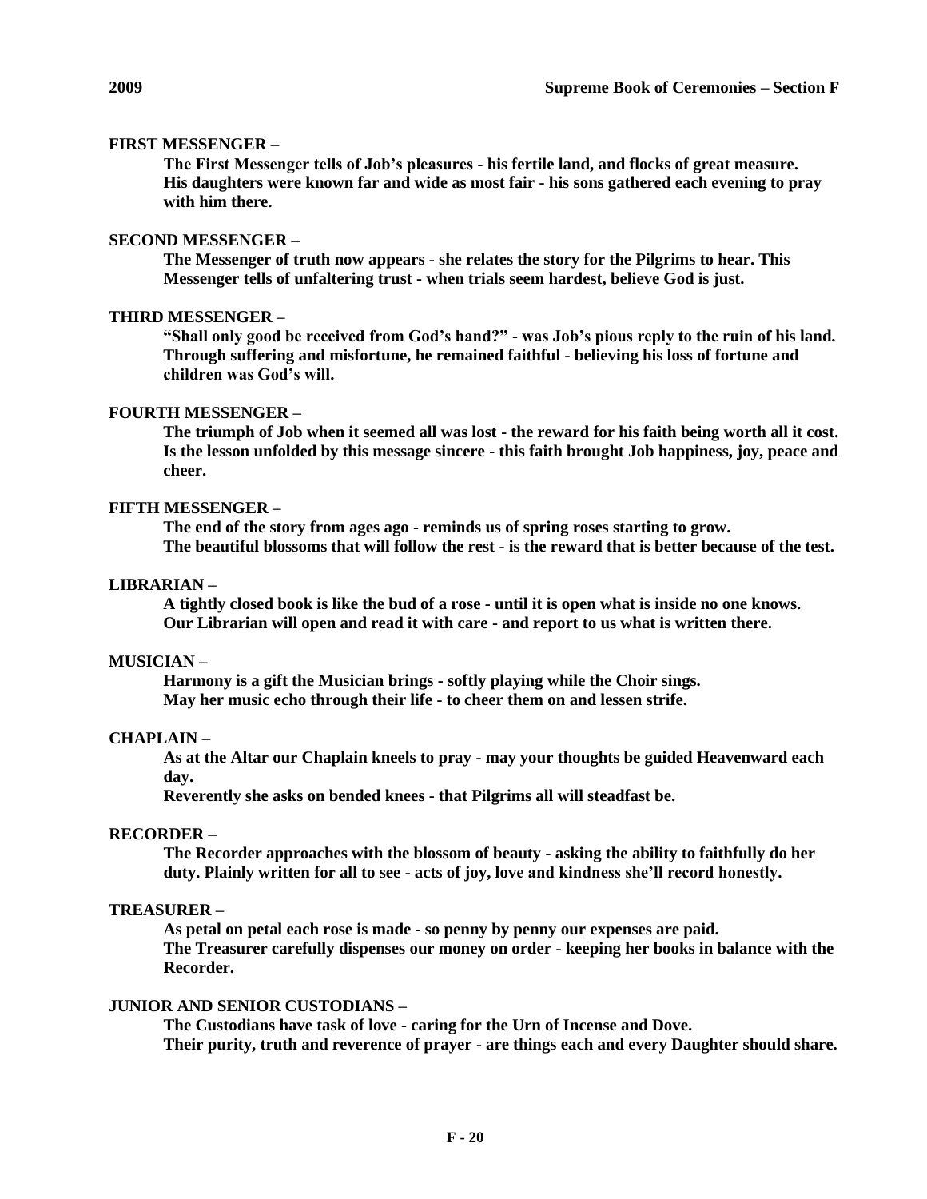**FIRST MESSENGER –**

**The First Messenger tells of Job's pleasures - his fertile land, and flocks of great measure. His daughters were known far and wide as most fair - his sons gathered each evening to pray with him there.**

**SECOND MESSENGER –**

**The Messenger of truth now appears - she relates the story for the Pilgrims to hear. This Messenger tells of unfaltering trust - when trials seem hardest, believe God is just.**

**THIRD MESSENGER –**

**"Shall only good be received from God's hand?" - was Job's pious reply to the ruin of his land. Through suffering and misfortune, he remained faithful - believing his loss of fortune and children was God's will.**

**FOURTH MESSENGER –**

**The triumph of Job when it seemed all was lost - the reward for his faith being worth all it cost. Is the lesson unfolded by this message sincere - this faith brought Job happiness, joy, peace and cheer.**

**FIFTH MESSENGER –**

**The end of the story from ages ago - reminds us of spring roses starting to grow.**
**The beautiful blossoms that will follow the rest - is the reward that is better because of the test.**

**LIBRARIAN –**

**A tightly closed book is like the bud of a rose - until it is open what is inside no one knows.**
**Our Librarian will open and read it with care - and report to us what is written there.**

**MUSICIAN –**

**Harmony is a gift the Musician brings - softly playing while the Choir sings.**
**May her music echo through their life - to cheer them on and lessen strife.**

**CHAPLAIN –**

**As at the Altar our Chaplain kneels to pray - may your thoughts be guided Heavenward each day.**

**Reverently she asks on bended knees - that Pilgrims all will steadfast be.**

**RECORDER –**

**The Recorder approaches with the blossom of beauty - asking the ability to faithfully do her duty. Plainly written for all to see - acts of joy, love and kindness she'll record honestly.**

**TREASURER –**

**As petal on petal each rose is made - so penny by penny our expenses are paid.**
**The Treasurer carefully dispenses our money on order - keeping her books in balance with the Recorder.**

**JUNIOR AND SENIOR CUSTODIANS –**

**The Custodians have task of love - caring for the Urn of Incense and Dove.**
**Their purity, truth and reverence of prayer - are things each and every Daughter should share.**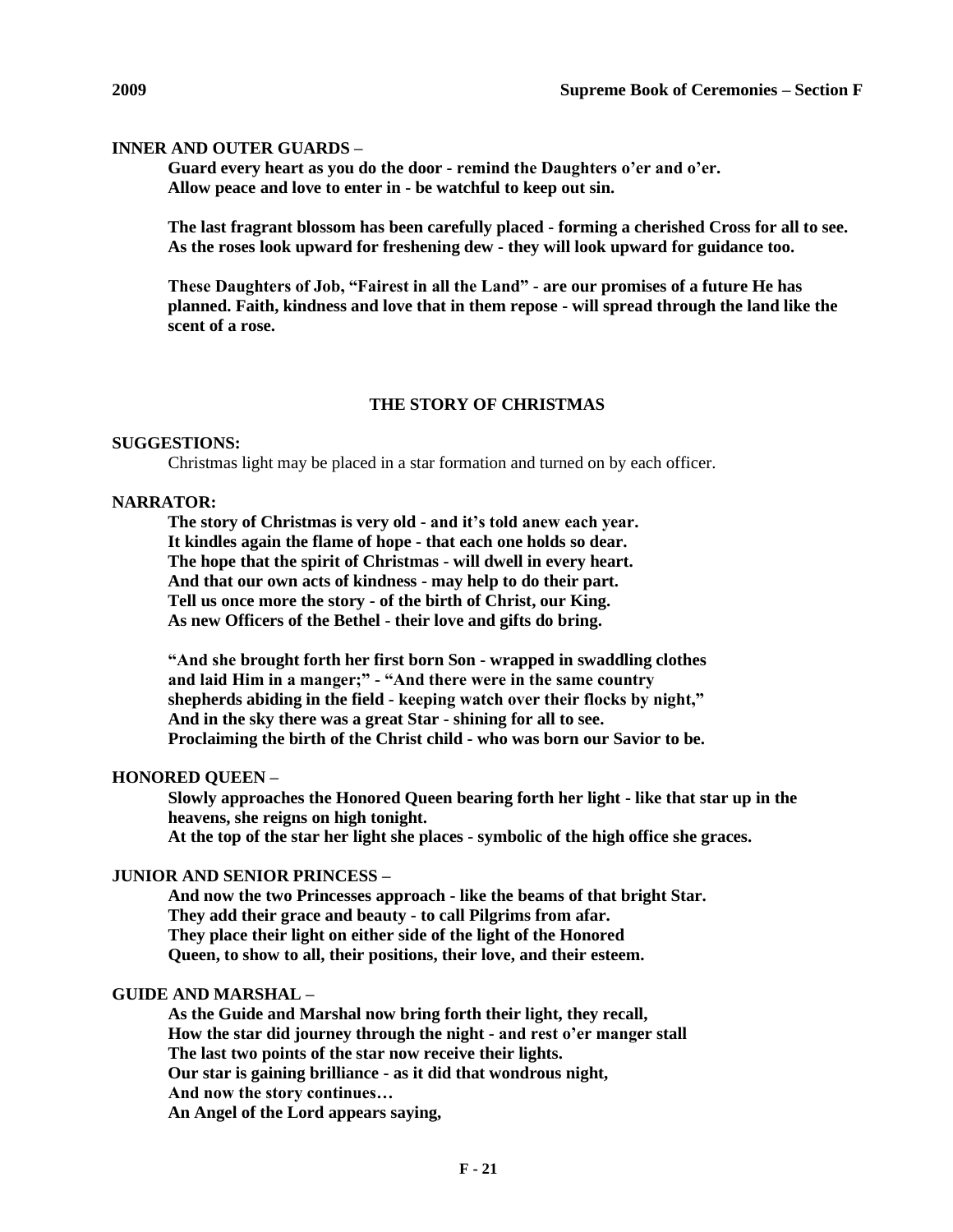**INNER AND OUTER GUARDS –**

**Guard every heart as you do the door - remind the Daughters o'er and o'er.**
**Allow peace and love to enter in - be watchful to keep out sin.**

**The last fragrant blossom has been carefully placed - forming a cherished Cross for all to see.**
**As the roses look upward for freshening dew - they will look upward for guidance too.**

**These Daughters of Job, "Fairest in all the Land" - are our promises of a future He has planned. Faith, kindness and love that in them repose - will spread through the land like the scent of a rose.**

## THE STORY OF CHRISTMAS

**SUGGESTIONS:**

Christmas light may be placed in a star formation and turned on by each officer.

**NARRATOR:**

**The story of Christmas is very old - and it's told anew each year.**
**It kindles again the flame of hope - that each one holds so dear.**
**The hope that the spirit of Christmas - will dwell in every heart.**
**And that our own acts of kindness - may help to do their part.**
**Tell us once more the story - of the birth of Christ, our King.**
**As new Officers of the Bethel - their love and gifts do bring.**

**"And she brought forth her first born Son - wrapped in swaddling clothes and laid Him in a manger;" - "And there were in the same country shepherds abiding in the field - keeping watch over their flocks by night,"**
**And in the sky there was a great Star - shining for all to see.**
**Proclaiming the birth of the Christ child - who was born our Savior to be.**

**HONORED QUEEN –**

**Slowly approaches the Honored Queen bearing forth her light - like that star up in the heavens, she reigns on high tonight.**
**At the top of the star her light she places - symbolic of the high office she graces.**

**JUNIOR AND SENIOR PRINCESS –**

**And now the two Princesses approach - like the beams of that bright Star.**
**They add their grace and beauty - to call Pilgrims from afar.**
**They place their light on either side of the light of the Honored Queen, to show to all, their positions, their love, and their esteem.**

**GUIDE AND MARSHAL –**

**As the Guide and Marshal now bring forth their light, they recall,**
**How the star did journey through the night - and rest o'er manger stall**
**The last two points of the star now receive their lights.**
**Our star is gaining brilliance - as it did that wondrous night,**
**And now the story continues…**
**An Angel of the Lord appears saying,**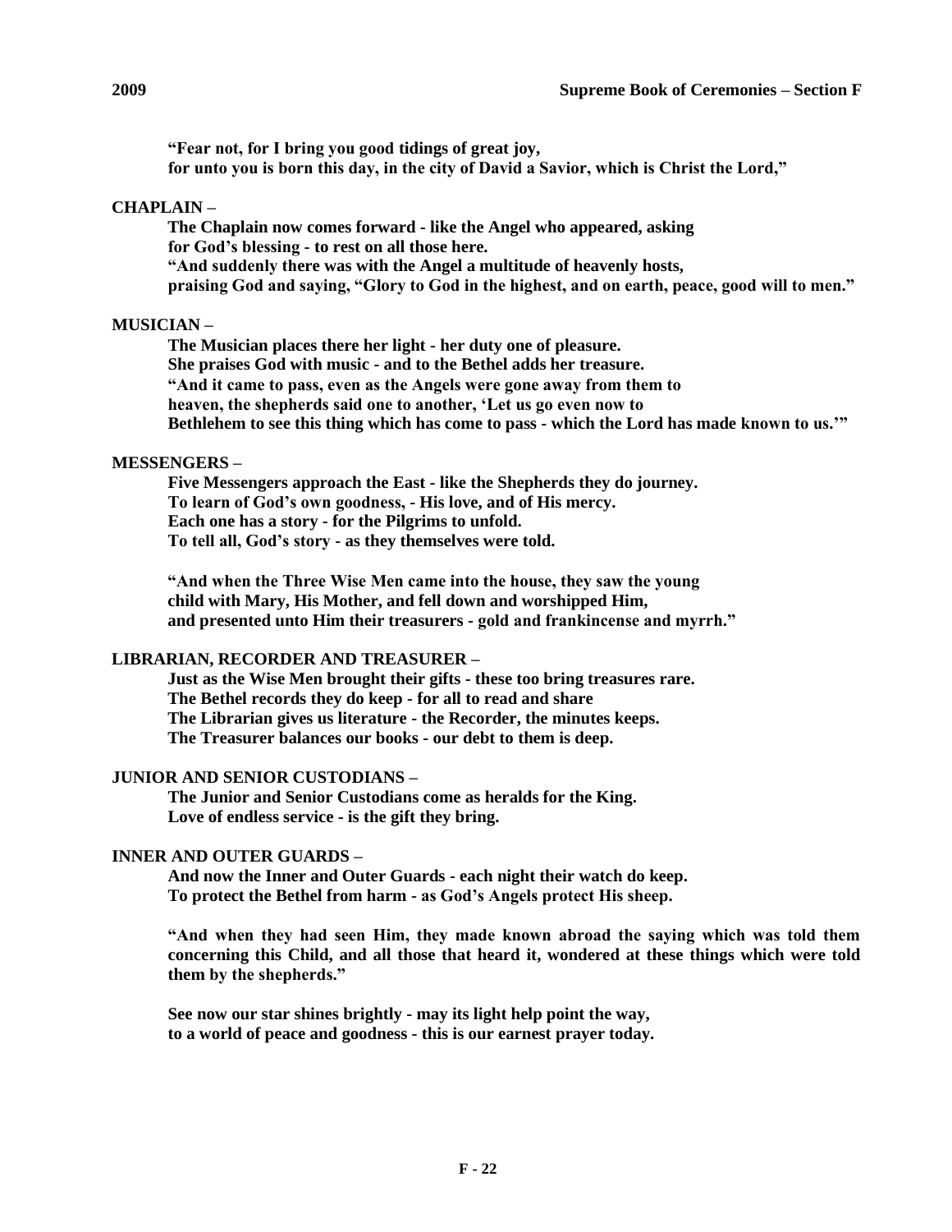**"Fear not, for I bring you good tidings of great joy,**
**for unto you is born this day, in the city of David a Savior, which is Christ the Lord,"**

**CHAPLAIN –**

**The Chaplain now comes forward - like the Angel who appeared, asking**
**for God's blessing - to rest on all those here.**
**"And suddenly there was with the Angel a multitude of heavenly hosts,**
**praising God and saying, "Glory to God in the highest, and on earth, peace, good will to men."**

**MUSICIAN –**

**The Musician places there her light - her duty one of pleasure.**
**She praises God with music - and to the Bethel adds her treasure.**
**"And it came to pass, even as the Angels were gone away from them to**
**heaven, the shepherds said one to another, 'Let us go even now to**
**Bethlehem to see this thing which has come to pass - which the Lord has made known to us.'"**

**MESSENGERS –**

**Five Messengers approach the East - like the Shepherds they do journey.**
**To learn of God's own goodness, - His love, and of His mercy.**
**Each one has a story - for the Pilgrims to unfold.**
**To tell all, God's story - as they themselves were told.**

**"And when the Three Wise Men came into the house, they saw the young**
**child with Mary, His Mother, and fell down and worshipped Him,**
**and presented unto Him their treasurers - gold and frankincense and myrrh."**

**LIBRARIAN, RECORDER AND TREASURER –**

**Just as the Wise Men brought their gifts - these too bring treasures rare.**
**The Bethel records they do keep - for all to read and share**
**The Librarian gives us literature - the Recorder, the minutes keeps.**
**The Treasurer balances our books - our debt to them is deep.**

**JUNIOR AND SENIOR CUSTODIANS –**

**The Junior and Senior Custodians come as heralds for the King.**
**Love of endless service - is the gift they bring.**

**INNER AND OUTER GUARDS –**

**And now the Inner and Outer Guards - each night their watch do keep.**
**To protect the Bethel from harm - as God's Angels protect His sheep.**

**"And when they had seen Him, they made known abroad the saying which was told them concerning this Child, and all those that heard it, wondered at these things which were told them by the shepherds."**

**See now our star shines brightly - may its light help point the way,**
**to a world of peace and goodness - this is our earnest prayer today.**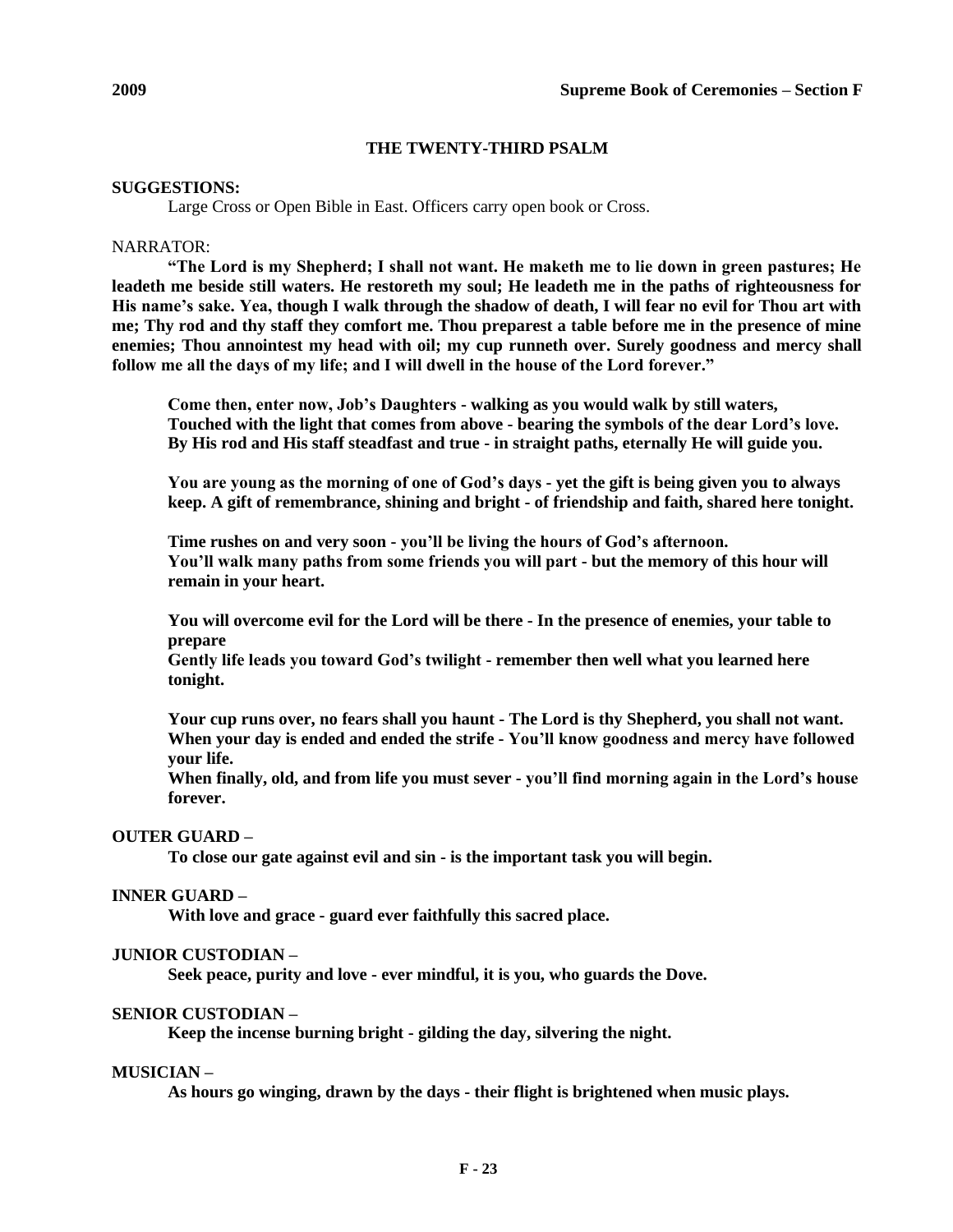## THE TWENTY-THIRD PSALM

**SUGGESTIONS:**

Large Cross or Open Bible in East. Officers carry open book or Cross.

NARRATOR:

**"The Lord is my Shepherd; I shall not want. He maketh me to lie down in green pastures; He leadeth me beside still waters. He restoreth my soul; He leadeth me in the paths of righteousness for His name's sake. Yea, though I walk through the shadow of death, I will fear no evil for Thou art with me; Thy rod and thy staff they comfort me. Thou preparest a table before me in the presence of mine enemies; Thou annointest my head with oil; my cup runneth over. Surely goodness and mercy shall follow me all the days of my life; and I will dwell in the house of the Lord forever."**

**Come then, enter now, Job's Daughters - walking as you would walk by still waters,**
**Touched with the light that comes from above - bearing the symbols of the dear Lord's love.**
**By His rod and His staff steadfast and true - in straight paths, eternally He will guide you.**

**You are young as the morning of one of God's days - yet the gift is being given you to always keep. A gift of remembrance, shining and bright - of friendship and faith, shared here tonight.**

**Time rushes on and very soon - you'll be living the hours of God's afternoon.**
**You'll walk many paths from some friends you will part - but the memory of this hour will remain in your heart.**

**You will overcome evil for the Lord will be there - In the presence of enemies, your table to prepare**
**Gently life leads you toward God's twilight - remember then well what you learned here tonight.**

**Your cup runs over, no fears shall you haunt - The Lord is thy Shepherd, you shall not want.**
**When your day is ended and ended the strife - You'll know goodness and mercy have followed your life.**
**When finally, old, and from life you must sever - you'll find morning again in the Lord's house forever.**

**OUTER GUARD –**

**To close our gate against evil and sin - is the important task you will begin.**

**INNER GUARD –**

**With love and grace - guard ever faithfully this sacred place.**

**JUNIOR CUSTODIAN –**

**Seek peace, purity and love - ever mindful, it is you, who guards the Dove.**

**SENIOR CUSTODIAN –**

**Keep the incense burning bright - gilding the day, silvering the night.**

**MUSICIAN –**

**As hours go winging, drawn by the days - their flight is brightened when music plays.**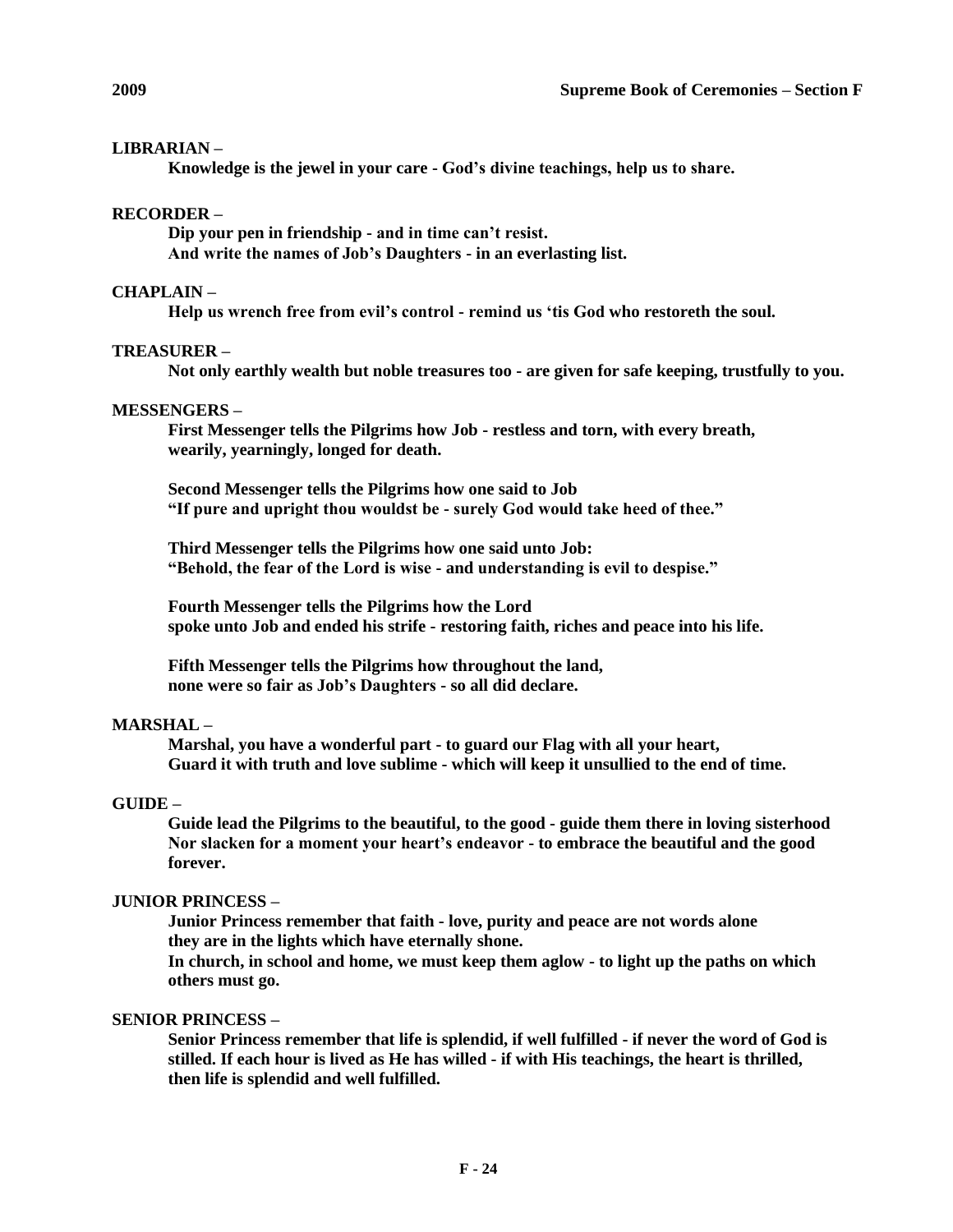**LIBRARIAN –**

**Knowledge is the jewel in your care - God's divine teachings, help us to share.**

**RECORDER –**

**Dip your pen in friendship - and in time can't resist.**
**And write the names of Job's Daughters - in an everlasting list.**

**CHAPLAIN –**

**Help us wrench free from evil's control - remind us 'tis God who restoreth the soul.**

**TREASURER –**

**Not only earthly wealth but noble treasures too - are given for safe keeping, trustfully to you.**

**MESSENGERS –**

**First Messenger tells the Pilgrims how Job - restless and torn, with every breath, wearily, yearningly, longed for death.**

**Second Messenger tells the Pilgrims how one said to Job "If pure and upright thou wouldst be - surely God would take heed of thee."**

**Third Messenger tells the Pilgrims how one said unto Job: "Behold, the fear of the Lord is wise - and understanding is evil to despise."**

**Fourth Messenger tells the Pilgrims how the Lord spoke unto Job and ended his strife - restoring faith, riches and peace into his life.**

**Fifth Messenger tells the Pilgrims how throughout the land, none were so fair as Job's Daughters - so all did declare.**

**MARSHAL –**

**Marshal, you have a wonderful part - to guard our Flag with all your heart,**
**Guard it with truth and love sublime - which will keep it unsullied to the end of time.**

**GUIDE –**

**Guide lead the Pilgrims to the beautiful, to the good - guide them there in loving sisterhood**
**Nor slacken for a moment your heart's endeavor - to embrace the beautiful and the good forever.**

**JUNIOR PRINCESS –**

**Junior Princess remember that faith - love, purity and peace are not words alone they are in the lights which have eternally shone.**
**In church, in school and home, we must keep them aglow - to light up the paths on which others must go.**

**SENIOR PRINCESS –**

**Senior Princess remember that life is splendid, if well fulfilled - if never the word of God is stilled. If each hour is lived as He has willed - if with His teachings, the heart is thrilled, then life is splendid and well fulfilled.**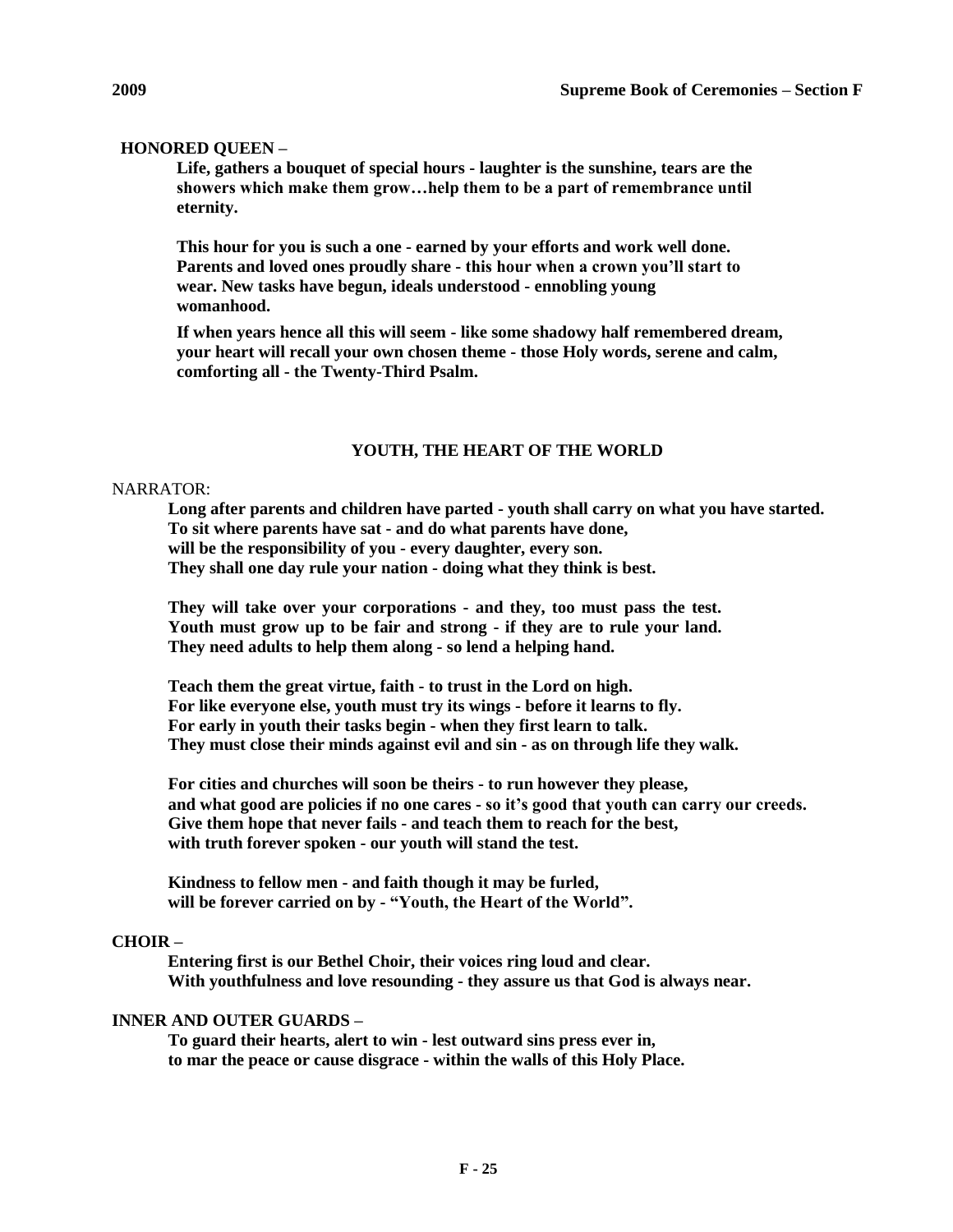**HONORED QUEEN –**

**Life, gathers a bouquet of special hours - laughter is the sunshine, tears are the showers which make them grow…help them to be a part of remembrance until eternity.**

**This hour for you is such a one - earned by your efforts and work well done. Parents and loved ones proudly share - this hour when a crown you'll start to wear. New tasks have begun, ideals understood - ennobling young womanhood.**

**If when years hence all this will seem - like some shadowy half remembered dream, your heart will recall your own chosen theme - those Holy words, serene and calm, comforting all - the Twenty-Third Psalm.**

## YOUTH, THE HEART OF THE WORLD

NARRATOR:

**Long after parents and children have parted - youth shall carry on what you have started.**
**To sit where parents have sat - and do what parents have done,**
**will be the responsibility of you - every daughter, every son.**
**They shall one day rule your nation - doing what they think is best.**

**They will take over your corporations - and they, too must pass the test.**
**Youth must grow up to be fair and strong - if they are to rule your land.**
**They need adults to help them along - so lend a helping hand.**

**Teach them the great virtue, faith - to trust in the Lord on high.**
**For like everyone else, youth must try its wings - before it learns to fly.**
**For early in youth their tasks begin - when they first learn to talk.**
**They must close their minds against evil and sin - as on through life they walk.**

**For cities and churches will soon be theirs - to run however they please,**
**and what good are policies if no one cares - so it's good that youth can carry our creeds.**
**Give them hope that never fails - and teach them to reach for the best,**
**with truth forever spoken - our youth will stand the test.**

**Kindness to fellow men - and faith though it may be furled,**
**will be forever carried on by - "Youth, the Heart of the World".**

**CHOIR –**

**Entering first is our Bethel Choir, their voices ring loud and clear.**
**With youthfulness and love resounding - they assure us that God is always near.**

**INNER AND OUTER GUARDS –**

**To guard their hearts, alert to win - lest outward sins press ever in,**
**to mar the peace or cause disgrace - within the walls of this Holy Place.**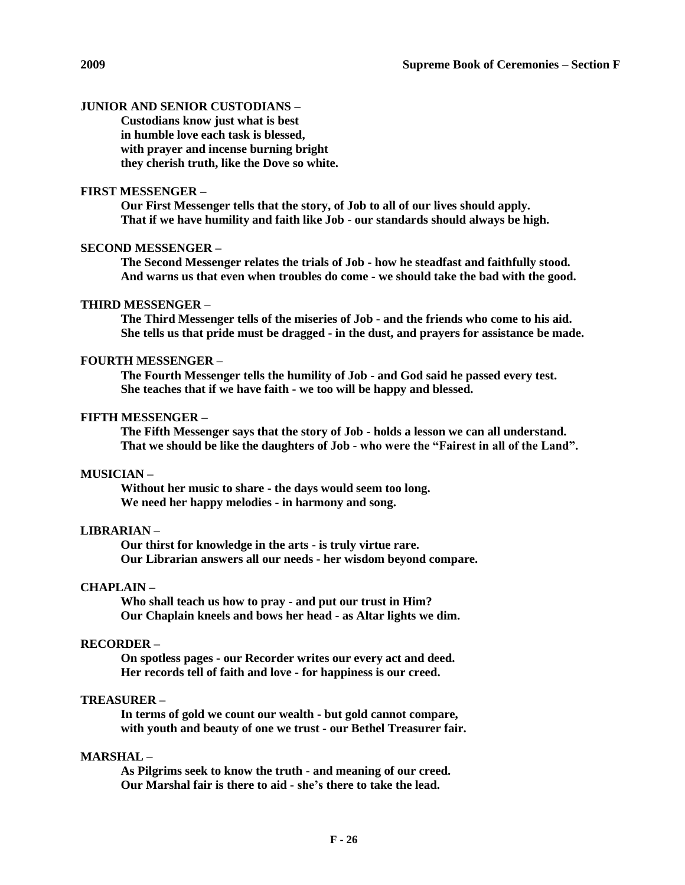**JUNIOR AND SENIOR CUSTODIANS –**

**Custodians know just what is best**
**in humble love each task is blessed,**
**with prayer and incense burning bright**
**they cherish truth, like the Dove so white.**

**FIRST MESSENGER –**

**Our First Messenger tells that the story, of Job to all of our lives should apply.**
**That if we have humility and faith like Job - our standards should always be high.**

**SECOND MESSENGER –**

**The Second Messenger relates the trials of Job - how he steadfast and faithfully stood.**
**And warns us that even when troubles do come - we should take the bad with the good.**

**THIRD MESSENGER –**

**The Third Messenger tells of the miseries of Job - and the friends who come to his aid.**
**She tells us that pride must be dragged - in the dust, and prayers for assistance be made.**

**FOURTH MESSENGER –**

**The Fourth Messenger tells the humility of Job - and God said he passed every test.**
**She teaches that if we have faith - we too will be happy and blessed.**

**FIFTH MESSENGER –**

**The Fifth Messenger says that the story of Job - holds a lesson we can all understand.**
**That we should be like the daughters of Job - who were the "Fairest in all of the Land".**

**MUSICIAN –**

**Without her music to share - the days would seem too long.**
**We need her happy melodies - in harmony and song.**

**LIBRARIAN –**

**Our thirst for knowledge in the arts - is truly virtue rare.**
**Our Librarian answers all our needs - her wisdom beyond compare.**

**CHAPLAIN –**

**Who shall teach us how to pray - and put our trust in Him?**
**Our Chaplain kneels and bows her head - as Altar lights we dim.**

**RECORDER –**

**On spotless pages - our Recorder writes our every act and deed.**
**Her records tell of faith and love - for happiness is our creed.**

**TREASURER –**

**In terms of gold we count our wealth - but gold cannot compare,**
**with youth and beauty of one we trust - our Bethel Treasurer fair.**

**MARSHAL –**

**As Pilgrims seek to know the truth - and meaning of our creed.**
**Our Marshal fair is there to aid - she's there to take the lead.**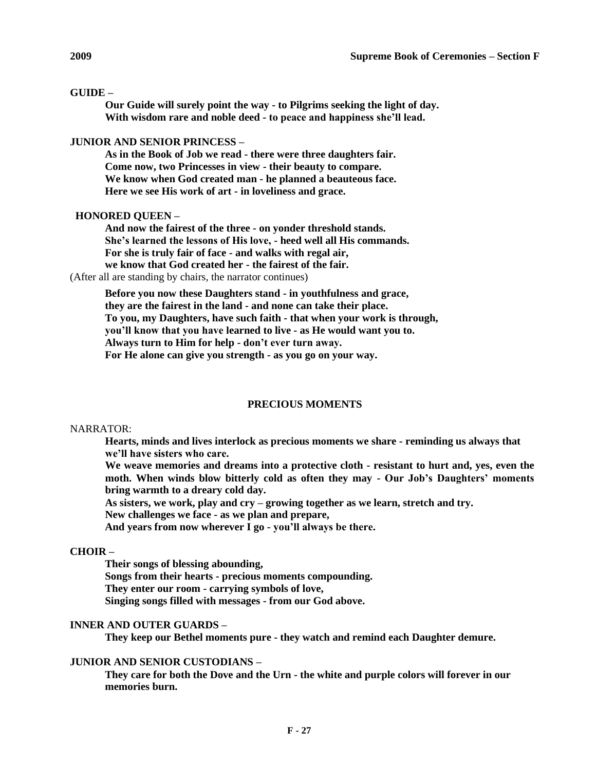**GUIDE –**

> **Our Guide will surely point the way - to Pilgrims seeking the light of day.**
> **With wisdom rare and noble deed - to peace and happiness she'll lead.**

**JUNIOR AND SENIOR PRINCESS –**

> **As in the Book of Job we read - there were three daughters fair.**
> **Come now, two Princesses in view - their beauty to compare.**
> **We know when God created man - he planned a beauteous face.**
> **Here we see His work of art - in loveliness and grace.**

**HONORED QUEEN –**

> **And now the fairest of the three - on yonder threshold stands.**
> **She's learned the lessons of His love, - heed well all His commands.**
> **For she is truly fair of face - and walks with regal air,**
> **we know that God created her - the fairest of the fair.**

(After all are standing by chairs, the narrator continues)

> **Before you now these Daughters stand - in youthfulness and grace,**
> **they are the fairest in the land - and none can take their place.**
> **To you, my Daughters, have such faith - that when your work is through,**
> **you'll know that you have learned to live - as He would want you to.**
> **Always turn to Him for help - don't ever turn away.**
> **For He alone can give you strength - as you go on your way.**

## PRECIOUS MOMENTS

NARRATOR:

> **Hearts, minds and lives interlock as precious moments we share - reminding us always that we'll have sisters who care.**
> **We weave memories and dreams into a protective cloth - resistant to hurt and, yes, even the moth. When winds blow bitterly cold as often they may - Our Job's Daughters' moments bring warmth to a dreary cold day.**
> **As sisters, we work, play and cry – growing together as we learn, stretch and try.**
> **New challenges we face - as we plan and prepare,**
> **And years from now wherever I go - you'll always be there.**

**CHOIR –**

> **Their songs of blessing abounding,**
> **Songs from their hearts - precious moments compounding.**
> **They enter our room - carrying symbols of love,**
> **Singing songs filled with messages - from our God above.**

**INNER AND OUTER GUARDS –**

> **They keep our Bethel moments pure - they watch and remind each Daughter demure.**

**JUNIOR AND SENIOR CUSTODIANS –**

> **They care for both the Dove and the Urn - the white and purple colors will forever in our memories burn.**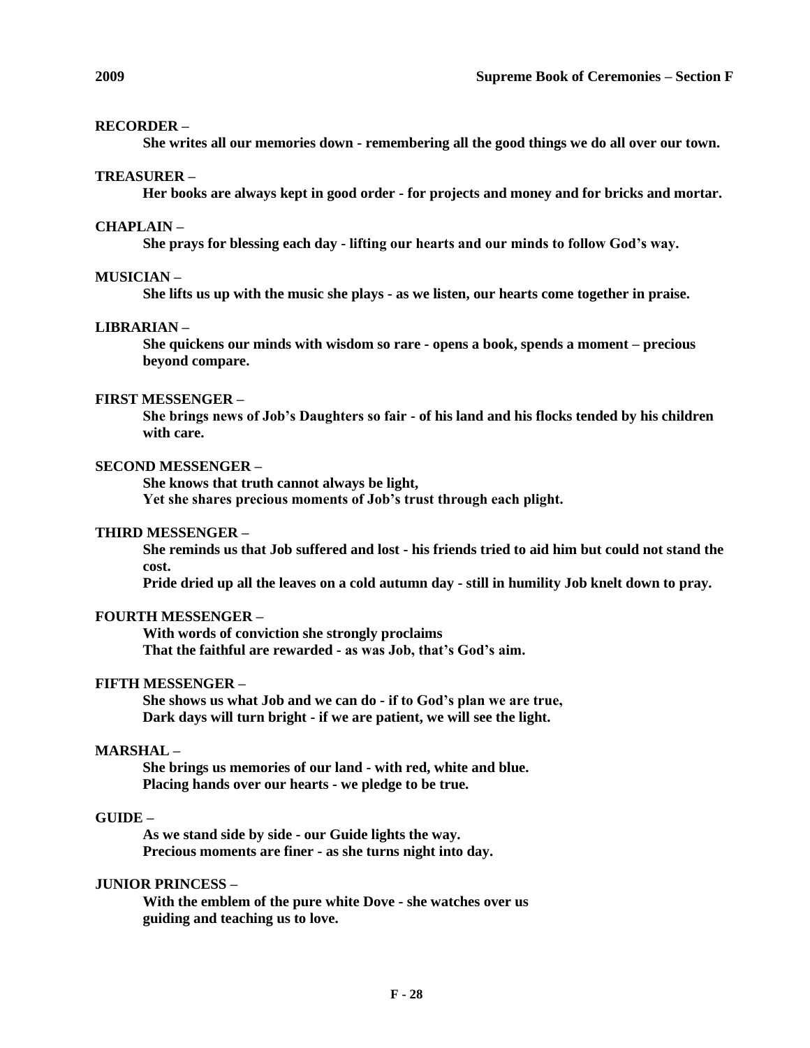**RECORDER –**

**She writes all our memories down - remembering all the good things we do all over our town.**

**TREASURER –**

**Her books are always kept in good order - for projects and money and for bricks and mortar.**

**CHAPLAIN –**

**She prays for blessing each day - lifting our hearts and our minds to follow God's way.**

**MUSICIAN –**

**She lifts us up with the music she plays - as we listen, our hearts come together in praise.**

**LIBRARIAN –**

**She quickens our minds with wisdom so rare - opens a book, spends a moment – precious beyond compare.**

**FIRST MESSENGER –**

**She brings news of Job's Daughters so fair - of his land and his flocks tended by his children with care.**

**SECOND MESSENGER –**

**She knows that truth cannot always be light,**
**Yet she shares precious moments of Job's trust through each plight.**

**THIRD MESSENGER –**

**She reminds us that Job suffered and lost - his friends tried to aid him but could not stand the cost.**
**Pride dried up all the leaves on a cold autumn day - still in humility Job knelt down to pray.**

**FOURTH MESSENGER –**

**With words of conviction she strongly proclaims**
**That the faithful are rewarded - as was Job, that's God's aim.**

**FIFTH MESSENGER –**

**She shows us what Job and we can do - if to God's plan we are true,**
**Dark days will turn bright - if we are patient, we will see the light.**

**MARSHAL –**

**She brings us memories of our land - with red, white and blue.**
**Placing hands over our hearts - we pledge to be true.**

**GUIDE –**

**As we stand side by side - our Guide lights the way.**
**Precious moments are finer - as she turns night into day.**

**JUNIOR PRINCESS –**

**With the emblem of the pure white Dove - she watches over us guiding and teaching us to love.**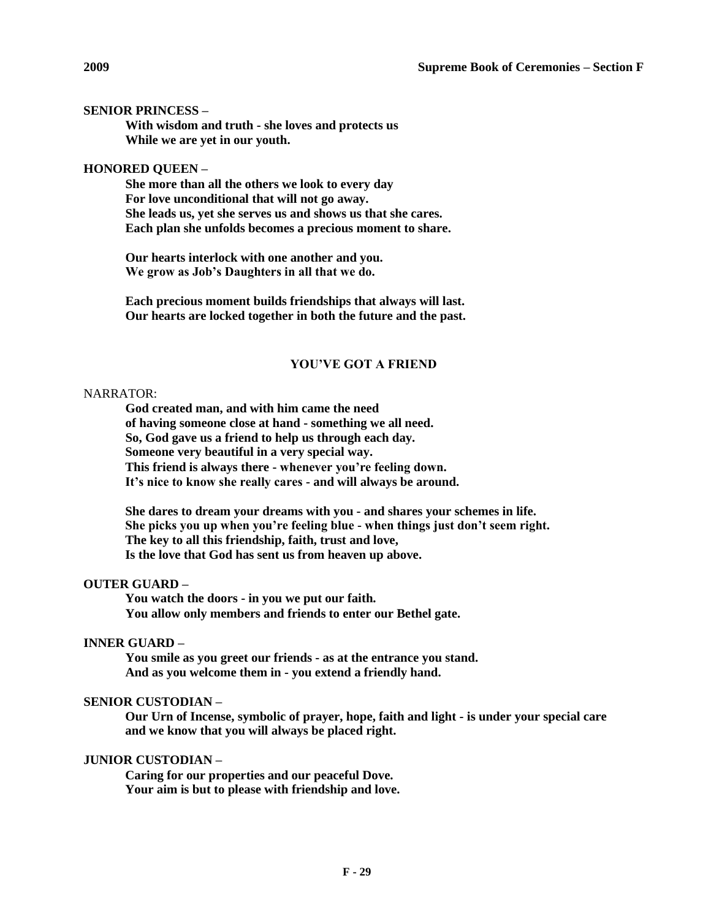**SENIOR PRINCESS –**

**With wisdom and truth - she loves and protects us**
**While we are yet in our youth.**

**HONORED QUEEN –**

**She more than all the others we look to every day**
**For love unconditional that will not go away.**
**She leads us, yet she serves us and shows us that she cares.**
**Each plan she unfolds becomes a precious moment to share.**

**Our hearts interlock with one another and you.**
**We grow as Job's Daughters in all that we do.**

**Each precious moment builds friendships that always will last.**
**Our hearts are locked together in both the future and the past.**

## YOU'VE GOT A FRIEND

NARRATOR:

**God created man, and with him came the need**
**of having someone close at hand - something we all need.**
**So, God gave us a friend to help us through each day.**
**Someone very beautiful in a very special way.**
**This friend is always there - whenever you're feeling down.**
**It's nice to know she really cares - and will always be around.**

**She dares to dream your dreams with you - and shares your schemes in life.**
**She picks you up when you're feeling blue - when things just don't seem right.**
**The key to all this friendship, faith, trust and love,**
**Is the love that God has sent us from heaven up above.**

**OUTER GUARD –**

**You watch the doors - in you we put our faith.**
**You allow only members and friends to enter our Bethel gate.**

**INNER GUARD –**

**You smile as you greet our friends - as at the entrance you stand.**
**And as you welcome them in - you extend a friendly hand.**

**SENIOR CUSTODIAN –**

**Our Urn of Incense, symbolic of prayer, hope, faith and light - is under your special care and we know that you will always be placed right.**

**JUNIOR CUSTODIAN –**

**Caring for our properties and our peaceful Dove.**
**Your aim is but to please with friendship and love.**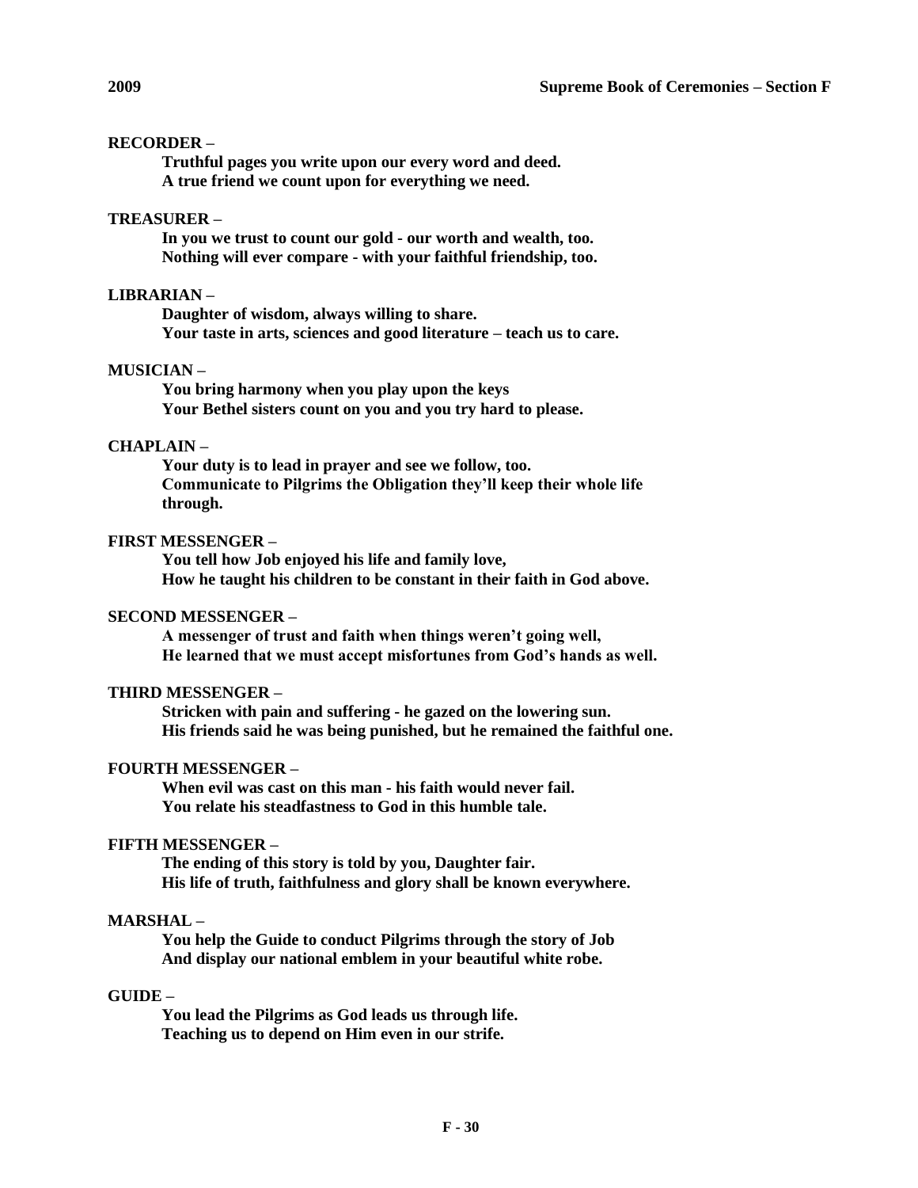**RECORDER –**

**Truthful pages you write upon our every word and deed.**
**A true friend we count upon for everything we need.**

**TREASURER –**

**In you we trust to count our gold - our worth and wealth, too.**
**Nothing will ever compare - with your faithful friendship, too.**

**LIBRARIAN –**

**Daughter of wisdom, always willing to share.**
**Your taste in arts, sciences and good literature – teach us to care.**

**MUSICIAN –**

**You bring harmony when you play upon the keys**
**Your Bethel sisters count on you and you try hard to please.**

**CHAPLAIN –**

**Your duty is to lead in prayer and see we follow, too.**
**Communicate to Pilgrims the Obligation they'll keep their whole life through.**

**FIRST MESSENGER –**

**You tell how Job enjoyed his life and family love,**
**How he taught his children to be constant in their faith in God above.**

**SECOND MESSENGER –**

**A messenger of trust and faith when things weren't going well,**
**He learned that we must accept misfortunes from God's hands as well.**

**THIRD MESSENGER –**

**Stricken with pain and suffering - he gazed on the lowering sun.**
**His friends said he was being punished, but he remained the faithful one.**

**FOURTH MESSENGER –**

**When evil was cast on this man - his faith would never fail.**
**You relate his steadfastness to God in this humble tale.**

**FIFTH MESSENGER –**

**The ending of this story is told by you, Daughter fair.**
**His life of truth, faithfulness and glory shall be known everywhere.**

**MARSHAL –**

**You help the Guide to conduct Pilgrims through the story of Job**
**And display our national emblem in your beautiful white robe.**

**GUIDE –**

**You lead the Pilgrims as God leads us through life.**
**Teaching us to depend on Him even in our strife.**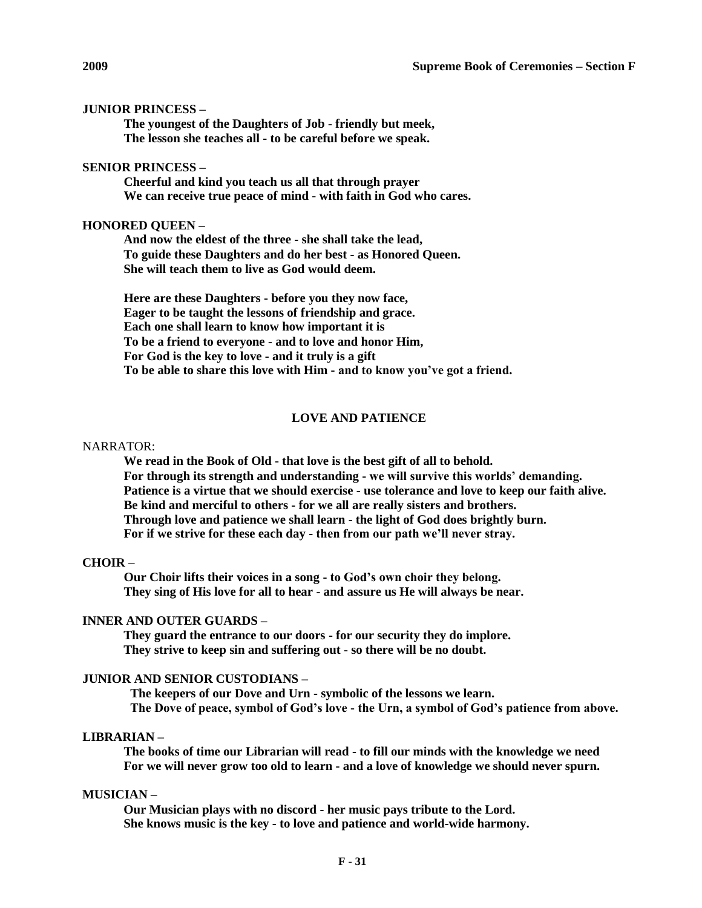**JUNIOR PRINCESS –**

**The youngest of the Daughters of Job - friendly but meek,**
**The lesson she teaches all - to be careful before we speak.**

**SENIOR PRINCESS –**

**Cheerful and kind you teach us all that through prayer**
**We can receive true peace of mind - with faith in God who cares.**

**HONORED QUEEN –**

**And now the eldest of the three - she shall take the lead,**
**To guide these Daughters and do her best - as Honored Queen.**
**She will teach them to live as God would deem.**

**Here are these Daughters - before you they now face,**
**Eager to be taught the lessons of friendship and grace.**
**Each one shall learn to know how important it is**
**To be a friend to everyone - and to love and honor Him,**
**For God is the key to love - and it truly is a gift**
**To be able to share this love with Him - and to know you've got a friend.**

## LOVE AND PATIENCE

NARRATOR:

**We read in the Book of Old - that love is the best gift of all to behold.**
**For through its strength and understanding - we will survive this worlds' demanding.**
**Patience is a virtue that we should exercise - use tolerance and love to keep our faith alive.**
**Be kind and merciful to others - for we all are really sisters and brothers.**
**Through love and patience we shall learn - the light of God does brightly burn.**
**For if we strive for these each day - then from our path we'll never stray.**

**CHOIR –**

**Our Choir lifts their voices in a song - to God's own choir they belong.**
**They sing of His love for all to hear - and assure us He will always be near.**

**INNER AND OUTER GUARDS –**

**They guard the entrance to our doors - for our security they do implore.**
**They strive to keep sin and suffering out - so there will be no doubt.**

**JUNIOR AND SENIOR CUSTODIANS –**

**The keepers of our Dove and Urn - symbolic of the lessons we learn.**
**The Dove of peace, symbol of God's love - the Urn, a symbol of God's patience from above.**

**LIBRARIAN –**

**The books of time our Librarian will read - to fill our minds with the knowledge we need**
**For we will never grow too old to learn - and a love of knowledge we should never spurn.**

**MUSICIAN –**

**Our Musician plays with no discord - her music pays tribute to the Lord.**
**She knows music is the key - to love and patience and world-wide harmony.**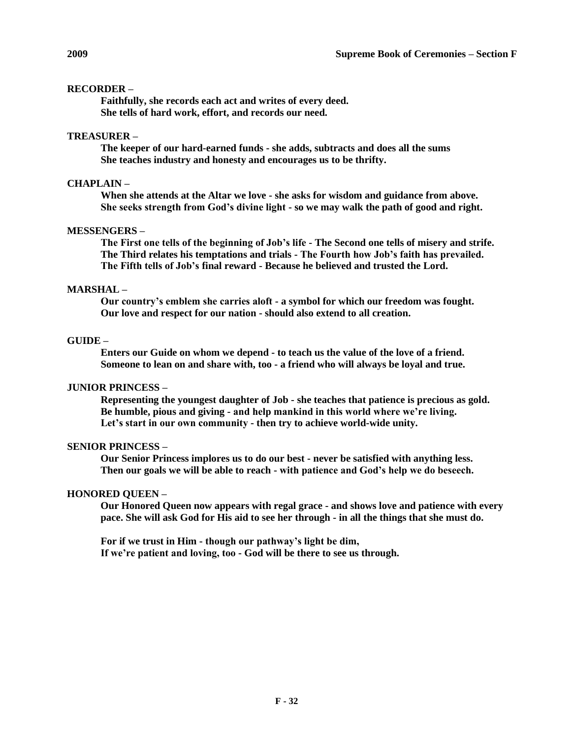**RECORDER –**

**Faithfully, she records each act and writes of every deed.**
**She tells of hard work, effort, and records our need.**

**TREASURER –**

**The keeper of our hard-earned funds - she adds, subtracts and does all the sums**
**She teaches industry and honesty and encourages us to be thrifty.**

**CHAPLAIN –**

**When she attends at the Altar we love - she asks for wisdom and guidance from above.**
**She seeks strength from God's divine light - so we may walk the path of good and right.**

**MESSENGERS –**

**The First one tells of the beginning of Job's life - The Second one tells of misery and strife.**
**The Third relates his temptations and trials - The Fourth how Job's faith has prevailed.**
**The Fifth tells of Job's final reward - Because he believed and trusted the Lord.**

**MARSHAL –**

**Our country's emblem she carries aloft - a symbol for which our freedom was fought.**
**Our love and respect for our nation - should also extend to all creation.**

**GUIDE –**

**Enters our Guide on whom we depend - to teach us the value of the love of a friend.**
**Someone to lean on and share with, too - a friend who will always be loyal and true.**

**JUNIOR PRINCESS –**

**Representing the youngest daughter of Job - she teaches that patience is precious as gold.**
**Be humble, pious and giving - and help mankind in this world where we're living.**
**Let's start in our own community - then try to achieve world-wide unity.**

**SENIOR PRINCESS –**

**Our Senior Princess implores us to do our best - never be satisfied with anything less.**
**Then our goals we will be able to reach - with patience and God's help we do beseech.**

**HONORED QUEEN –**

**Our Honored Queen now appears with regal grace - and shows love and patience with every pace. She will ask God for His aid to see her through - in all the things that she must do.**

**For if we trust in Him - though our pathway's light be dim,**
**If we're patient and loving, too - God will be there to see us through.**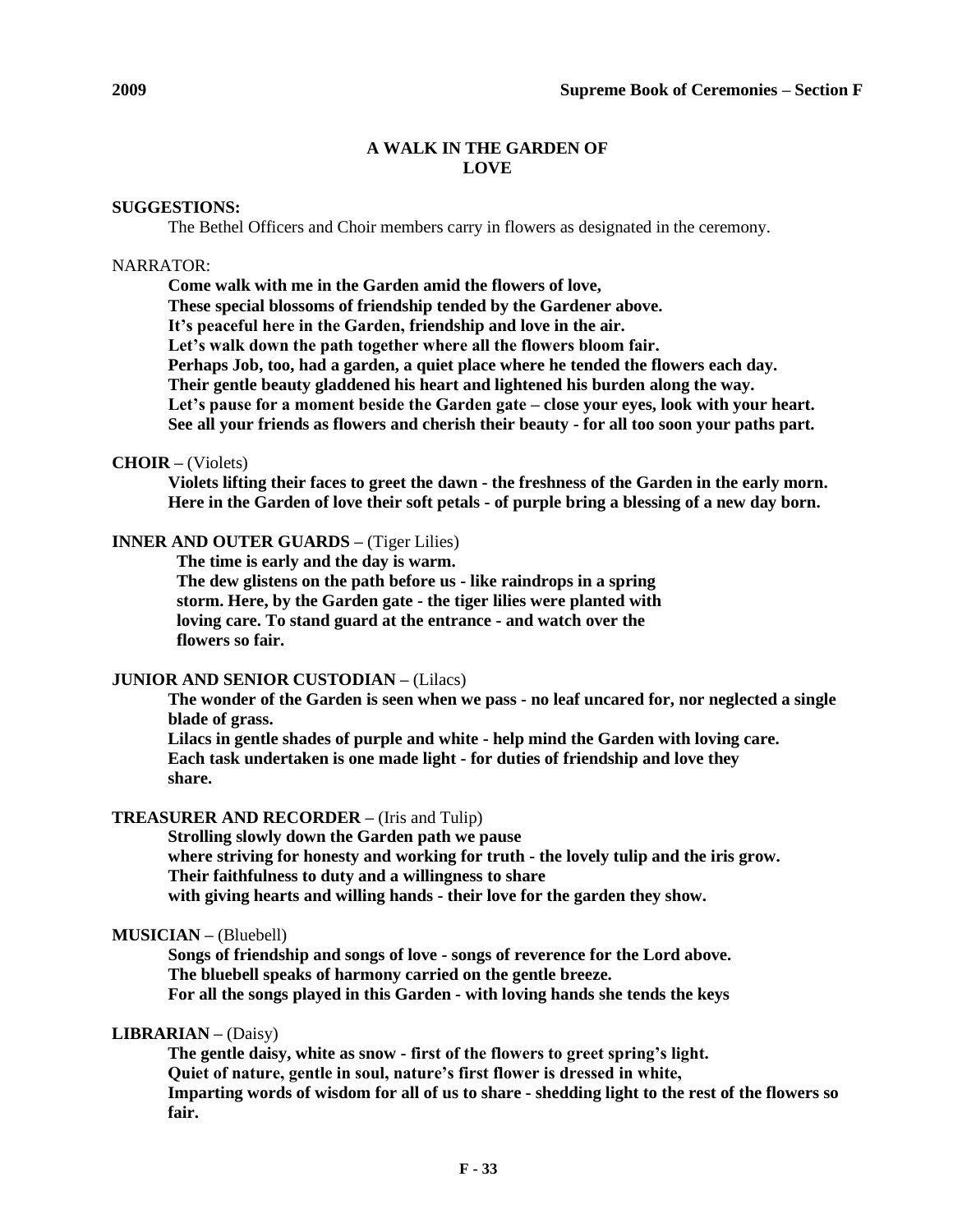## A WALK IN THE GARDEN OF LOVE

**SUGGESTIONS:**

The Bethel Officers and Choir members carry in flowers as designated in the ceremony.

NARRATOR:

**Come walk with me in the Garden amid the flowers of love,**
**These special blossoms of friendship tended by the Gardener above.**
**It's peaceful here in the Garden, friendship and love in the air.**
**Let's walk down the path together where all the flowers bloom fair.**
**Perhaps Job, too, had a garden, a quiet place where he tended the flowers each day.**
**Their gentle beauty gladdened his heart and lightened his burden along the way.**
**Let's pause for a moment beside the Garden gate – close your eyes, look with your heart.**
**See all your friends as flowers and cherish their beauty - for all too soon your paths part.**

**CHOIR –** (Violets)

**Violets lifting their faces to greet the dawn - the freshness of the Garden in the early morn.**
**Here in the Garden of love their soft petals - of purple bring a blessing of a new day born.**

**INNER AND OUTER GUARDS –** (Tiger Lilies)

**The time is early and the day is warm.**
**The dew glistens on the path before us - like raindrops in a spring storm. Here, by the Garden gate - the tiger lilies were planted with loving care. To stand guard at the entrance - and watch over the flowers so fair.**

**JUNIOR AND SENIOR CUSTODIAN –** (Lilacs)

**The wonder of the Garden is seen when we pass - no leaf uncared for, nor neglected a single blade of grass.**
**Lilacs in gentle shades of purple and white - help mind the Garden with loving care.**
**Each task undertaken is one made light - for duties of friendship and love they share.**

**TREASURER AND RECORDER –** (Iris and Tulip)

**Strolling slowly down the Garden path we pause**
**where striving for honesty and working for truth - the lovely tulip and the iris grow.**
**Their faithfulness to duty and a willingness to share**
**with giving hearts and willing hands - their love for the garden they show.**

**MUSICIAN –** (Bluebell)

**Songs of friendship and songs of love - songs of reverence for the Lord above.**
**The bluebell speaks of harmony carried on the gentle breeze.**
**For all the songs played in this Garden - with loving hands she tends the keys**

**LIBRARIAN –** (Daisy)

**The gentle daisy, white as snow - first of the flowers to greet spring's light.**
**Quiet of nature, gentle in soul, nature's first flower is dressed in white,**
**Imparting words of wisdom for all of us to share - shedding light to the rest of the flowers so fair.**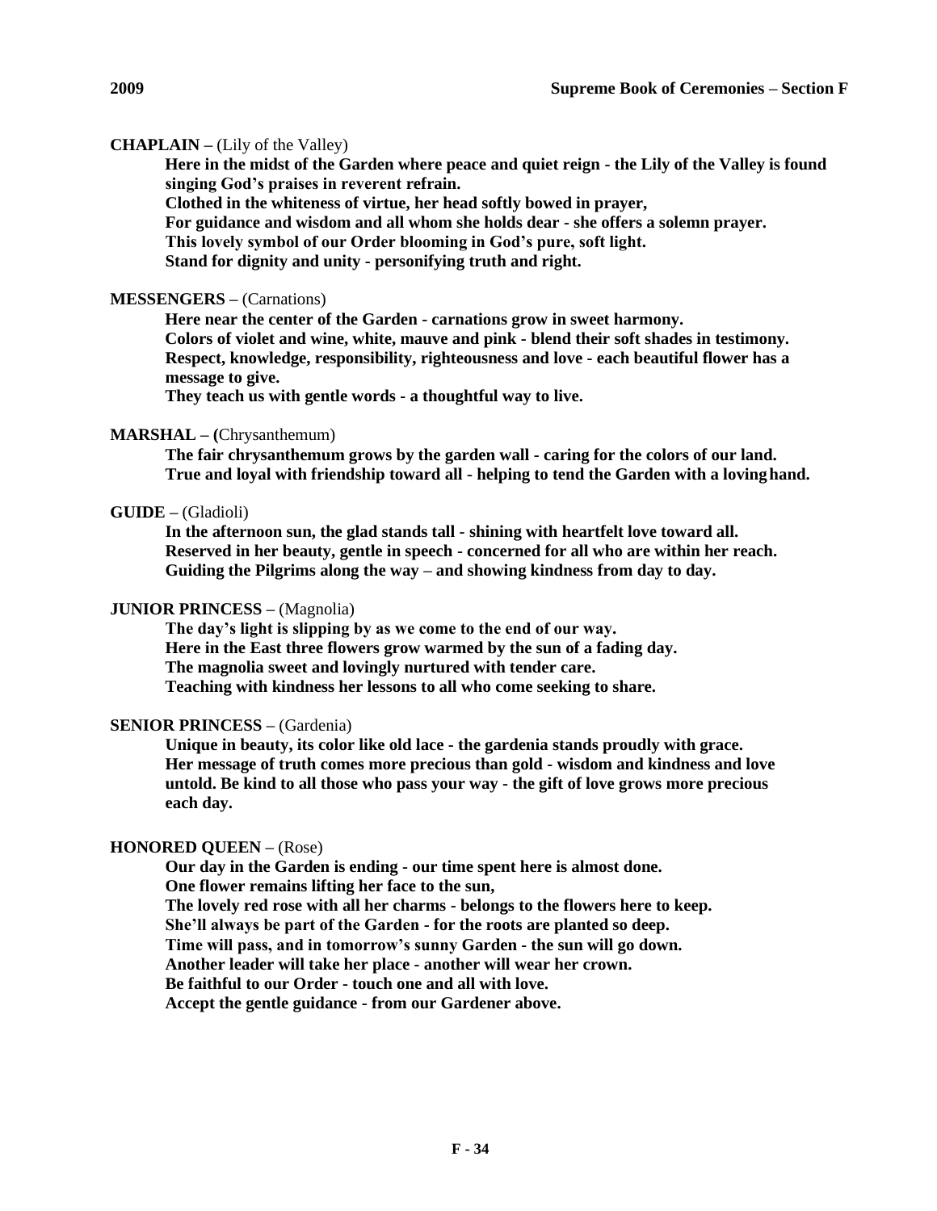**CHAPLAIN** – (Lily of the Valley)

**Here in the midst of the Garden where peace and quiet reign - the Lily of the Valley is found singing God's praises in reverent refrain.**
**Clothed in the whiteness of virtue, her head softly bowed in prayer,**
**For guidance and wisdom and all whom she holds dear - she offers a solemn prayer.**
**This lovely symbol of our Order blooming in God's pure, soft light.**
**Stand for dignity and unity - personifying truth and right.**

**MESSENGERS** – (Carnations)

**Here near the center of the Garden - carnations grow in sweet harmony.**
**Colors of violet and wine, white, mauve and pink - blend their soft shades in testimony.**
**Respect, knowledge, responsibility, righteousness and love - each beautiful flower has a message to give.**
**They teach us with gentle words - a thoughtful way to live.**

**MARSHAL** – (Chrysanthemum)

**The fair chrysanthemum grows by the garden wall - caring for the colors of our land.**
**True and loyal with friendship toward all - helping to tend the Garden with a loving hand.**

**GUIDE** – (Gladioli)

**In the afternoon sun, the glad stands tall - shining with heartfelt love toward all.**
**Reserved in her beauty, gentle in speech - concerned for all who are within her reach.**
**Guiding the Pilgrims along the way – and showing kindness from day to day.**

**JUNIOR PRINCESS** – (Magnolia)

**The day's light is slipping by as we come to the end of our way.**
**Here in the East three flowers grow warmed by the sun of a fading day.**
**The magnolia sweet and lovingly nurtured with tender care.**
**Teaching with kindness her lessons to all who come seeking to share.**

**SENIOR PRINCESS** – (Gardenia)

**Unique in beauty, its color like old lace - the gardenia stands proudly with grace.**
**Her message of truth comes more precious than gold - wisdom and kindness and love untold. Be kind to all those who pass your way - the gift of love grows more precious each day.**

**HONORED QUEEN** – (Rose)

**Our day in the Garden is ending - our time spent here is almost done.**
**One flower remains lifting her face to the sun,**
**The lovely red rose with all her charms - belongs to the flowers here to keep.**
**She'll always be part of the Garden - for the roots are planted so deep.**
**Time will pass, and in tomorrow's sunny Garden - the sun will go down.**
**Another leader will take her place - another will wear her crown.**
**Be faithful to our Order - touch one and all with love.**
**Accept the gentle guidance - from our Gardener above.**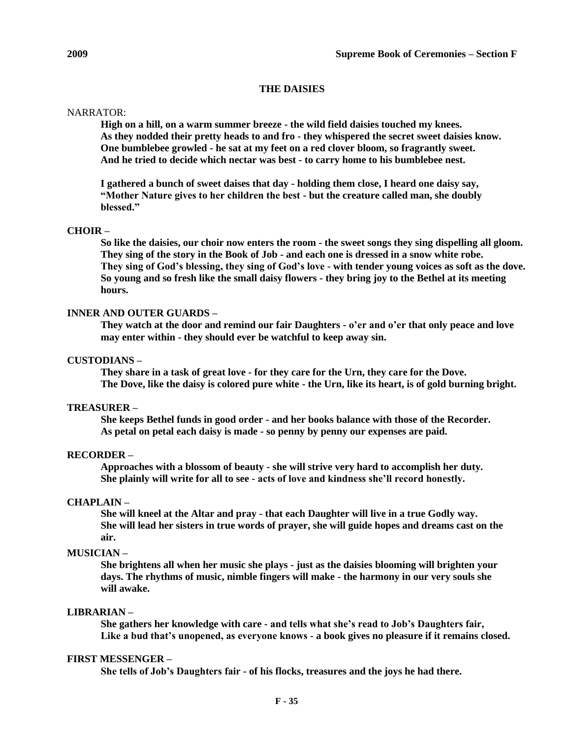## THE DAISIES

NARRATOR:

**High on a hill, on a warm summer breeze - the wild field daisies touched my knees.
As they nodded their pretty heads to and fro - they whispered the secret sweet daisies know.
One bumblebee growled - he sat at my feet on a red clover bloom, so fragrantly sweet.
And he tried to decide which nectar was best - to carry home to his bumblebee nest.**

**I gathered a bunch of sweet daises that day - holding them close, I heard one daisy say, "Mother Nature gives to her children the best - but the creature called man, she doubly blessed."**

**CHOIR –**

**So like the daisies, our choir now enters the room - the sweet songs they sing dispelling all gloom.
They sing of the story in the Book of Job - and each one is dressed in a snow white robe.
They sing of God's blessing, they sing of God's love - with tender young voices as soft as the dove.
So young and so fresh like the small daisy flowers - they bring joy to the Bethel at its meeting hours.**

**INNER AND OUTER GUARDS –**

**They watch at the door and remind our fair Daughters - o'er and o'er that only peace and love may enter within - they should ever be watchful to keep away sin.**

**CUSTODIANS –**

**They share in a task of great love - for they care for the Urn, they care for the Dove.
The Dove, like the daisy is colored pure white - the Urn, like its heart, is of gold burning bright.**

**TREASURER –**

**She keeps Bethel funds in good order - and her books balance with those of the Recorder.
As petal on petal each daisy is made - so penny by penny our expenses are paid.**

**RECORDER –**

**Approaches with a blossom of beauty - she will strive very hard to accomplish her duty.
She plainly will write for all to see - acts of love and kindness she'll record honestly.**

**CHAPLAIN –**

**She will kneel at the Altar and pray - that each Daughter will live in a true Godly way.
She will lead her sisters in true words of prayer, she will guide hopes and dreams cast on the air.**

**MUSICIAN –**

**She brightens all when her music she plays - just as the daisies blooming will brighten your days. The rhythms of music, nimble fingers will make - the harmony in our very souls she will awake.**

**LIBRARIAN –**

**She gathers her knowledge with care - and tells what she's read to Job's Daughters fair,
Like a bud that's unopened, as everyone knows - a book gives no pleasure if it remains closed.**

**FIRST MESSENGER –**

**She tells of Job's Daughters fair - of his flocks, treasures and the joys he had there.**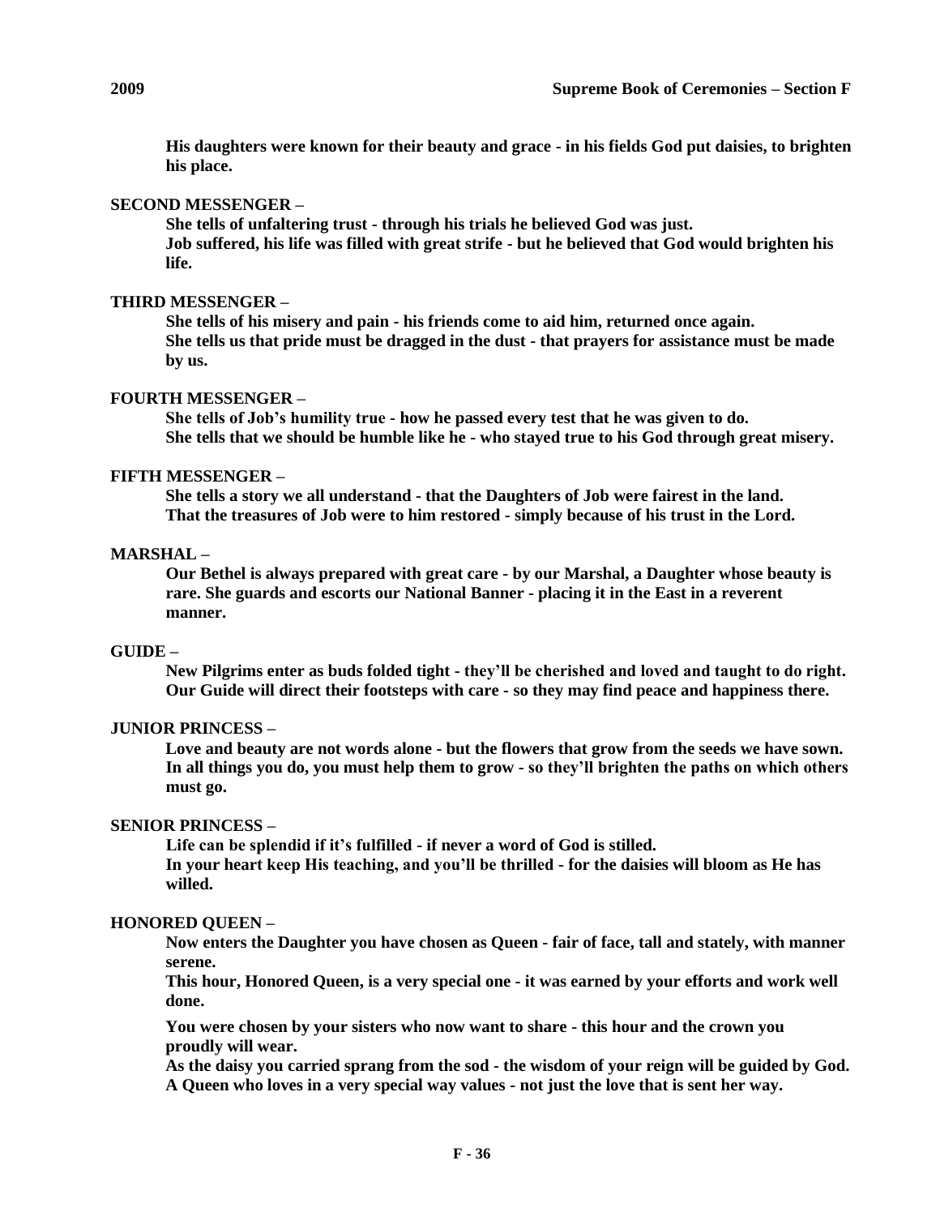**His daughters were known for their beauty and grace - in his fields God put daisies, to brighten his place.**

**SECOND MESSENGER –**

**She tells of unfaltering trust - through his trials he believed God was just.**
**Job suffered, his life was filled with great strife - but he believed that God would brighten his life.**

**THIRD MESSENGER –**

**She tells of his misery and pain - his friends come to aid him, returned once again.**
**She tells us that pride must be dragged in the dust - that prayers for assistance must be made by us.**

**FOURTH MESSENGER –**

**She tells of Job's humility true - how he passed every test that he was given to do.**
**She tells that we should be humble like he - who stayed true to his God through great misery.**

**FIFTH MESSENGER –**

**She tells a story we all understand - that the Daughters of Job were fairest in the land.**
**That the treasures of Job were to him restored - simply because of his trust in the Lord.**

**MARSHAL –**

**Our Bethel is always prepared with great care - by our Marshal, a Daughter whose beauty is rare. She guards and escorts our National Banner - placing it in the East in a reverent manner.**

**GUIDE –**

**New Pilgrims enter as buds folded tight - they'll be cherished and loved and taught to do right.**
**Our Guide will direct their footsteps with care - so they may find peace and happiness there.**

**JUNIOR PRINCESS –**

**Love and beauty are not words alone - but the flowers that grow from the seeds we have sown.**
**In all things you do, you must help them to grow - so they'll brighten the paths on which others must go.**

**SENIOR PRINCESS –**

**Life can be splendid if it's fulfilled - if never a word of God is stilled.**
**In your heart keep His teaching, and you'll be thrilled - for the daisies will bloom as He has willed.**

**HONORED QUEEN –**

**Now enters the Daughter you have chosen as Queen - fair of face, tall and stately, with manner serene.**
**This hour, Honored Queen, is a very special one - it was earned by your efforts and work well done.**

**You were chosen by your sisters who now want to share - this hour and the crown you proudly will wear.**
**As the daisy you carried sprang from the sod - the wisdom of your reign will be guided by God.**
**A Queen who loves in a very special way values - not just the love that is sent her way.**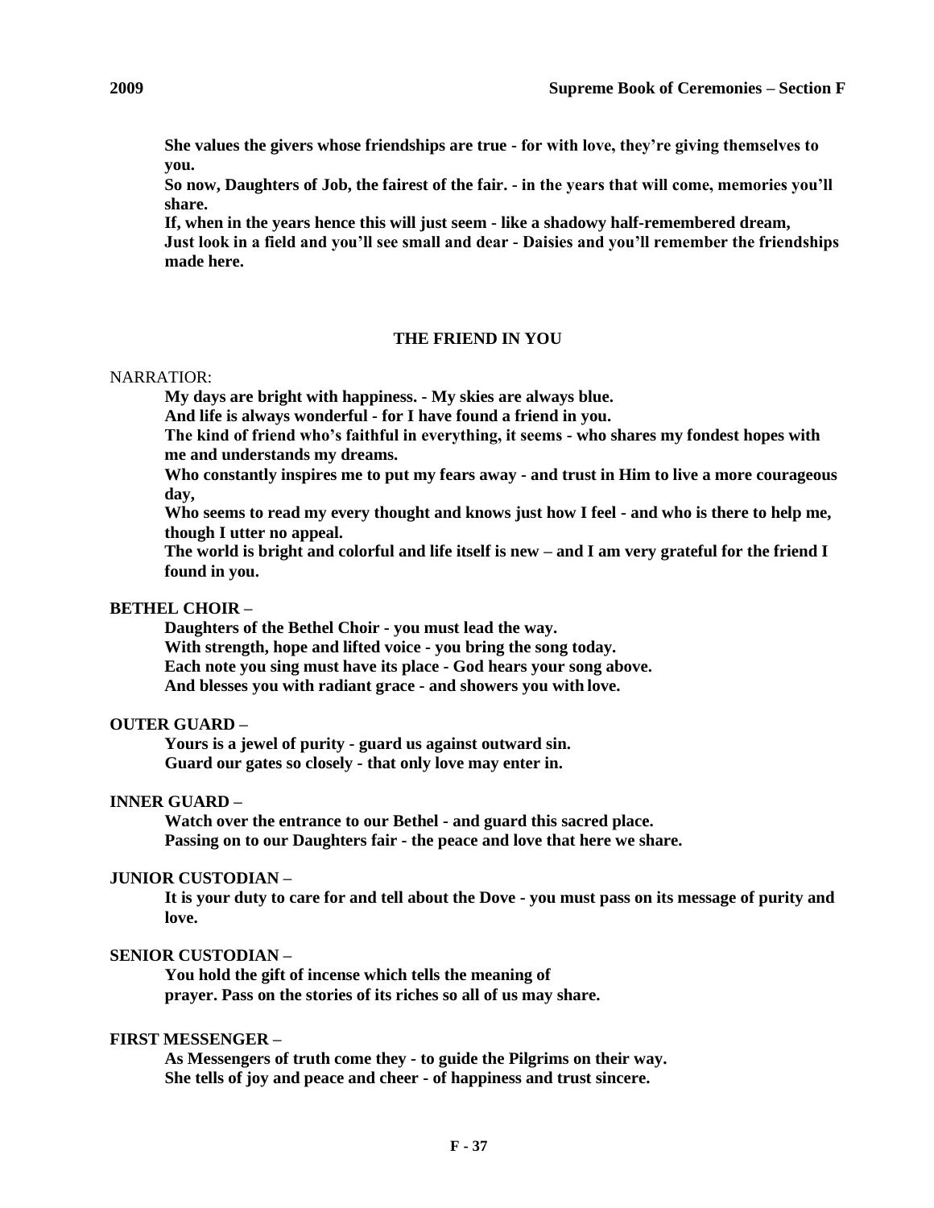**She values the givers whose friendships are true - for with love, they're giving themselves to you.**
**So now, Daughters of Job, the fairest of the fair. - in the years that will come, memories you'll share.**
**If, when in the years hence this will just seem - like a shadowy half-remembered dream,**
**Just look in a field and you'll see small and dear - Daisies and you'll remember the friendships made here.**

### THE FRIEND IN YOU

NARRATIOR:

**My days are bright with happiness. - My skies are always blue.**
**And life is always wonderful - for I have found a friend in you.**
**The kind of friend who's faithful in everything, it seems - who shares my fondest hopes with me and understands my dreams.**
**Who constantly inspires me to put my fears away - and trust in Him to live a more courageous day,**
**Who seems to read my every thought and knows just how I feel - and who is there to help me, though I utter no appeal.**
**The world is bright and colorful and life itself is new – and I am very grateful for the friend I found in you.**

**BETHEL CHOIR –**

**Daughters of the Bethel Choir - you must lead the way.**
**With strength, hope and lifted voice - you bring the song today.**
**Each note you sing must have its place - God hears your song above.**
**And blesses you with radiant grace - and showers you with love.**

**OUTER GUARD –**

**Yours is a jewel of purity - guard us against outward sin.**
**Guard our gates so closely - that only love may enter in.**

**INNER GUARD –**

**Watch over the entrance to our Bethel - and guard this sacred place.**
**Passing on to our Daughters fair - the peace and love that here we share.**

**JUNIOR CUSTODIAN –**

**It is your duty to care for and tell about the Dove - you must pass on its message of purity and love.**

**SENIOR CUSTODIAN –**

**You hold the gift of incense which tells the meaning of prayer. Pass on the stories of its riches so all of us may share.**

**FIRST MESSENGER –**

**As Messengers of truth come they - to guide the Pilgrims on their way.**
**She tells of joy and peace and cheer - of happiness and trust sincere.**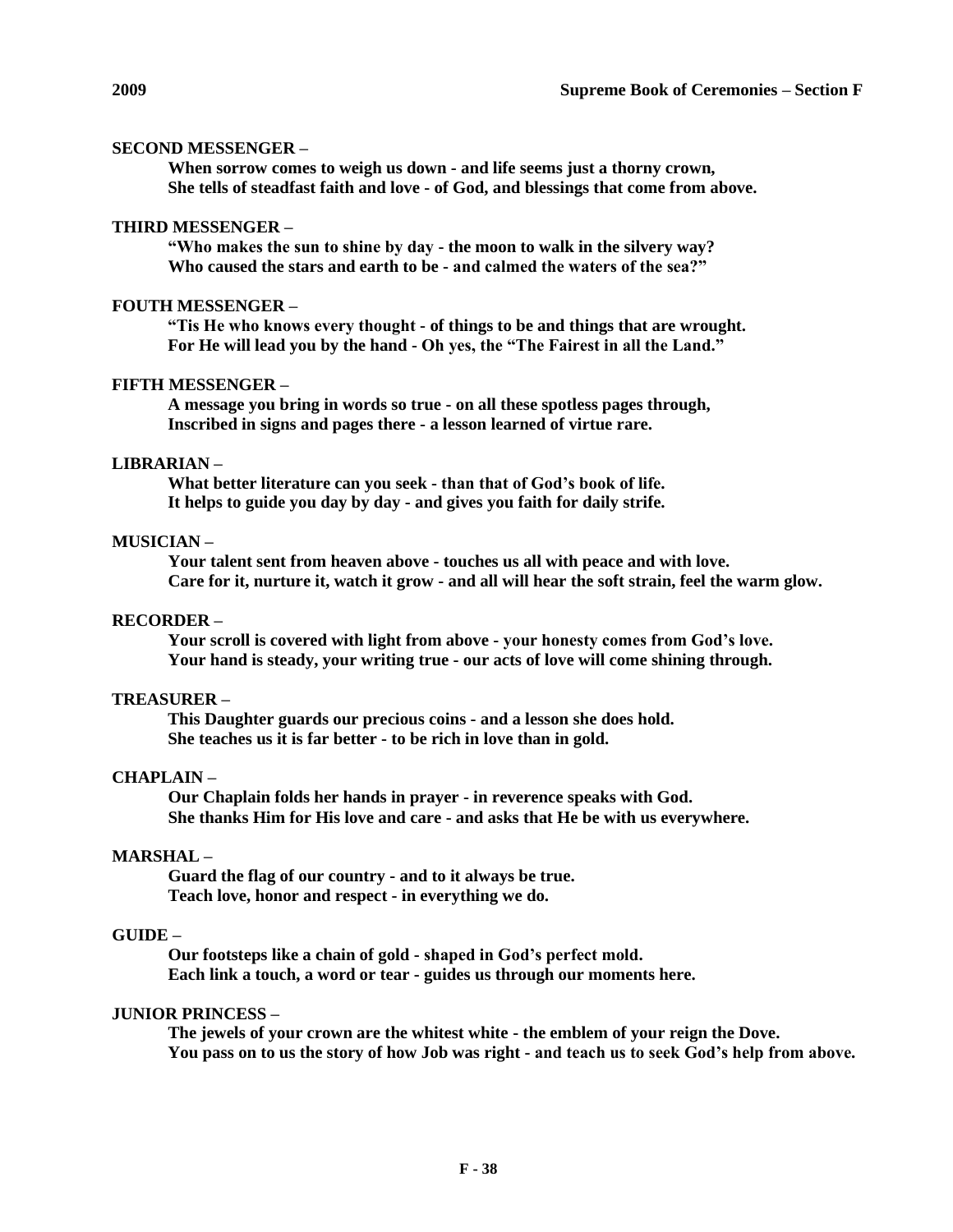**SECOND MESSENGER –**

**When sorrow comes to weigh us down - and life seems just a thorny crown,**
**She tells of steadfast faith and love - of God, and blessings that come from above.**

**THIRD MESSENGER –**

**"Who makes the sun to shine by day - the moon to walk in the silvery way?**
**Who caused the stars and earth to be - and calmed the waters of the sea?"**

**FOUTH MESSENGER –**

**"Tis He who knows every thought - of things to be and things that are wrought.**
**For He will lead you by the hand - Oh yes, the "The Fairest in all the Land."**

**FIFTH MESSENGER –**

**A message you bring in words so true - on all these spotless pages through,**
**Inscribed in signs and pages there - a lesson learned of virtue rare.**

**LIBRARIAN –**

**What better literature can you seek - than that of God's book of life.**
**It helps to guide you day by day - and gives you faith for daily strife.**

**MUSICIAN –**

**Your talent sent from heaven above - touches us all with peace and with love.**
**Care for it, nurture it, watch it grow - and all will hear the soft strain, feel the warm glow.**

**RECORDER –**

**Your scroll is covered with light from above - your honesty comes from God's love.**
**Your hand is steady, your writing true - our acts of love will come shining through.**

**TREASURER –**

**This Daughter guards our precious coins - and a lesson she does hold.**
**She teaches us it is far better - to be rich in love than in gold.**

**CHAPLAIN –**

**Our Chaplain folds her hands in prayer - in reverence speaks with God.**
**She thanks Him for His love and care - and asks that He be with us everywhere.**

**MARSHAL –**

**Guard the flag of our country - and to it always be true.**
**Teach love, honor and respect - in everything we do.**

**GUIDE –**

**Our footsteps like a chain of gold - shaped in God's perfect mold.**
**Each link a touch, a word or tear - guides us through our moments here.**

**JUNIOR PRINCESS –**

**The jewels of your crown are the whitest white - the emblem of your reign the Dove.**
**You pass on to us the story of how Job was right - and teach us to seek God's help from above.**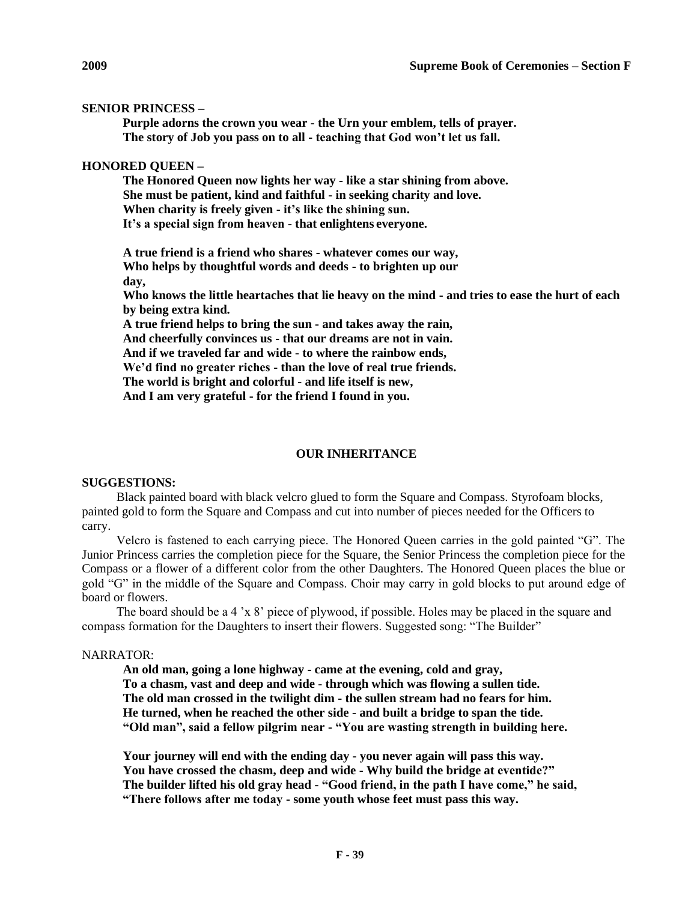**SENIOR PRINCESS –**

**Purple adorns the crown you wear - the Urn your emblem, tells of prayer.**
**The story of Job you pass on to all - teaching that God won't let us fall.**

**HONORED QUEEN –**

**The Honored Queen now lights her way - like a star shining from above.**
**She must be patient, kind and faithful - in seeking charity and love.**
**When charity is freely given - it's like the shining sun.**
**It's a special sign from heaven - that enlightens everyone.**

**A true friend is a friend who shares - whatever comes our way,**
**Who helps by thoughtful words and deeds - to brighten up our day,**
**Who knows the little heartaches that lie heavy on the mind - and tries to ease the hurt of each by being extra kind.**
**A true friend helps to bring the sun - and takes away the rain,**
**And cheerfully convinces us - that our dreams are not in vain.**
**And if we traveled far and wide - to where the rainbow ends,**
**We'd find no greater riches - than the love of real true friends.**
**The world is bright and colorful - and life itself is new,**
**And I am very grateful - for the friend I found in you.**

## OUR INHERITANCE

**SUGGESTIONS:**

Black painted board with black velcro glued to form the Square and Compass. Styrofoam blocks, painted gold to form the Square and Compass and cut into number of pieces needed for the Officers to carry.

Velcro is fastened to each carrying piece. The Honored Queen carries in the gold painted "G". The Junior Princess carries the completion piece for the Square, the Senior Princess the completion piece for the Compass or a flower of a different color from the other Daughters. The Honored Queen places the blue or gold "G" in the middle of the Square and Compass. Choir may carry in gold blocks to put around edge of board or flowers.

The board should be a 4 'x 8' piece of plywood, if possible. Holes may be placed in the square and compass formation for the Daughters to insert their flowers. Suggested song: "The Builder"

NARRATOR:

**An old man, going a lone highway - came at the evening, cold and gray,**
**To a chasm, vast and deep and wide - through which was flowing a sullen tide.**
**The old man crossed in the twilight dim - the sullen stream had no fears for him.**
**He turned, when he reached the other side - and built a bridge to span the tide.**
**"Old man", said a fellow pilgrim near - "You are wasting strength in building here.**

**Your journey will end with the ending day - you never again will pass this way.**
**You have crossed the chasm, deep and wide - Why build the bridge at eventide?"**
**The builder lifted his old gray head - "Good friend, in the path I have come," he said,**
**"There follows after me today - some youth whose feet must pass this way.**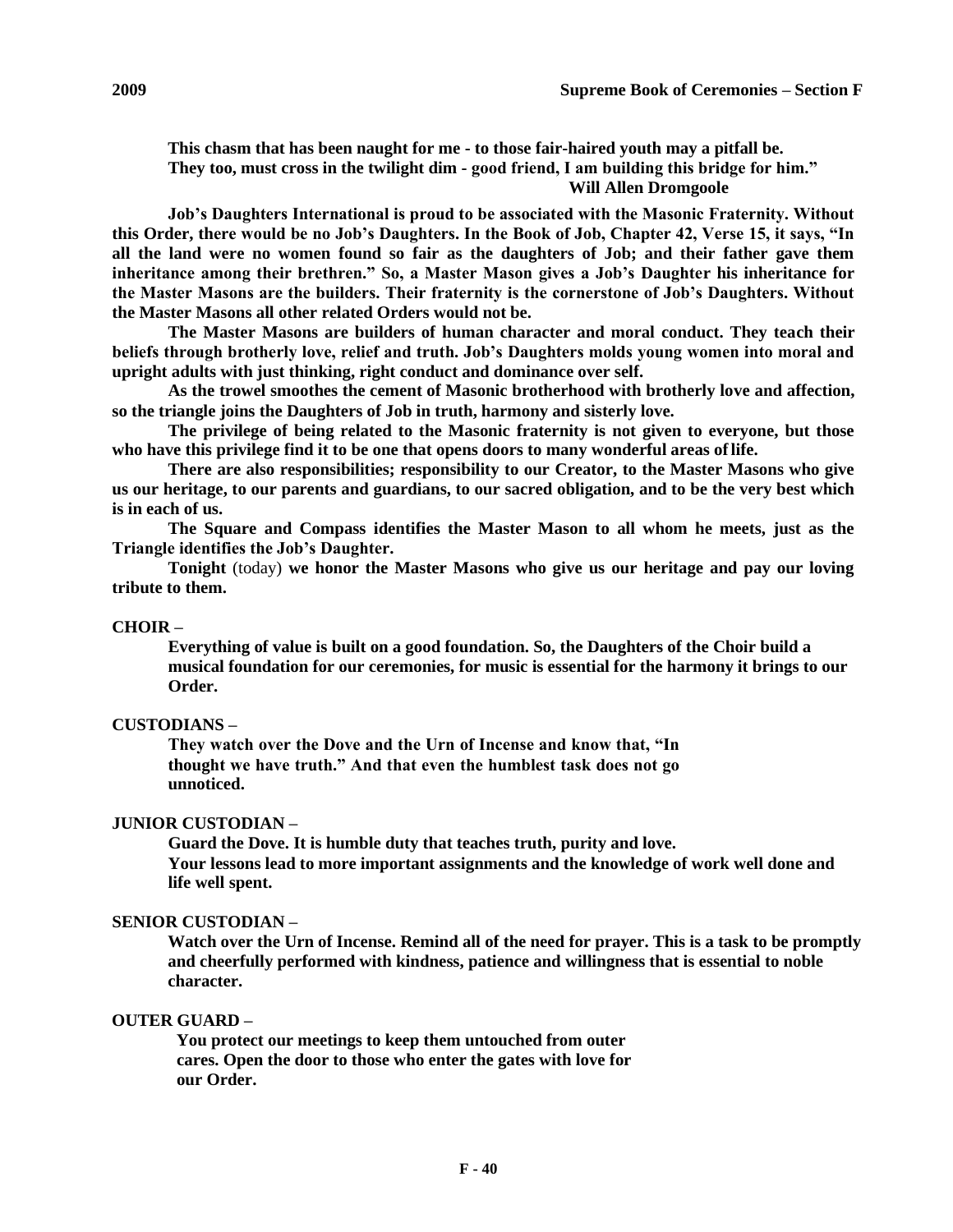**This chasm that has been naught for me - to those fair-haired youth may a pitfall be.**
**They too, must cross in the twilight dim - good friend, I am building this bridge for him."**
**Will Allen Dromgoole**

**Job's Daughters International is proud to be associated with the Masonic Fraternity. Without this Order, there would be no Job's Daughters. In the Book of Job, Chapter 42, Verse 15, it says, "In all the land were no women found so fair as the daughters of Job; and their father gave them inheritance among their brethren." So, a Master Mason gives a Job's Daughter his inheritance for the Master Masons are the builders. Their fraternity is the cornerstone of Job's Daughters. Without the Master Masons all other related Orders would not be.**

**The Master Masons are builders of human character and moral conduct. They teach their beliefs through brotherly love, relief and truth. Job's Daughters molds young women into moral and upright adults with just thinking, right conduct and dominance over self.**

**As the trowel smoothes the cement of Masonic brotherhood with brotherly love and affection, so the triangle joins the Daughters of Job in truth, harmony and sisterly love.**

**The privilege of being related to the Masonic fraternity is not given to everyone, but those who have this privilege find it to be one that opens doors to many wonderful areas of life.**

**There are also responsibilities; responsibility to our Creator, to the Master Masons who give us our heritage, to our parents and guardians, to our sacred obligation, and to be the very best which is in each of us.**

**The Square and Compass identifies the Master Mason to all whom he meets, just as the Triangle identifies the Job's Daughter.**

**Tonight** (today) **we honor the Master Masons who give us our heritage and pay our loving tribute to them.**

**CHOIR –**

**Everything of value is built on a good foundation. So, the Daughters of the Choir build a musical foundation for our ceremonies, for music is essential for the harmony it brings to our Order.**

**CUSTODIANS –**

**They watch over the Dove and the Urn of Incense and know that, "In thought we have truth." And that even the humblest task does not go unnoticed.**

**JUNIOR CUSTODIAN –**

**Guard the Dove. It is humble duty that teaches truth, purity and love.**
**Your lessons lead to more important assignments and the knowledge of work well done and life well spent.**

**SENIOR CUSTODIAN –**

**Watch over the Urn of Incense. Remind all of the need for prayer. This is a task to be promptly and cheerfully performed with kindness, patience and willingness that is essential to noble character.**

**OUTER GUARD –**

**You protect our meetings to keep them untouched from outer cares. Open the door to those who enter the gates with love for our Order.**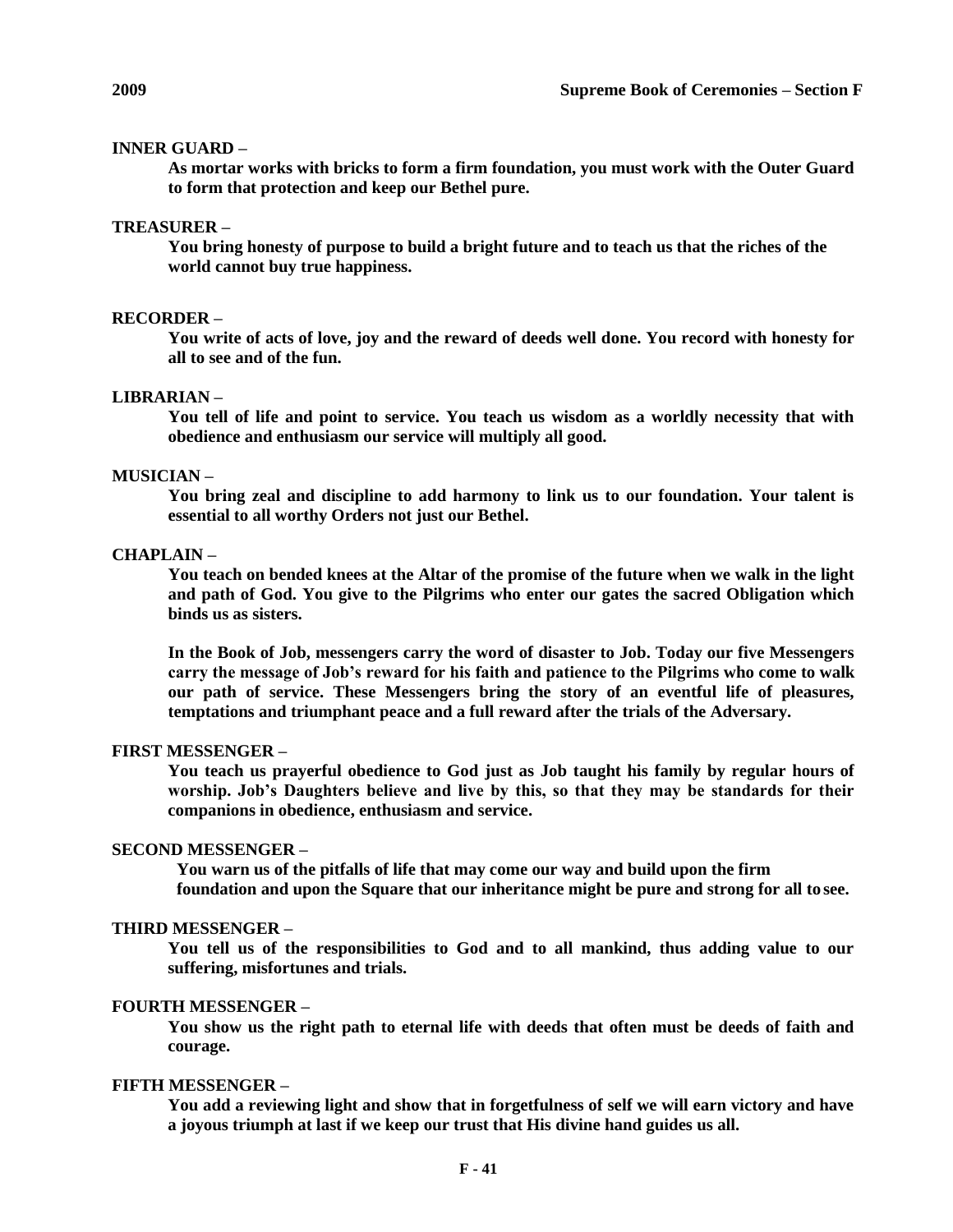**INNER GUARD –**

**As mortar works with bricks to form a firm foundation, you must work with the Outer Guard to form that protection and keep our Bethel pure.**

**TREASURER –**

**You bring honesty of purpose to build a bright future and to teach us that the riches of the world cannot buy true happiness.**

**RECORDER –**

**You write of acts of love, joy and the reward of deeds well done. You record with honesty for all to see and of the fun.**

**LIBRARIAN –**

**You tell of life and point to service. You teach us wisdom as a worldly necessity that with obedience and enthusiasm our service will multiply all good.**

**MUSICIAN –**

**You bring zeal and discipline to add harmony to link us to our foundation. Your talent is essential to all worthy Orders not just our Bethel.**

**CHAPLAIN –**

**You teach on bended knees at the Altar of the promise of the future when we walk in the light and path of God. You give to the Pilgrims who enter our gates the sacred Obligation which binds us as sisters.**

**In the Book of Job, messengers carry the word of disaster to Job. Today our five Messengers carry the message of Job's reward for his faith and patience to the Pilgrims who come to walk our path of service. These Messengers bring the story of an eventful life of pleasures, temptations and triumphant peace and a full reward after the trials of the Adversary.**

**FIRST MESSENGER –**

**You teach us prayerful obedience to God just as Job taught his family by regular hours of worship. Job's Daughters believe and live by this, so that they may be standards for their companions in obedience, enthusiasm and service.**

**SECOND MESSENGER –**

**You warn us of the pitfalls of life that may come our way and build upon the firm foundation and upon the Square that our inheritance might be pure and strong for all to see.**

**THIRD MESSENGER –**

**You tell us of the responsibilities to God and to all mankind, thus adding value to our suffering, misfortunes and trials.**

**FOURTH MESSENGER –**

**You show us the right path to eternal life with deeds that often must be deeds of faith and courage.**

**FIFTH MESSENGER –**

**You add a reviewing light and show that in forgetfulness of self we will earn victory and have a joyous triumph at last if we keep our trust that His divine hand guides us all.**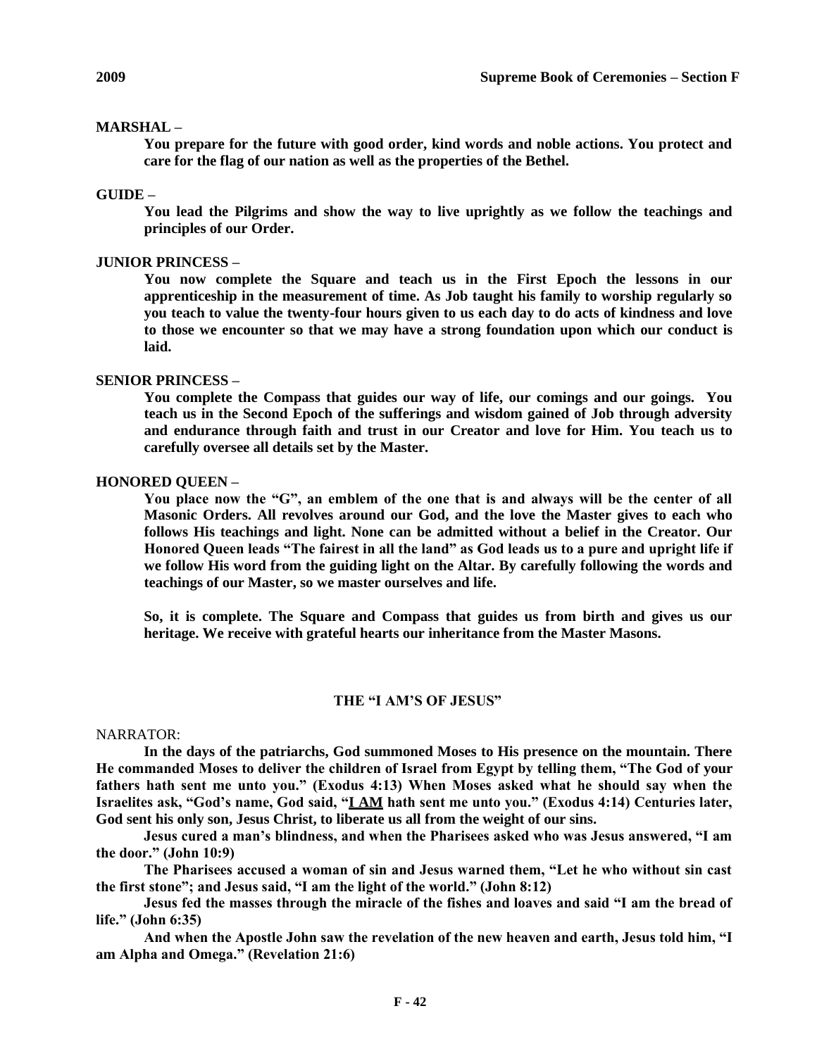**MARSHAL –**

**You prepare for the future with good order, kind words and noble actions. You protect and care for the flag of our nation as well as the properties of the Bethel.**

**GUIDE –**

**You lead the Pilgrims and show the way to live uprightly as we follow the teachings and principles of our Order.**

**JUNIOR PRINCESS –**

**You now complete the Square and teach us in the First Epoch the lessons in our apprenticeship in the measurement of time. As Job taught his family to worship regularly so you teach to value the twenty-four hours given to us each day to do acts of kindness and love to those we encounter so that we may have a strong foundation upon which our conduct is laid.**

**SENIOR PRINCESS –**

**You complete the Compass that guides our way of life, our comings and our goings. You teach us in the Second Epoch of the sufferings and wisdom gained of Job through adversity and endurance through faith and trust in our Creator and love for Him. You teach us to carefully oversee all details set by the Master.**

**HONORED QUEEN –**

**You place now the "G", an emblem of the one that is and always will be the center of all Masonic Orders. All revolves around our God, and the love the Master gives to each who follows His teachings and light. None can be admitted without a belief in the Creator. Our Honored Queen leads "The fairest in all the land" as God leads us to a pure and upright life if we follow His word from the guiding light on the Altar. By carefully following the words and teachings of our Master, so we master ourselves and life.**

**So, it is complete. The Square and Compass that guides us from birth and gives us our heritage. We receive with grateful hearts our inheritance from the Master Masons.**

**THE "I AM'S OF JESUS"**

NARRATOR:

**In the days of the patriarchs, God summoned Moses to His presence on the mountain. There He commanded Moses to deliver the children of Israel from Egypt by telling them, "The God of your fathers hath sent me unto you." (Exodus 4:13) When Moses asked what he should say when the Israelites ask, "God's name, God said, "I AM hath sent me unto you." (Exodus 4:14) Centuries later, God sent his only son, Jesus Christ, to liberate us all from the weight of our sins.**

**Jesus cured a man's blindness, and when the Pharisees asked who was Jesus answered, "I am the door." (John 10:9)**

**The Pharisees accused a woman of sin and Jesus warned them, "Let he who without sin cast the first stone"; and Jesus said, "I am the light of the world." (John 8:12)**

**Jesus fed the masses through the miracle of the fishes and loaves and said "I am the bread of life." (John 6:35)**

**And when the Apostle John saw the revelation of the new heaven and earth, Jesus told him, "I am Alpha and Omega." (Revelation 21:6)**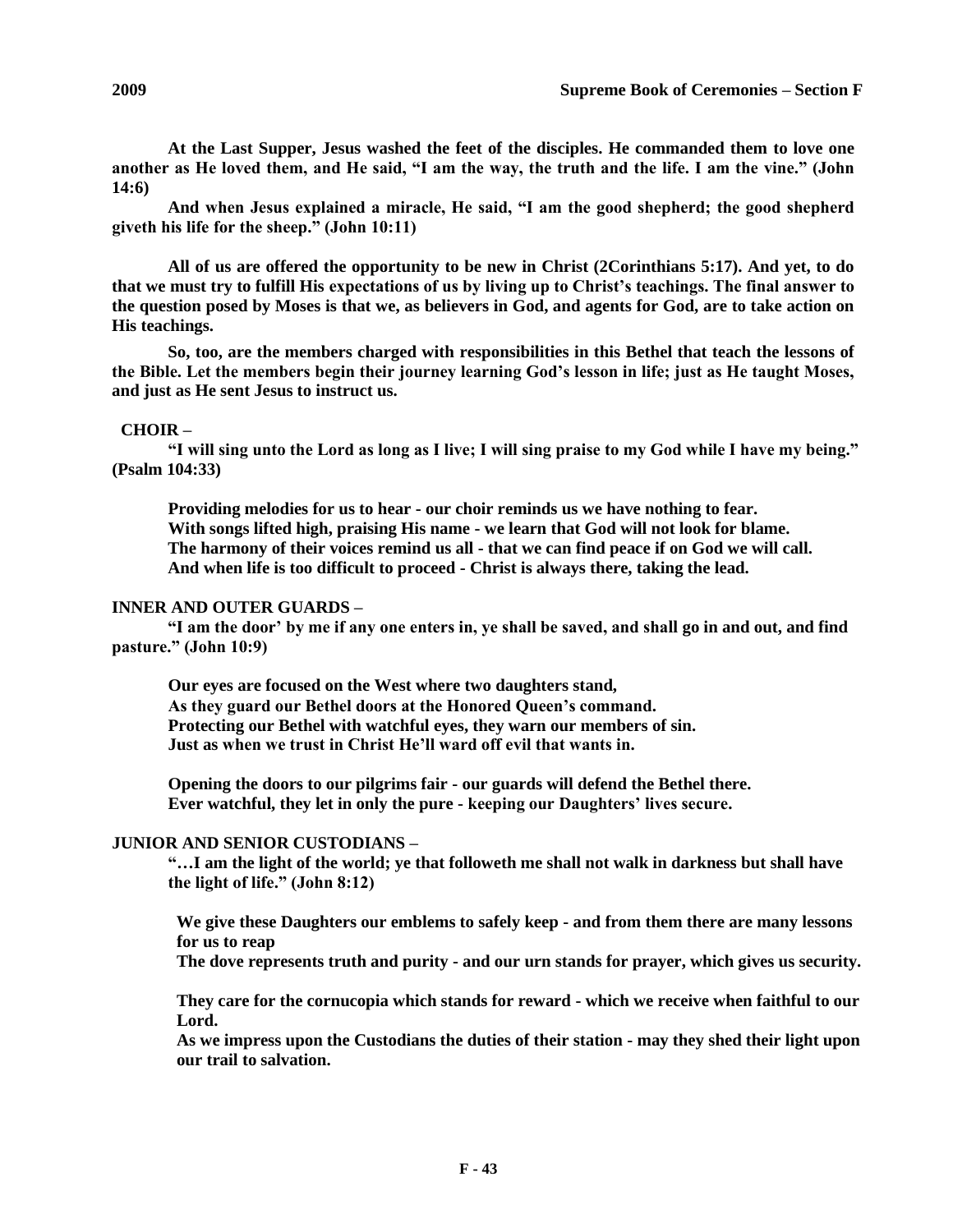**At the Last Supper, Jesus washed the feet of the disciples. He commanded them to love one another as He loved them, and He said, "I am the way, the truth and the life. I am the vine." (John 14:6)**

**And when Jesus explained a miracle, He said, "I am the good shepherd; the good shepherd giveth his life for the sheep." (John 10:11)**

**All of us are offered the opportunity to be new in Christ (2Corinthians 5:17). And yet, to do that we must try to fulfill His expectations of us by living up to Christ's teachings. The final answer to the question posed by Moses is that we, as believers in God, and agents for God, are to take action on His teachings.**

**So, too, are the members charged with responsibilities in this Bethel that teach the lessons of the Bible. Let the members begin their journey learning God's lesson in life; just as He taught Moses, and just as He sent Jesus to instruct us.**

**CHOIR –**

**"I will sing unto the Lord as long as I live; I will sing praise to my God while I have my being." (Psalm 104:33)**

**Providing melodies for us to hear - our choir reminds us we have nothing to fear.**
**With songs lifted high, praising His name - we learn that God will not look for blame.**
**The harmony of their voices remind us all - that we can find peace if on God we will call.**
**And when life is too difficult to proceed - Christ is always there, taking the lead.**

**INNER AND OUTER GUARDS –**

**"I am the door' by me if any one enters in, ye shall be saved, and shall go in and out, and find pasture." (John 10:9)**

**Our eyes are focused on the West where two daughters stand,**
**As they guard our Bethel doors at the Honored Queen's command.**
**Protecting our Bethel with watchful eyes, they warn our members of sin.**
**Just as when we trust in Christ He'll ward off evil that wants in.**

**Opening the doors to our pilgrims fair - our guards will defend the Bethel there.**
**Ever watchful, they let in only the pure - keeping our Daughters' lives secure.**

**JUNIOR AND SENIOR CUSTODIANS –**

**"…I am the light of the world; ye that followeth me shall not walk in darkness but shall have the light of life." (John 8:12)**

**We give these Daughters our emblems to safely keep - and from them there are many lessons for us to reap**
**The dove represents truth and purity - and our urn stands for prayer, which gives us security.**

**They care for the cornucopia which stands for reward - which we receive when faithful to our Lord.**
**As we impress upon the Custodians the duties of their station - may they shed their light upon our trail to salvation.**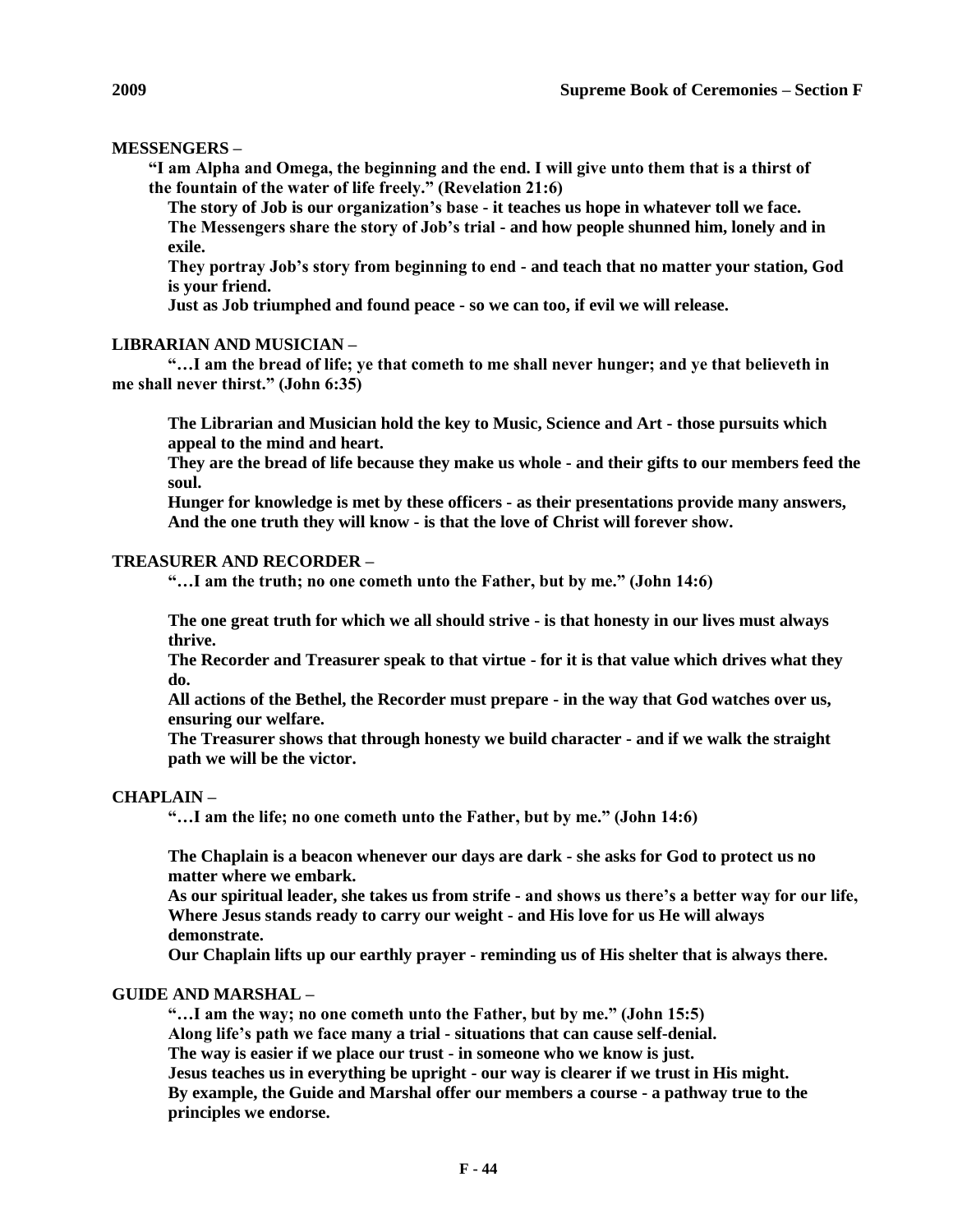**MESSENGERS –**

**"I am Alpha and Omega, the beginning and the end. I will give unto them that is a thirst of the fountain of the water of life freely." (Revelation 21:6)**

**The story of Job is our organization's base - it teaches us hope in whatever toll we face.**
**The Messengers share the story of Job's trial - and how people shunned him, lonely and in exile.**
**They portray Job's story from beginning to end - and teach that no matter your station, God is your friend.**
**Just as Job triumphed and found peace - so we can too, if evil we will release.**

**LIBRARIAN AND MUSICIAN –**

**"…I am the bread of life; ye that cometh to me shall never hunger; and ye that believeth in me shall never thirst." (John 6:35)**

**The Librarian and Musician hold the key to Music, Science and Art - those pursuits which appeal to the mind and heart.**
**They are the bread of life because they make us whole - and their gifts to our members feed the soul.**
**Hunger for knowledge is met by these officers - as their presentations provide many answers,**
**And the one truth they will know - is that the love of Christ will forever show.**

**TREASURER AND RECORDER –**

**"…I am the truth; no one cometh unto the Father, but by me." (John 14:6)**

**The one great truth for which we all should strive - is that honesty in our lives must always thrive.**
**The Recorder and Treasurer speak to that virtue - for it is that value which drives what they do.**
**All actions of the Bethel, the Recorder must prepare - in the way that God watches over us, ensuring our welfare.**
**The Treasurer shows that through honesty we build character - and if we walk the straight path we will be the victor.**

**CHAPLAIN –**

**"…I am the life; no one cometh unto the Father, but by me." (John 14:6)**

**The Chaplain is a beacon whenever our days are dark - she asks for God to protect us no matter where we embark.**
**As our spiritual leader, she takes us from strife - and shows us there's a better way for our life,**
**Where Jesus stands ready to carry our weight - and His love for us He will always demonstrate.**
**Our Chaplain lifts up our earthly prayer - reminding us of His shelter that is always there.**

**GUIDE AND MARSHAL –**

**"…I am the way; no one cometh unto the Father, but by me." (John 15:5)**
**Along life's path we face many a trial - situations that can cause self-denial.**
**The way is easier if we place our trust - in someone who we know is just.**
**Jesus teaches us in everything be upright - our way is clearer if we trust in His might.**
**By example, the Guide and Marshal offer our members a course - a pathway true to the principles we endorse.**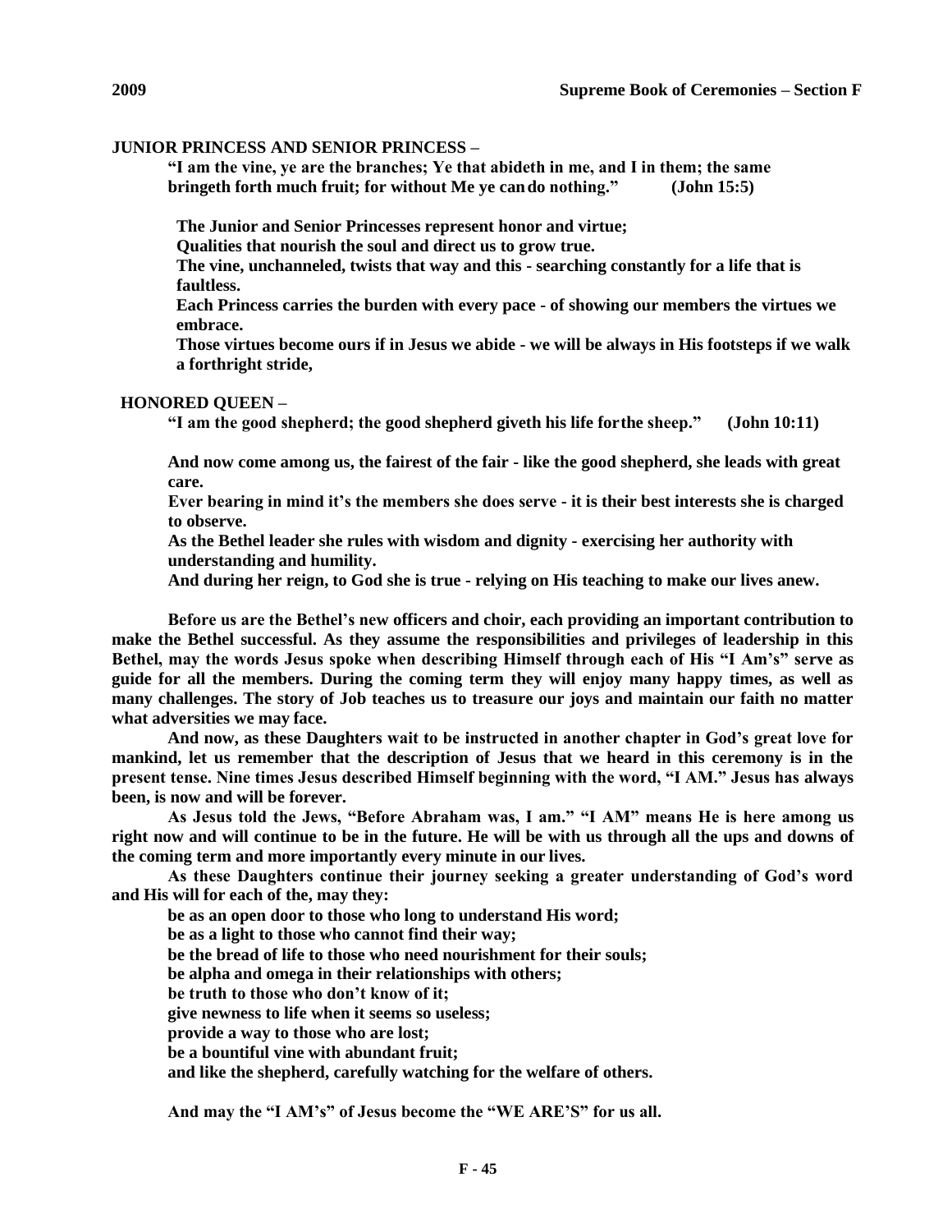**JUNIOR PRINCESS AND SENIOR PRINCESS –**

**"I am the vine, ye are the branches; Ye that abideth in me, and I in them; the same bringeth forth much fruit; for without Me ye can do nothing." (John 15:5)**

**The Junior and Senior Princesses represent honor and virtue;**
**Qualities that nourish the soul and direct us to grow true.**
**The vine, unchanneled, twists that way and this - searching constantly for a life that is faultless.**
**Each Princess carries the burden with every pace - of showing our members the virtues we embrace.**
**Those virtues become ours if in Jesus we abide - we will be always in His footsteps if we walk a forthright stride,**

**HONORED QUEEN –**

**"I am the good shepherd; the good shepherd giveth his life for the sheep." (John 10:11)**

**And now come among us, the fairest of the fair - like the good shepherd, she leads with great care.**
**Ever bearing in mind it's the members she does serve - it is their best interests she is charged to observe.**
**As the Bethel leader she rules with wisdom and dignity - exercising her authority with understanding and humility.**
**And during her reign, to God she is true - relying on His teaching to make our lives anew.**

**Before us are the Bethel's new officers and choir, each providing an important contribution to make the Bethel successful. As they assume the responsibilities and privileges of leadership in this Bethel, may the words Jesus spoke when describing Himself through each of His "I Am's" serve as guide for all the members. During the coming term they will enjoy many happy times, as well as many challenges. The story of Job teaches us to treasure our joys and maintain our faith no matter what adversities we may face.**

**And now, as these Daughters wait to be instructed in another chapter in God's great love for mankind, let us remember that the description of Jesus that we heard in this ceremony is in the present tense. Nine times Jesus described Himself beginning with the word, "I AM." Jesus has always been, is now and will be forever.**

**As Jesus told the Jews, "Before Abraham was, I am." "I AM" means He is here among us right now and will continue to be in the future. He will be with us through all the ups and downs of the coming term and more importantly every minute in our lives.**

**As these Daughters continue their journey seeking a greater understanding of God's word and His will for each of the, may they:**

**be as an open door to those who long to understand His word;**
**be as a light to those who cannot find their way;**
**be the bread of life to those who need nourishment for their souls;**
**be alpha and omega in their relationships with others;**
**be truth to those who don't know of it;**
**give newness to life when it seems so useless;**
**provide a way to those who are lost;**
**be a bountiful vine with abundant fruit;**
**and like the shepherd, carefully watching for the welfare of others.**

**And may the "I AM's" of Jesus become the "WE ARE'S" for us all.**